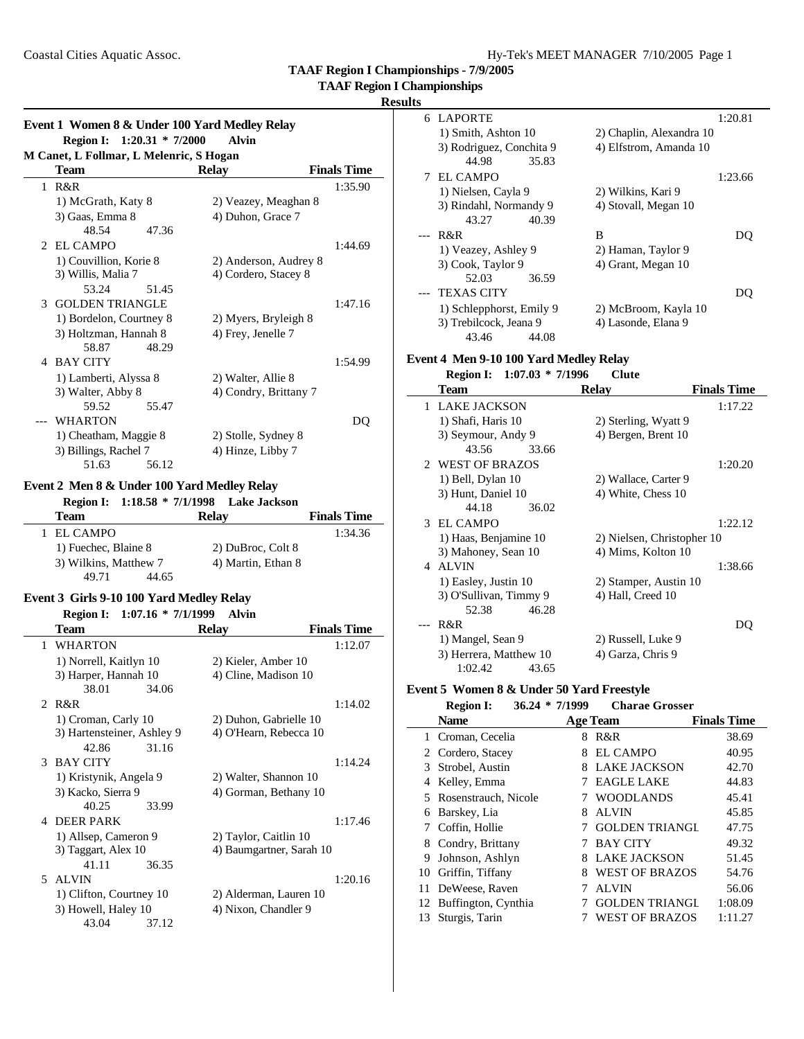# TAAF Region I Championships - 7/9/2005

## TAAF Region I Championships

### Results

#### Event 1 Women 8 & Under 100 Yard Medley Relay

**Region I: 1:20.31 * 7/2000 Alvin**
**M Canet, L Follmar, L Melenric, S Hogan**

| | Team | Relay | Finals Time |
|---|---|---|---|
| 1 | R&R | | 1:35.90 |
| | 1) McGrath, Katy 8 | 2) Veazey, Meaghan 8 | |
| | 3) Gaas, Emma 8 | 4) Duhon, Grace 7 | |
| | 48.54 47.36 | | |
| 2 | EL CAMPO | | 1:44.69 |
| | 1) Couvillion, Korie 8 | 2) Anderson, Audrey 8 | |
| | 3) Willis, Malia 7 | 4) Cordero, Stacey 8 | |
| | 53.24 51.45 | | |
| 3 | GOLDEN TRIANGLE | | 1:47.16 |
| | 1) Bordelon, Courtney 8 | 2) Myers, Bryleigh 8 | |
| | 3) Holtzman, Hannah 8 | 4) Frey, Jenelle 7 | |
| | 58.87 48.29 | | |
| 4 | BAY CITY | | 1:54.99 |
| | 1) Lamberti, Alyssa 8 | 2) Walter, Allie 8 | |
| | 3) Walter, Abby 8 | 4) Condry, Brittany 7 | |
| | 59.52 55.47 | | |
| --- | WHARTON | | DQ |
| | 1) Cheatham, Maggie 8 | 2) Stolle, Sydney 8 | |
| | 3) Billings, Rachel 7 | 4) Hinze, Libby 7 | |
| | 51.63 56.12 | | |

#### Event 2 Men 8 & Under 100 Yard Medley Relay

**Region I: 1:18.58 * 7/1/1998 Lake Jackson**

| | Team | Relay | Finals Time |
|---|---|---|---|
| 1 | EL CAMPO | | 1:34.36 |
| | 1) Fuechec, Blaine 8 | 2) DuBroc, Colt 8 | |
| | 3) Wilkins, Matthew 7 | 4) Martin, Ethan 8 | |
| | 49.71 44.65 | | |

#### Event 3 Girls 9-10 100 Yard Medley Relay

**Region I: 1:07.16 * 7/1/1999 Alvin**

| | Team | Relay | Finals Time |
|---|---|---|---|
| 1 | WHARTON | | 1:12.07 |
| | 1) Norrell, Kaitlyn 10 | 2) Kieler, Amber 10 | |
| | 3) Harper, Hannah 10 | 4) Cline, Madison 10 | |
| | 38.01 34.06 | | |
| 2 | R&R | | 1:14.02 |
| | 1) Croman, Carly 10 | 2) Duhon, Gabrielle 10 | |
| | 3) Hartensteiner, Ashley 9 | 4) O'Hearn, Rebecca 10 | |
| | 42.86 31.16 | | |
| 3 | BAY CITY | | 1:14.24 |
| | 1) Kristynik, Angela 9 | 2) Walter, Shannon 10 | |
| | 3) Kacko, Sierra 9 | 4) Gorman, Bethany 10 | |
| | 40.25 33.99 | | |
| 4 | DEER PARK | | 1:17.46 |
| | 1) Allsep, Cameron 9 | 2) Taylor, Caitlin 10 | |
| | 3) Taggart, Alex 10 | 4) Baumgartner, Sarah 10 | |
| | 41.11 36.35 | | |
| 5 | ALVIN | | 1:20.16 |
| | 1) Clifton, Courtney 10 | 2) Alderman, Lauren 10 | |
| | 3) Howell, Haley 10 | 4) Nixon, Chandler 9 | |
| | 43.04 37.12 | | |
| 6 | LAPORTE | | 1:20.81 |
| | 1) Smith, Ashton 10 | 2) Chaplin, Alexandra 10 | |
| | 3) Rodriguez, Conchita 9 | 4) Elfstrom, Amanda 10 | |
| | 44.98 35.83 | | |
| 7 | EL CAMPO | | 1:23.66 |
| | 1) Nielsen, Cayla 9 | 2) Wilkins, Kari 9 | |
| | 3) Rindahl, Normandy 9 | 4) Stovall, Megan 10 | |
| | 43.27 40.39 | | |
| --- | R&R | B | DQ |
| | 1) Veazey, Ashley 9 | 2) Haman, Taylor 9 | |
| | 3) Cook, Taylor 9 | 4) Grant, Megan 10 | |
| | 52.03 36.59 | | |
| --- | TEXAS CITY | | DQ |
| | 1) Schlepphorst, Emily 9 | 2) McBroom, Kayla 10 | |
| | 3) Trebilcock, Jeana 9 | 4) Lasonde, Elana 9 | |
| | 43.46 44.08 | | |

#### Event 4 Men 9-10 100 Yard Medley Relay

**Region I: 1:07.03 * 7/1996 Clute**

| | Team | Relay | Finals Time |
|---|---|---|---|
| 1 | LAKE JACKSON | | 1:17.22 |
| | 1) Shafi, Haris 10 | 2) Sterling, Wyatt 9 | |
| | 3) Seymour, Andy 9 | 4) Bergen, Brent 10 | |
| | 43.56 33.66 | | |
| 2 | WEST OF BRAZOS | | 1:20.20 |
| | 1) Bell, Dylan 10 | 2) Wallace, Carter 9 | |
| | 3) Hunt, Daniel 10 | 4) White, Chess 10 | |
| | 44.18 36.02 | | |
| 3 | EL CAMPO | | 1:22.12 |
| | 1) Haas, Benjamine 10 | 2) Nielsen, Christopher 10 | |
| | 3) Mahoney, Sean 10 | 4) Mims, Kolton 10 | |
| 4 | ALVIN | | 1:38.66 |
| | 1) Easley, Justin 10 | 2) Stamper, Austin 10 | |
| | 3) O'Sullivan, Timmy 9 | 4) Hall, Creed 10 | |
| | 52.38 46.28 | | |
| --- | R&R | | DQ |
| | 1) Mangel, Sean 9 | 2) Russell, Luke 9 | |
| | 3) Herrera, Matthew 10 | 4) Garza, Chris 9 | |
| | 1:02.42 43.65 | | |

#### Event 5 Women 8 & Under 50 Yard Freestyle

**Region I: 36.24 * 7/1999 Charae Grosser**

| | Name | Age | Team | Finals Time |
|---|---|---|---|---|
| 1 | Croman, Cecelia | 8 | R&R | 38.69 |
| 2 | Cordero, Stacey | 8 | EL CAMPO | 40.95 |
| 3 | Strobel, Austin | 8 | LAKE JACKSON | 42.70 |
| 4 | Kelley, Emma | 7 | EAGLE LAKE | 44.83 |
| 5 | Rosenstrauch, Nicole | 7 | WOODLANDS | 45.41 |
| 6 | Barskey, Lia | 8 | ALVIN | 45.85 |
| 7 | Coffin, Hollie | 7 | GOLDEN TRIANGL | 47.75 |
| 8 | Condry, Brittany | 7 | BAY CITY | 49.32 |
| 9 | Johnson, Ashlyn | 8 | LAKE JACKSON | 51.45 |
| 10 | Griffin, Tiffany | 8 | WEST OF BRAZOS | 54.76 |
| 11 | DeWeese, Raven | 7 | ALVIN | 56.06 |
| 12 | Buffington, Cynthia | 7 | GOLDEN TRIANGL | 1:08.09 |
| 13 | Sturgis, Tarin | 7 | WEST OF BRAZOS | 1:11.27 |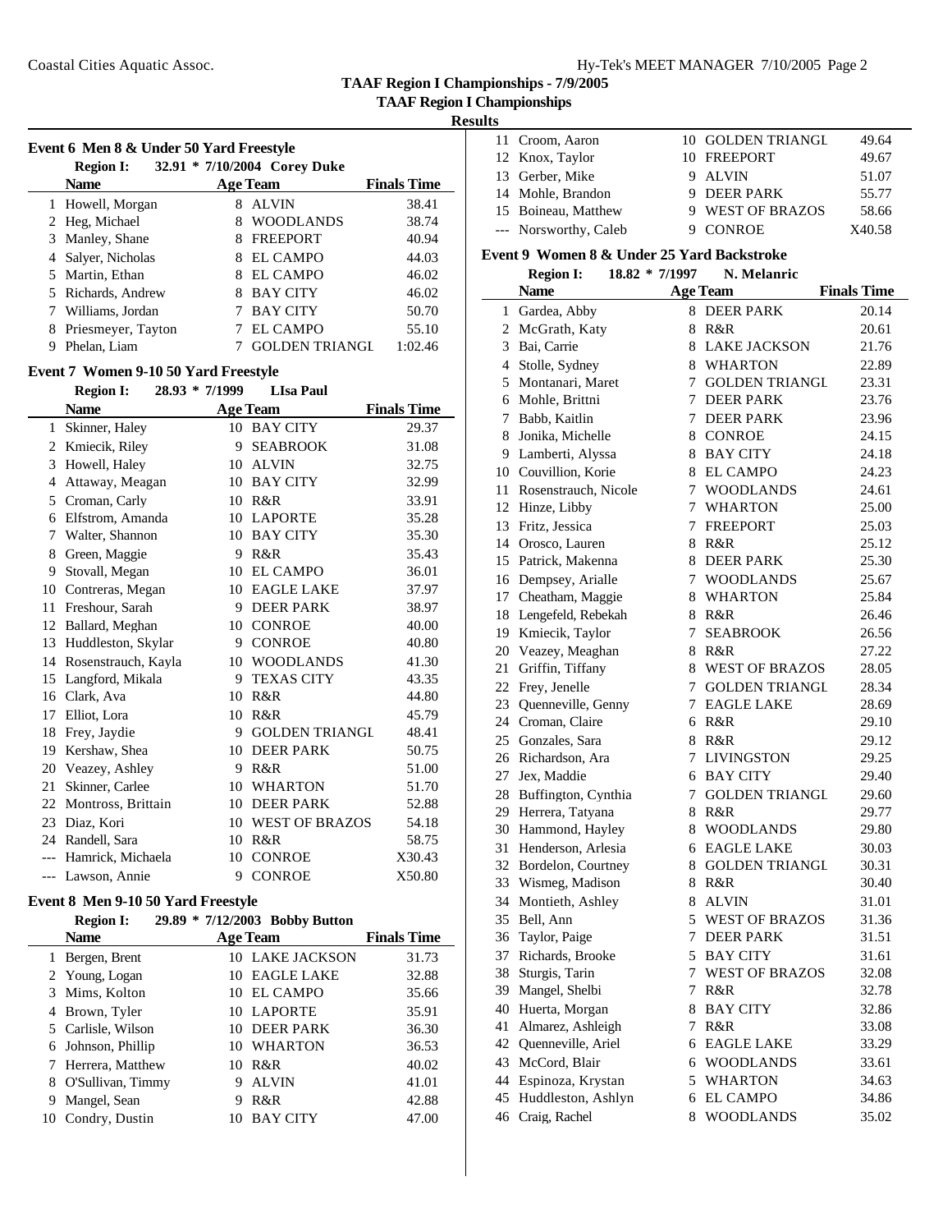## TAAF Region I Championships - 7/9/2005

### TAAF Region I Championships

#### Results

### Event 6 Men 8 & Under 50 Yard Freestyle

Region I: 32.91 * 7/10/2004 Corey Duke

| | Name | Age | Team | Finals Time |
|---|---|---|---|---|
| 1 | Howell, Morgan | 8 | ALVIN | 38.41 |
| 2 | Heg, Michael | 8 | WOODLANDS | 38.74 |
| 3 | Manley, Shane | 8 | FREEPORT | 40.94 |
| 4 | Salyer, Nicholas | 8 | EL CAMPO | 44.03 |
| 5 | Martin, Ethan | 8 | EL CAMPO | 46.02 |
| 5 | Richards, Andrew | 8 | BAY CITY | 46.02 |
| 7 | Williams, Jordan | 7 | BAY CITY | 50.70 |
| 8 | Priesmeyer, Tayton | 7 | EL CAMPO | 55.10 |
| 9 | Phelan, Liam | 7 | GOLDEN TRIANGL | 1:02.46 |

### Event 7 Women 9-10 50 Yard Freestyle

Region I: 28.93 * 7/1999 LIsa Paul

| | Name | Age | Team | Finals Time |
|---|---|---|---|---|
| 1 | Skinner, Haley | 10 | BAY CITY | 29.37 |
| 2 | Kmiecik, Riley | 9 | SEABROOK | 31.08 |
| 3 | Howell, Haley | 10 | ALVIN | 32.75 |
| 4 | Attaway, Meagan | 10 | BAY CITY | 32.99 |
| 5 | Croman, Carly | 10 | R&R | 33.91 |
| 6 | Elfstrom, Amanda | 10 | LAPORTE | 35.28 |
| 7 | Walter, Shannon | 10 | BAY CITY | 35.30 |
| 8 | Green, Maggie | 9 | R&R | 35.43 |
| 9 | Stovall, Megan | 10 | EL CAMPO | 36.01 |
| 10 | Contreras, Megan | 10 | EAGLE LAKE | 37.97 |
| 11 | Freshour, Sarah | 9 | DEER PARK | 38.97 |
| 12 | Ballard, Meghan | 10 | CONROE | 40.00 |
| 13 | Huddleston, Skylar | 9 | CONROE | 40.80 |
| 14 | Rosenstrauch, Kayla | 10 | WOODLANDS | 41.30 |
| 15 | Langford, Mikala | 9 | TEXAS CITY | 43.35 |
| 16 | Clark, Ava | 10 | R&R | 44.80 |
| 17 | Elliot, Lora | 10 | R&R | 45.79 |
| 18 | Frey, Jaydie | 9 | GOLDEN TRIANGL | 48.41 |
| 19 | Kershaw, Shea | 10 | DEER PARK | 50.75 |
| 20 | Veazey, Ashley | 9 | R&R | 51.00 |
| 21 | Skinner, Carlee | 10 | WHARTON | 51.70 |
| 22 | Montross, Brittain | 10 | DEER PARK | 52.88 |
| 23 | Diaz, Kori | 10 | WEST OF BRAZOS | 54.18 |
| 24 | Randell, Sara | 10 | R&R | 58.75 |
| --- | Hamrick, Michaela | 10 | CONROE | X30.43 |
| --- | Lawson, Annie | 9 | CONROE | X50.80 |

### Event 8 Men 9-10 50 Yard Freestyle

Region I: 29.89 * 7/12/2003 Bobby Button

| | Name | Age | Team | Finals Time |
|---|---|---|---|---|
| 1 | Bergen, Brent | 10 | LAKE JACKSON | 31.73 |
| 2 | Young, Logan | 10 | EAGLE LAKE | 32.88 |
| 3 | Mims, Kolton | 10 | EL CAMPO | 35.66 |
| 4 | Brown, Tyler | 10 | LAPORTE | 35.91 |
| 5 | Carlisle, Wilson | 10 | DEER PARK | 36.30 |
| 6 | Johnson, Phillip | 10 | WHARTON | 36.53 |
| 7 | Herrera, Matthew | 10 | R&R | 40.02 |
| 8 | O'Sullivan, Timmy | 9 | ALVIN | 41.01 |
| 9 | Mangel, Sean | 9 | R&R | 42.88 |
| 10 | Condry, Dustin | 10 | BAY CITY | 47.00 |
| 11 | Croom, Aaron | 10 | GOLDEN TRIANGL | 49.64 |
| 12 | Knox, Taylor | 10 | FREEPORT | 49.67 |
| 13 | Gerber, Mike | 9 | ALVIN | 51.07 |
| 14 | Mohle, Brandon | 9 | DEER PARK | 55.77 |
| 15 | Boineau, Matthew | 9 | WEST OF BRAZOS | 58.66 |
| --- | Norsworthy, Caleb | 9 | CONROE | X40.58 |

### Event 9 Women 8 & Under 25 Yard Backstroke

Region I: 18.82 * 7/1997 N. Melanric

| | Name | Age | Team | Finals Time |
|---|---|---|---|---|
| 1 | Gardea, Abby | 8 | DEER PARK | 20.14 |
| 2 | McGrath, Katy | 8 | R&R | 20.61 |
| 3 | Bai, Carrie | 8 | LAKE JACKSON | 21.76 |
| 4 | Stolle, Sydney | 8 | WHARTON | 22.89 |
| 5 | Montanari, Maret | 7 | GOLDEN TRIANGL | 23.31 |
| 6 | Mohle, Brittni | 7 | DEER PARK | 23.76 |
| 7 | Babb, Kaitlin | 7 | DEER PARK | 23.96 |
| 8 | Jonika, Michelle | 8 | CONROE | 24.15 |
| 9 | Lamberti, Alyssa | 8 | BAY CITY | 24.18 |
| 10 | Couvillion, Korie | 8 | EL CAMPO | 24.23 |
| 11 | Rosenstrauch, Nicole | 7 | WOODLANDS | 24.61 |
| 12 | Hinze, Libby | 7 | WHARTON | 25.00 |
| 13 | Fritz, Jessica | 7 | FREEPORT | 25.03 |
| 14 | Orosco, Lauren | 8 | R&R | 25.12 |
| 15 | Patrick, Makenna | 8 | DEER PARK | 25.30 |
| 16 | Dempsey, Arialle | 7 | WOODLANDS | 25.67 |
| 17 | Cheatham, Maggie | 8 | WHARTON | 25.84 |
| 18 | Lengefeld, Rebekah | 8 | R&R | 26.46 |
| 19 | Kmiecik, Taylor | 7 | SEABROOK | 26.56 |
| 20 | Veazey, Meaghan | 8 | R&R | 27.22 |
| 21 | Griffin, Tiffany | 8 | WEST OF BRAZOS | 28.05 |
| 22 | Frey, Jenelle | 7 | GOLDEN TRIANGL | 28.34 |
| 23 | Quenneville, Genny | 7 | EAGLE LAKE | 28.69 |
| 24 | Croman, Claire | 6 | R&R | 29.10 |
| 25 | Gonzales, Sara | 8 | R&R | 29.12 |
| 26 | Richardson, Ara | 7 | LIVINGSTON | 29.25 |
| 27 | Jex, Maddie | 6 | BAY CITY | 29.40 |
| 28 | Buffington, Cynthia | 7 | GOLDEN TRIANGL | 29.60 |
| 29 | Herrera, Tatyana | 8 | R&R | 29.77 |
| 30 | Hammond, Hayley | 8 | WOODLANDS | 29.80 |
| 31 | Henderson, Arlesia | 6 | EAGLE LAKE | 30.03 |
| 32 | Bordelon, Courtney | 8 | GOLDEN TRIANGL | 30.31 |
| 33 | Wismeg, Madison | 8 | R&R | 30.40 |
| 34 | Montieth, Ashley | 8 | ALVIN | 31.01 |
| 35 | Bell, Ann | 5 | WEST OF BRAZOS | 31.36 |
| 36 | Taylor, Paige | 7 | DEER PARK | 31.51 |
| 37 | Richards, Brooke | 5 | BAY CITY | 31.61 |
| 38 | Sturgis, Tarin | 7 | WEST OF BRAZOS | 32.08 |
| 39 | Mangel, Shelbi | 7 | R&R | 32.78 |
| 40 | Huerta, Morgan | 8 | BAY CITY | 32.86 |
| 41 | Almarez, Ashleigh | 7 | R&R | 33.08 |
| 42 | Quenneville, Ariel | 6 | EAGLE LAKE | 33.29 |
| 43 | McCord, Blair | 6 | WOODLANDS | 33.61 |
| 44 | Espinoza, Krystan | 5 | WHARTON | 34.63 |
| 45 | Huddleston, Ashlyn | 6 | EL CAMPO | 34.86 |
| 46 | Craig, Rachel | 8 | WOODLANDS | 35.02 |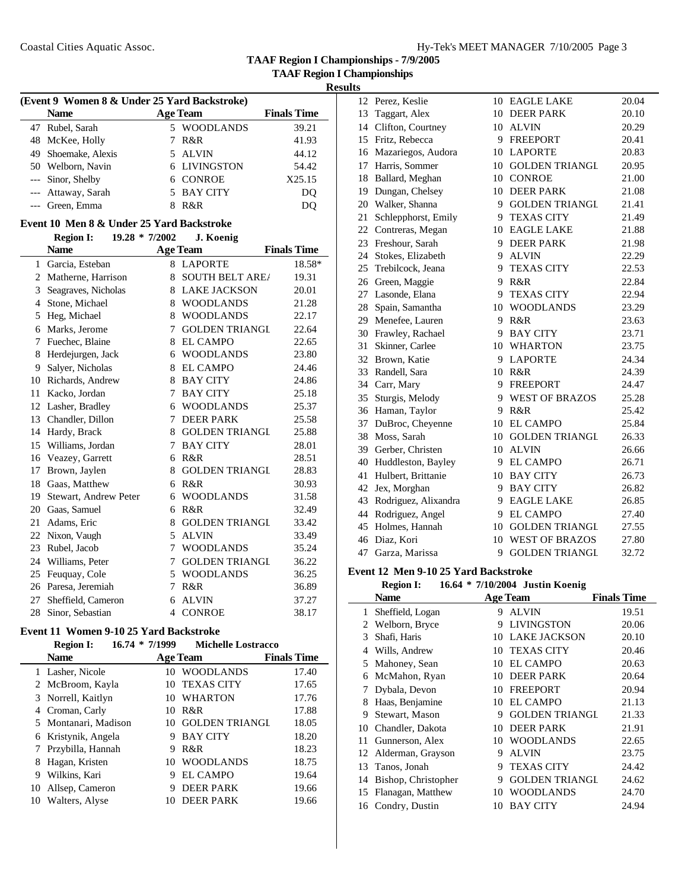## TAAF Region I Championships - 7/9/2005

### TAAF Region I Championships

**Results**

**(Event 9 Women 8 & Under 25 Yard Backstroke)**

| | Name | Age | Team | Finals Time |
|---|---|---|---|---|
| 47 | Rubel, Sarah | 5 | WOODLANDS | 39.21 |
| 48 | McKee, Holly | 7 | R&R | 41.93 |
| 49 | Shoemake, Alexis | 5 | ALVIN | 44.12 |
| 50 | Welborn, Navin | 6 | LIVINGSTON | 54.42 |
| --- | Sinor, Shelby | 6 | CONROE | X25.15 |
| --- | Attaway, Sarah | 5 | BAY CITY | DQ |
| --- | Green, Emma | 8 | R&R | DQ |

**Event 10 Men 8 & Under 25 Yard Backstroke**

**Region I: 19.28 * 7/2002 J. Koenig**

| | Name | Age | Team | Finals Time |
|---|---|---|---|---|
| 1 | Garcia, Esteban | 8 | LAPORTE | 18.58* |
| 2 | Matherne, Harrison | 8 | SOUTH BELT AREA | 19.31 |
| 3 | Seagraves, Nicholas | 8 | LAKE JACKSON | 20.01 |
| 4 | Stone, Michael | 8 | WOODLANDS | 21.28 |
| 5 | Heg, Michael | 8 | WOODLANDS | 22.17 |
| 6 | Marks, Jerome | 7 | GOLDEN TRIANGL | 22.64 |
| 7 | Fuechec, Blaine | 8 | EL CAMPO | 22.65 |
| 8 | Herdejurgen, Jack | 6 | WOODLANDS | 23.80 |
| 9 | Salyer, Nicholas | 8 | EL CAMPO | 24.46 |
| 10 | Richards, Andrew | 8 | BAY CITY | 24.86 |
| 11 | Kacko, Jordan | 7 | BAY CITY | 25.18 |
| 12 | Lasher, Bradley | 6 | WOODLANDS | 25.37 |
| 13 | Chandler, Dillon | 7 | DEER PARK | 25.58 |
| 14 | Hardy, Brack | 8 | GOLDEN TRIANGL | 25.88 |
| 15 | Williams, Jordan | 7 | BAY CITY | 28.01 |
| 16 | Veazey, Garrett | 6 | R&R | 28.51 |
| 17 | Brown, Jaylen | 8 | GOLDEN TRIANGL | 28.83 |
| 18 | Gaas, Matthew | 6 | R&R | 30.93 |
| 19 | Stewart, Andrew Peter | 6 | WOODLANDS | 31.58 |
| 20 | Gaas, Samuel | 6 | R&R | 32.49 |
| 21 | Adams, Eric | 8 | GOLDEN TRIANGL | 33.42 |
| 22 | Nixon, Vaugh | 5 | ALVIN | 33.49 |
| 23 | Rubel, Jacob | 7 | WOODLANDS | 35.24 |
| 24 | Williams, Peter | 7 | GOLDEN TRIANGL | 36.22 |
| 25 | Feuquay, Cole | 5 | WOODLANDS | 36.25 |
| 26 | Paresa, Jeremiah | 7 | R&R | 36.89 |
| 27 | Sheffield, Cameron | 6 | ALVIN | 37.27 |
| 28 | Sinor, Sebastian | 4 | CONROE | 38.17 |

**Event 11 Women 9-10 25 Yard Backstroke**

**Region I: 16.74 * 7/1999 Michelle Lostracco**

| | Name | Age | Team | Finals Time |
|---|---|---|---|---|
| 1 | Lasher, Nicole | 10 | WOODLANDS | 17.40 |
| 2 | McBroom, Kayla | 10 | TEXAS CITY | 17.65 |
| 3 | Norrell, Kaitlyn | 10 | WHARTON | 17.76 |
| 4 | Croman, Carly | 10 | R&R | 17.88 |
| 5 | Montanari, Madison | 10 | GOLDEN TRIANGL | 18.05 |
| 6 | Kristynik, Angela | 9 | BAY CITY | 18.20 |
| 7 | Przybilla, Hannah | 9 | R&R | 18.23 |
| 8 | Hagan, Kristen | 10 | WOODLANDS | 18.75 |
| 9 | Wilkins, Kari | 9 | EL CAMPO | 19.64 |
| 10 | Allsep, Cameron | 9 | DEER PARK | 19.66 |
| 10 | Walters, Alyse | 10 | DEER PARK | 19.66 |
| 12 | Perez, Keslie | 10 | EAGLE LAKE | 20.04 |
| 13 | Taggart, Alex | 10 | DEER PARK | 20.10 |
| 14 | Clifton, Courtney | 10 | ALVIN | 20.29 |
| 15 | Fritz, Rebecca | 9 | FREEPORT | 20.41 |
| 16 | Mazariegos, Audora | 10 | LAPORTE | 20.83 |
| 17 | Harris, Sommer | 10 | GOLDEN TRIANGL | 20.95 |
| 18 | Ballard, Meghan | 10 | CONROE | 21.00 |
| 19 | Dungan, Chelsey | 10 | DEER PARK | 21.08 |
| 20 | Walker, Shanna | 9 | GOLDEN TRIANGL | 21.41 |
| 21 | Schlepphorst, Emily | 9 | TEXAS CITY | 21.49 |
| 22 | Contreras, Megan | 10 | EAGLE LAKE | 21.88 |
| 23 | Freshour, Sarah | 9 | DEER PARK | 21.98 |
| 24 | Stokes, Elizabeth | 9 | ALVIN | 22.29 |
| 25 | Trebilcock, Jeana | 9 | TEXAS CITY | 22.53 |
| 26 | Green, Maggie | 9 | R&R | 22.84 |
| 27 | Lasonde, Elana | 9 | TEXAS CITY | 22.94 |
| 28 | Spain, Samantha | 10 | WOODLANDS | 23.29 |
| 29 | Menefee, Lauren | 9 | R&R | 23.63 |
| 30 | Frawley, Rachael | 9 | BAY CITY | 23.71 |
| 31 | Skinner, Carlee | 10 | WHARTON | 23.75 |
| 32 | Brown, Katie | 9 | LAPORTE | 24.34 |
| 33 | Randell, Sara | 10 | R&R | 24.39 |
| 34 | Carr, Mary | 9 | FREEPORT | 24.47 |
| 35 | Sturgis, Melody | 9 | WEST OF BRAZOS | 25.28 |
| 36 | Haman, Taylor | 9 | R&R | 25.42 |
| 37 | DuBroc, Cheyenne | 10 | EL CAMPO | 25.84 |
| 38 | Moss, Sarah | 10 | GOLDEN TRIANGL | 26.33 |
| 39 | Gerber, Christen | 10 | ALVIN | 26.66 |
| 40 | Huddleston, Bayley | 9 | EL CAMPO | 26.71 |
| 41 | Hulbert, Brittanie | 10 | BAY CITY | 26.73 |
| 42 | Jex, Morghan | 9 | BAY CITY | 26.82 |
| 43 | Rodriguez, Alixandra | 9 | EAGLE LAKE | 26.85 |
| 44 | Rodriguez, Angel | 9 | EL CAMPO | 27.40 |
| 45 | Holmes, Hannah | 10 | GOLDEN TRIANGL | 27.55 |
| 46 | Diaz, Kori | 10 | WEST OF BRAZOS | 27.80 |
| 47 | Garza, Marissa | 9 | GOLDEN TRIANGL | 32.72 |

**Event 12 Men 9-10 25 Yard Backstroke**

**Region I: 16.64 * 7/10/2004 Justin Koenig**

| | Name | Age | Team | Finals Time |
|---|---|---|---|---|
| 1 | Sheffield, Logan | 9 | ALVIN | 19.51 |
| 2 | Welborn, Bryce | 9 | LIVINGSTON | 20.06 |
| 3 | Shafi, Haris | 10 | LAKE JACKSON | 20.10 |
| 4 | Wills, Andrew | 10 | TEXAS CITY | 20.46 |
| 5 | Mahoney, Sean | 10 | EL CAMPO | 20.63 |
| 6 | McMahon, Ryan | 10 | DEER PARK | 20.64 |
| 7 | Dybala, Devon | 10 | FREEPORT | 20.94 |
| 8 | Haas, Benjamine | 10 | EL CAMPO | 21.13 |
| 9 | Stewart, Mason | 9 | GOLDEN TRIANGL | 21.33 |
| 10 | Chandler, Dakota | 10 | DEER PARK | 21.91 |
| 11 | Gunnerson, Alex | 10 | WOODLANDS | 22.65 |
| 12 | Alderman, Grayson | 9 | ALVIN | 23.75 |
| 13 | Tanos, Jonah | 9 | TEXAS CITY | 24.42 |
| 14 | Bishop, Christopher | 9 | GOLDEN TRIANGL | 24.62 |
| 15 | Flanagan, Matthew | 10 | WOODLANDS | 24.70 |
| 16 | Condry, Dustin | 10 | BAY CITY | 24.94 |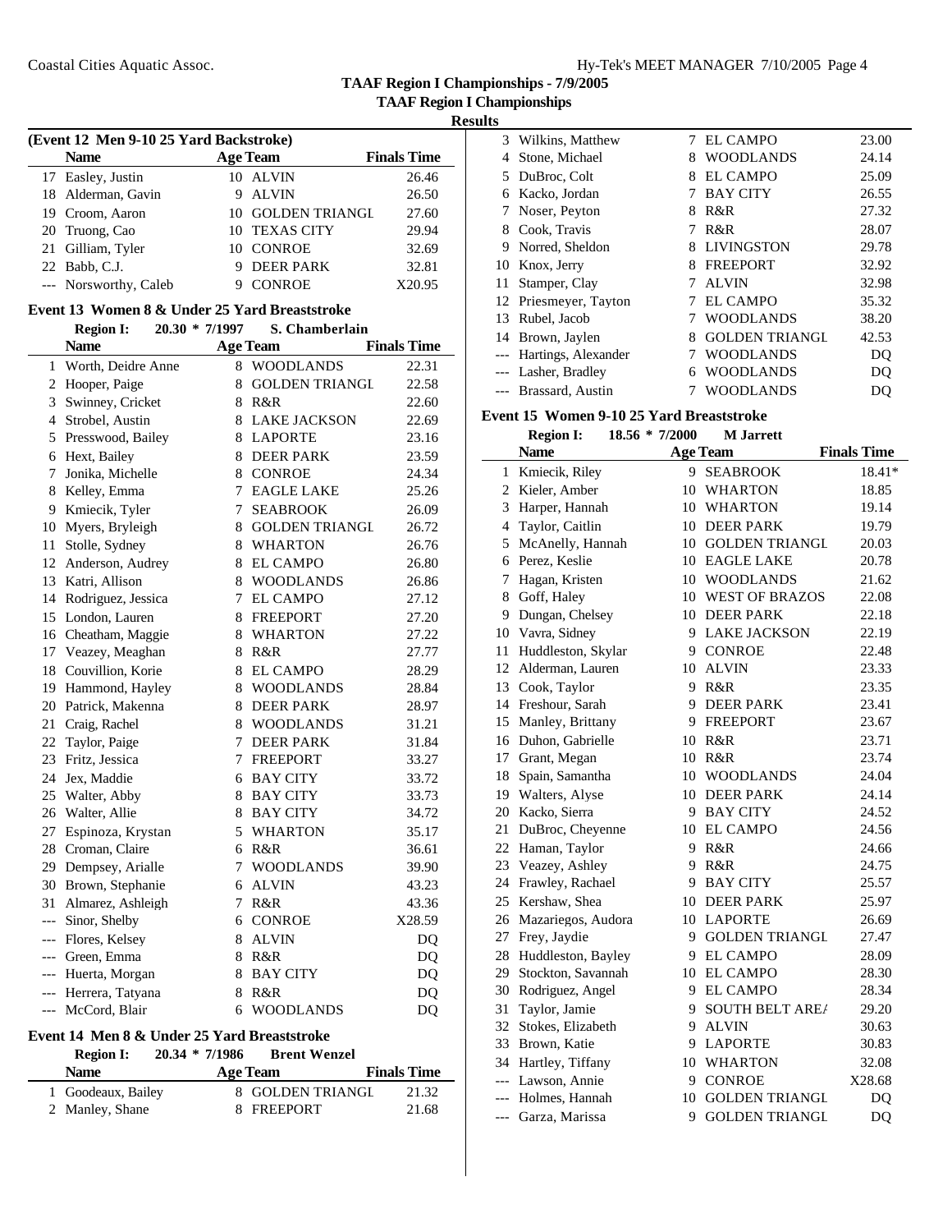## TAAF Region I Championships - 7/9/2005

### TAAF Region I Championships

### Results

**(Event 12 Men 9-10 25 Yard Backstroke)**

| | Name | Age | Team | Finals Time |
|---|---|---|---|---|
| 17 | Easley, Justin | 10 | ALVIN | 26.46 |
| 18 | Alderman, Gavin | 9 | ALVIN | 26.50 |
| 19 | Croom, Aaron | 10 | GOLDEN TRIANGL | 27.60 |
| 20 | Truong, Cao | 10 | TEXAS CITY | 29.94 |
| 21 | Gilliam, Tyler | 10 | CONROE | 32.69 |
| 22 | Babb, C.J. | 9 | DEER PARK | 32.81 |
| --- | Norsworthy, Caleb | 9 | CONROE | X20.95 |

### Event 13 Women 8 & Under 25 Yard Breaststroke

**Region I: 20.30 * 7/1997 S. Chamberlain**

| | Name | Age | Team | Finals Time |
|---|---|---|---|---|
| 1 | Worth, Deidre Anne | 8 | WOODLANDS | 22.31 |
| 2 | Hooper, Paige | 8 | GOLDEN TRIANGL | 22.58 |
| 3 | Swinney, Cricket | 8 | R&R | 22.60 |
| 4 | Strobel, Austin | 8 | LAKE JACKSON | 22.69 |
| 5 | Presswood, Bailey | 8 | LAPORTE | 23.16 |
| 6 | Hext, Bailey | 8 | DEER PARK | 23.59 |
| 7 | Jonika, Michelle | 8 | CONROE | 24.34 |
| 8 | Kelley, Emma | 7 | EAGLE LAKE | 25.26 |
| 9 | Kmiecik, Tyler | 7 | SEABROOK | 26.09 |
| 10 | Myers, Bryleigh | 8 | GOLDEN TRIANGL | 26.72 |
| 11 | Stolle, Sydney | 8 | WHARTON | 26.76 |
| 12 | Anderson, Audrey | 8 | EL CAMPO | 26.80 |
| 13 | Katri, Allison | 8 | WOODLANDS | 26.86 |
| 14 | Rodriguez, Jessica | 7 | EL CAMPO | 27.12 |
| 15 | London, Lauren | 8 | FREEPORT | 27.20 |
| 16 | Cheatham, Maggie | 8 | WHARTON | 27.22 |
| 17 | Veazey, Meaghan | 8 | R&R | 27.77 |
| 18 | Couvillion, Korie | 8 | EL CAMPO | 28.29 |
| 19 | Hammond, Hayley | 8 | WOODLANDS | 28.84 |
| 20 | Patrick, Makenna | 8 | DEER PARK | 28.97 |
| 21 | Craig, Rachel | 8 | WOODLANDS | 31.21 |
| 22 | Taylor, Paige | 7 | DEER PARK | 31.84 |
| 23 | Fritz, Jessica | 7 | FREEPORT | 33.27 |
| 24 | Jex, Maddie | 6 | BAY CITY | 33.72 |
| 25 | Walter, Abby | 8 | BAY CITY | 33.73 |
| 26 | Walter, Allie | 8 | BAY CITY | 34.72 |
| 27 | Espinoza, Krystan | 5 | WHARTON | 35.17 |
| 28 | Croman, Claire | 6 | R&R | 36.61 |
| 29 | Dempsey, Arialle | 7 | WOODLANDS | 39.90 |
| 30 | Brown, Stephanie | 6 | ALVIN | 43.23 |
| 31 | Almarez, Ashleigh | 7 | R&R | 43.36 |
| --- | Sinor, Shelby | 6 | CONROE | X28.59 |
| --- | Flores, Kelsey | 8 | ALVIN | DQ |
| --- | Green, Emma | 8 | R&R | DQ |
| --- | Huerta, Morgan | 8 | BAY CITY | DQ |
| --- | Herrera, Tatyana | 8 | R&R | DQ |
| --- | McCord, Blair | 6 | WOODLANDS | DQ |

### Event 14 Men 8 & Under 25 Yard Breaststroke

**Region I: 20.34 * 7/1986 Brent Wenzel**

| | Name | Age | Team | Finals Time |
|---|---|---|---|---|
| 1 | Goodeaux, Bailey | 8 | GOLDEN TRIANGL | 21.32 |
| 2 | Manley, Shane | 8 | FREEPORT | 21.68 |
| 3 | Wilkins, Matthew | 7 | EL CAMPO | 23.00 |
| 4 | Stone, Michael | 8 | WOODLANDS | 24.14 |
| 5 | DuBroc, Colt | 8 | EL CAMPO | 25.09 |
| 6 | Kacko, Jordan | 7 | BAY CITY | 26.55 |
| 7 | Noser, Peyton | 8 | R&R | 27.32 |
| 8 | Cook, Travis | 7 | R&R | 28.07 |
| 9 | Norred, Sheldon | 8 | LIVINGSTON | 29.78 |
| 10 | Knox, Jerry | 8 | FREEPORT | 32.92 |
| 11 | Stamper, Clay | 7 | ALVIN | 32.98 |
| 12 | Priesmeyer, Tayton | 7 | EL CAMPO | 35.32 |
| 13 | Rubel, Jacob | 7 | WOODLANDS | 38.20 |
| 14 | Brown, Jaylen | 8 | GOLDEN TRIANGL | 42.53 |
| --- | Hartings, Alexander | 7 | WOODLANDS | DQ |
| --- | Lasher, Bradley | 6 | WOODLANDS | DQ |
| --- | Brassard, Austin | 7 | WOODLANDS | DQ |

### Event 15 Women 9-10 25 Yard Breaststroke

**Region I: 18.56 * 7/2000 M Jarrett**

| | Name | Age | Team | Finals Time |
|---|---|---|---|---|
| 1 | Kmiecik, Riley | 9 | SEABROOK | 18.41* |
| 2 | Kieler, Amber | 10 | WHARTON | 18.85 |
| 3 | Harper, Hannah | 10 | WHARTON | 19.14 |
| 4 | Taylor, Caitlin | 10 | DEER PARK | 19.79 |
| 5 | McAnelly, Hannah | 10 | GOLDEN TRIANGL | 20.03 |
| 6 | Perez, Keslie | 10 | EAGLE LAKE | 20.78 |
| 7 | Hagan, Kristen | 10 | WOODLANDS | 21.62 |
| 8 | Goff, Haley | 10 | WEST OF BRAZOS | 22.08 |
| 9 | Dungan, Chelsey | 10 | DEER PARK | 22.18 |
| 10 | Vavra, Sidney | 9 | LAKE JACKSON | 22.19 |
| 11 | Huddleston, Skylar | 9 | CONROE | 22.48 |
| 12 | Alderman, Lauren | 10 | ALVIN | 23.33 |
| 13 | Cook, Taylor | 9 | R&R | 23.35 |
| 14 | Freshour, Sarah | 9 | DEER PARK | 23.41 |
| 15 | Manley, Brittany | 9 | FREEPORT | 23.67 |
| 16 | Duhon, Gabrielle | 10 | R&R | 23.71 |
| 17 | Grant, Megan | 10 | R&R | 23.74 |
| 18 | Spain, Samantha | 10 | WOODLANDS | 24.04 |
| 19 | Walters, Alyse | 10 | DEER PARK | 24.14 |
| 20 | Kacko, Sierra | 9 | BAY CITY | 24.52 |
| 21 | DuBroc, Cheyenne | 10 | EL CAMPO | 24.56 |
| 22 | Haman, Taylor | 9 | R&R | 24.66 |
| 23 | Veazey, Ashley | 9 | R&R | 24.75 |
| 24 | Frawley, Rachael | 9 | BAY CITY | 25.57 |
| 25 | Kershaw, Shea | 10 | DEER PARK | 25.97 |
| 26 | Mazariegos, Audora | 10 | LAPORTE | 26.69 |
| 27 | Frey, Jaydie | 9 | GOLDEN TRIANGL | 27.47 |
| 28 | Huddleston, Bayley | 9 | EL CAMPO | 28.09 |
| 29 | Stockton, Savannah | 10 | EL CAMPO | 28.30 |
| 30 | Rodriguez, Angel | 9 | EL CAMPO | 28.34 |
| 31 | Taylor, Jamie | 9 | SOUTH BELT ARE/ | 29.20 |
| 32 | Stokes, Elizabeth | 9 | ALVIN | 30.63 |
| 33 | Brown, Katie | 9 | LAPORTE | 30.83 |
| 34 | Hartley, Tiffany | 10 | WHARTON | 32.08 |
| --- | Lawson, Annie | 9 | CONROE | X28.68 |
| --- | Holmes, Hannah | 10 | GOLDEN TRIANGL | DQ |
| --- | Garza, Marissa | 9 | GOLDEN TRIANGL | DQ |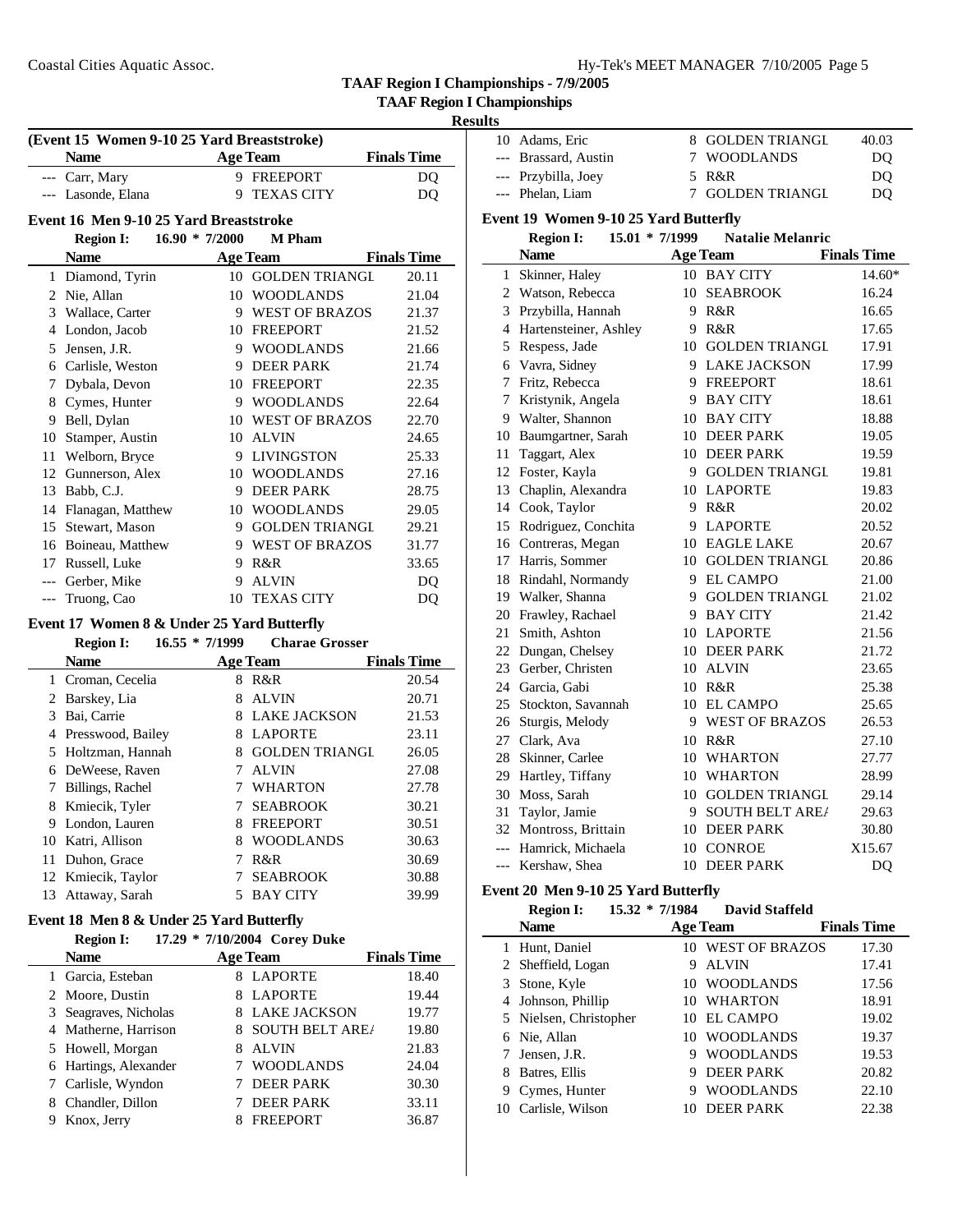## TAAF Region I Championships - 7/9/2005

### TAAF Region I Championships

**Results**

**(Event 15 Women 9-10 25 Yard Breaststroke)**

| | Name | Age | Team | Finals Time |
|---|---|---|---|---|
| --- | Carr, Mary | 9 | FREEPORT | DQ |
| --- | Lasonde, Elana | 9 | TEXAS CITY | DQ |

**Event 16 Men 9-10 25 Yard Breaststroke**

Region I: 16.90 * 7/2000 M Pham

| | Name | Age | Team | Finals Time |
|---|---|---|---|---|
| 1 | Diamond, Tyrin | 10 | GOLDEN TRIANGL | 20.11 |
| 2 | Nie, Allan | 10 | WOODLANDS | 21.04 |
| 3 | Wallace, Carter | 9 | WEST OF BRAZOS | 21.37 |
| 4 | London, Jacob | 10 | FREEPORT | 21.52 |
| 5 | Jensen, J.R. | 9 | WOODLANDS | 21.66 |
| 6 | Carlisle, Weston | 9 | DEER PARK | 21.74 |
| 7 | Dybala, Devon | 10 | FREEPORT | 22.35 |
| 8 | Cymes, Hunter | 9 | WOODLANDS | 22.64 |
| 9 | Bell, Dylan | 10 | WEST OF BRAZOS | 22.70 |
| 10 | Stamper, Austin | 10 | ALVIN | 24.65 |
| 11 | Welborn, Bryce | 9 | LIVINGSTON | 25.33 |
| 12 | Gunnerson, Alex | 10 | WOODLANDS | 27.16 |
| 13 | Babb, C.J. | 9 | DEER PARK | 28.75 |
| 14 | Flanagan, Matthew | 10 | WOODLANDS | 29.05 |
| 15 | Stewart, Mason | 9 | GOLDEN TRIANGL | 29.21 |
| 16 | Boineau, Matthew | 9 | WEST OF BRAZOS | 31.77 |
| 17 | Russell, Luke | 9 | R&R | 33.65 |
| --- | Gerber, Mike | 9 | ALVIN | DQ |
| --- | Truong, Cao | 10 | TEXAS CITY | DQ |

**Event 17 Women 8 & Under 25 Yard Butterfly**

Region I: 16.55 * 7/1999 Charae Grosser

| | Name | Age | Team | Finals Time |
|---|---|---|---|---|
| 1 | Croman, Cecelia | 8 | R&R | 20.54 |
| 2 | Barskey, Lia | 8 | ALVIN | 20.71 |
| 3 | Bai, Carrie | 8 | LAKE JACKSON | 21.53 |
| 4 | Presswood, Bailey | 8 | LAPORTE | 23.11 |
| 5 | Holtzman, Hannah | 8 | GOLDEN TRIANGL | 26.05 |
| 6 | DeWeese, Raven | 7 | ALVIN | 27.08 |
| 7 | Billings, Rachel | 7 | WHARTON | 27.78 |
| 8 | Kmiecik, Tyler | 7 | SEABROOK | 30.21 |
| 9 | London, Lauren | 8 | FREEPORT | 30.51 |
| 10 | Katri, Allison | 8 | WOODLANDS | 30.63 |
| 11 | Duhon, Grace | 7 | R&R | 30.69 |
| 12 | Kmiecik, Taylor | 7 | SEABROOK | 30.88 |
| 13 | Attaway, Sarah | 5 | BAY CITY | 39.99 |

**Event 18 Men 8 & Under 25 Yard Butterfly**

Region I: 17.29 * 7/10/2004 Corey Duke

| | Name | Age | Team | Finals Time |
|---|---|---|---|---|
| 1 | Garcia, Esteban | 8 | LAPORTE | 18.40 |
| 2 | Moore, Dustin | 8 | LAPORTE | 19.44 |
| 3 | Seagraves, Nicholas | 8 | LAKE JACKSON | 19.77 |
| 4 | Matherne, Harrison | 8 | SOUTH BELT ARE/ | 19.80 |
| 5 | Howell, Morgan | 8 | ALVIN | 21.83 |
| 6 | Hartings, Alexander | 7 | WOODLANDS | 24.04 |
| 7 | Carlisle, Wyndon | 7 | DEER PARK | 30.30 |
| 8 | Chandler, Dillon | 7 | DEER PARK | 33.11 |
| 9 | Knox, Jerry | 8 | FREEPORT | 36.87 |
| 10 | Adams, Eric | 8 | GOLDEN TRIANGL | 40.03 |
| --- | Brassard, Austin | 7 | WOODLANDS | DQ |
| --- | Przybilla, Joey | 5 | R&R | DQ |
| --- | Phelan, Liam | 7 | GOLDEN TRIANGL | DQ |

**Event 19 Women 9-10 25 Yard Butterfly**

Region I: 15.01 * 7/1999 Natalie Melanric

| | Name | Age | Team | Finals Time |
|---|---|---|---|---|
| 1 | Skinner, Haley | 10 | BAY CITY | 14.60* |
| 2 | Watson, Rebecca | 10 | SEABROOK | 16.24 |
| 3 | Przybilla, Hannah | 9 | R&R | 16.65 |
| 4 | Hartensteiner, Ashley | 9 | R&R | 17.65 |
| 5 | Respess, Jade | 10 | GOLDEN TRIANGL | 17.91 |
| 6 | Vavra, Sidney | 9 | LAKE JACKSON | 17.99 |
| 7 | Fritz, Rebecca | 9 | FREEPORT | 18.61 |
| 7 | Kristynik, Angela | 9 | BAY CITY | 18.61 |
| 9 | Walter, Shannon | 10 | BAY CITY | 18.88 |
| 10 | Baumgartner, Sarah | 10 | DEER PARK | 19.05 |
| 11 | Taggart, Alex | 10 | DEER PARK | 19.59 |
| 12 | Foster, Kayla | 9 | GOLDEN TRIANGL | 19.81 |
| 13 | Chaplin, Alexandra | 10 | LAPORTE | 19.83 |
| 14 | Cook, Taylor | 9 | R&R | 20.02 |
| 15 | Rodriguez, Conchita | 9 | LAPORTE | 20.52 |
| 16 | Contreras, Megan | 10 | EAGLE LAKE | 20.67 |
| 17 | Harris, Sommer | 10 | GOLDEN TRIANGL | 20.86 |
| 18 | Rindahl, Normandy | 9 | EL CAMPO | 21.00 |
| 19 | Walker, Shanna | 9 | GOLDEN TRIANGL | 21.02 |
| 20 | Frawley, Rachael | 9 | BAY CITY | 21.42 |
| 21 | Smith, Ashton | 10 | LAPORTE | 21.56 |
| 22 | Dungan, Chelsey | 10 | DEER PARK | 21.72 |
| 23 | Gerber, Christen | 10 | ALVIN | 23.65 |
| 24 | Garcia, Gabi | 10 | R&R | 25.38 |
| 25 | Stockton, Savannah | 10 | EL CAMPO | 25.65 |
| 26 | Sturgis, Melody | 9 | WEST OF BRAZOS | 26.53 |
| 27 | Clark, Ava | 10 | R&R | 27.10 |
| 28 | Skinner, Carlee | 10 | WHARTON | 27.77 |
| 29 | Hartley, Tiffany | 10 | WHARTON | 28.99 |
| 30 | Moss, Sarah | 10 | GOLDEN TRIANGL | 29.14 |
| 31 | Taylor, Jamie | 9 | SOUTH BELT ARE/ | 29.63 |
| 32 | Montross, Brittain | 10 | DEER PARK | 30.80 |
| --- | Hamrick, Michaela | 10 | CONROE | X15.67 |
| --- | Kershaw, Shea | 10 | DEER PARK | DQ |

**Event 20 Men 9-10 25 Yard Butterfly**

Region I: 15.32 * 7/1984 David Staffeld

| | Name | Age | Team | Finals Time |
|---|---|---|---|---|
| 1 | Hunt, Daniel | 10 | WEST OF BRAZOS | 17.30 |
| 2 | Sheffield, Logan | 9 | ALVIN | 17.41 |
| 3 | Stone, Kyle | 10 | WOODLANDS | 17.56 |
| 4 | Johnson, Phillip | 10 | WHARTON | 18.91 |
| 5 | Nielsen, Christopher | 10 | EL CAMPO | 19.02 |
| 6 | Nie, Allan | 10 | WOODLANDS | 19.37 |
| 7 | Jensen, J.R. | 9 | WOODLANDS | 19.53 |
| 8 | Batres, Ellis | 9 | DEER PARK | 20.82 |
| 9 | Cymes, Hunter | 9 | WOODLANDS | 22.10 |
| 10 | Carlisle, Wilson | 10 | DEER PARK | 22.38 |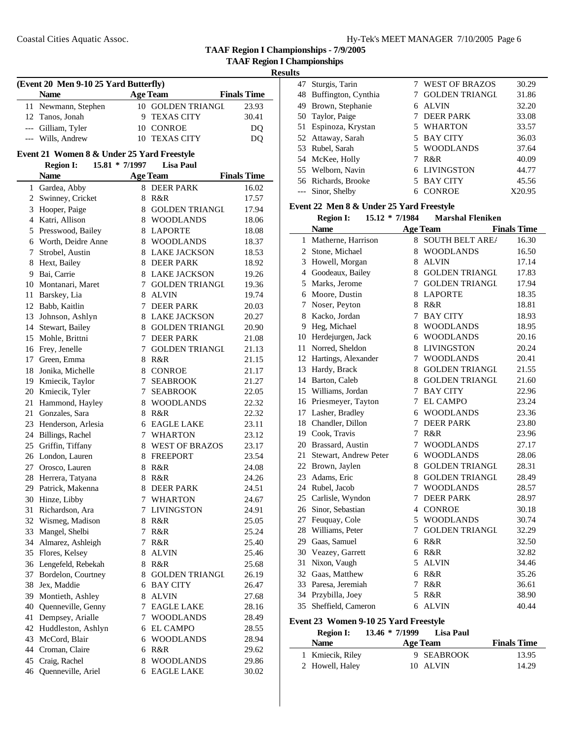## TAAF Region I Championships - 7/9/2005

### TAAF Region I Championships

**Results**

**(Event 20 Men 9-10 25 Yard Butterfly)**

| | Name | Age | Team | Finals Time |
|---|---|---|---|---|
| 11 | Newmann, Stephen | 10 | GOLDEN TRIANGL | 23.93 |
| 12 | Tanos, Jonah | 9 | TEXAS CITY | 30.41 |
| --- | Gilliam, Tyler | 10 | CONROE | DQ |
| --- | Wills, Andrew | 10 | TEXAS CITY | DQ |

**Event 21 Women 8 & Under 25 Yard Freestyle**

Region I: 15.81 * 7/1997 Lisa Paul

| | Name | Age | Team | Finals Time |
|---|---|---|---|---|
| 1 | Gardea, Abby | 8 | DEER PARK | 16.02 |
| 2 | Swinney, Cricket | 8 | R&R | 17.57 |
| 3 | Hooper, Paige | 8 | GOLDEN TRIANGL | 17.94 |
| 4 | Katri, Allison | 8 | WOODLANDS | 18.06 |
| 5 | Presswood, Bailey | 8 | LAPORTE | 18.08 |
| 6 | Worth, Deidre Anne | 8 | WOODLANDS | 18.37 |
| 7 | Strobel, Austin | 8 | LAKE JACKSON | 18.53 |
| 8 | Hext, Bailey | 8 | DEER PARK | 18.92 |
| 9 | Bai, Carrie | 8 | LAKE JACKSON | 19.26 |
| 10 | Montanari, Maret | 7 | GOLDEN TRIANGL | 19.36 |
| 11 | Barskey, Lia | 8 | ALVIN | 19.74 |
| 12 | Babb, Kaitlin | 7 | DEER PARK | 20.03 |
| 13 | Johnson, Ashlyn | 8 | LAKE JACKSON | 20.27 |
| 14 | Stewart, Bailey | 8 | GOLDEN TRIANGL | 20.90 |
| 15 | Mohle, Brittni | 7 | DEER PARK | 21.08 |
| 16 | Frey, Jenelle | 7 | GOLDEN TRIANGL | 21.13 |
| 17 | Green, Emma | 8 | R&R | 21.15 |
| 18 | Jonika, Michelle | 8 | CONROE | 21.17 |
| 19 | Kmiecik, Taylor | 7 | SEABROOK | 21.27 |
| 20 | Kmiecik, Tyler | 7 | SEABROOK | 22.05 |
| 21 | Hammond, Hayley | 8 | WOODLANDS | 22.32 |
| 21 | Gonzales, Sara | 8 | R&R | 22.32 |
| 23 | Henderson, Arlesia | 6 | EAGLE LAKE | 23.11 |
| 24 | Billings, Rachel | 7 | WHARTON | 23.12 |
| 25 | Griffin, Tiffany | 8 | WEST OF BRAZOS | 23.17 |
| 26 | London, Lauren | 8 | FREEPORT | 23.54 |
| 27 | Orosco, Lauren | 8 | R&R | 24.08 |
| 28 | Herrera, Tatyana | 8 | R&R | 24.26 |
| 29 | Patrick, Makenna | 8 | DEER PARK | 24.51 |
| 30 | Hinze, Libby | 7 | WHARTON | 24.67 |
| 31 | Richardson, Ara | 7 | LIVINGSTON | 24.91 |
| 32 | Wismeg, Madison | 8 | R&R | 25.05 |
| 33 | Mangel, Shelbi | 7 | R&R | 25.24 |
| 34 | Almarez, Ashleigh | 7 | R&R | 25.40 |
| 35 | Flores, Kelsey | 8 | ALVIN | 25.46 |
| 36 | Lengefeld, Rebekah | 8 | R&R | 25.68 |
| 37 | Bordelon, Courtney | 8 | GOLDEN TRIANGL | 26.19 |
| 38 | Jex, Maddie | 6 | BAY CITY | 26.47 |
| 39 | Montieth, Ashley | 8 | ALVIN | 27.68 |
| 40 | Quenneville, Genny | 7 | EAGLE LAKE | 28.16 |
| 41 | Dempsey, Arialle | 7 | WOODLANDS | 28.49 |
| 42 | Huddleston, Ashlyn | 6 | EL CAMPO | 28.55 |
| 43 | McCord, Blair | 6 | WOODLANDS | 28.94 |
| 44 | Croman, Claire | 6 | R&R | 29.62 |
| 45 | Craig, Rachel | 8 | WOODLANDS | 29.86 |
| 46 | Quenneville, Ariel | 6 | EAGLE LAKE | 30.02 |
| 47 | Sturgis, Tarin | 7 | WEST OF BRAZOS | 30.29 |
| 48 | Buffington, Cynthia | 7 | GOLDEN TRIANGL | 31.86 |
| 49 | Brown, Stephanie | 6 | ALVIN | 32.20 |
| 50 | Taylor, Paige | 7 | DEER PARK | 33.08 |
| 51 | Espinoza, Krystan | 5 | WHARTON | 33.57 |
| 52 | Attaway, Sarah | 5 | BAY CITY | 36.03 |
| 53 | Rubel, Sarah | 5 | WOODLANDS | 37.64 |
| 54 | McKee, Holly | 7 | R&R | 40.09 |
| 55 | Welborn, Navin | 6 | LIVINGSTON | 44.77 |
| 56 | Richards, Brooke | 5 | BAY CITY | 45.56 |
| --- | Sinor, Shelby | 6 | CONROE | X20.95 |

**Event 22 Men 8 & Under 25 Yard Freestyle**

Region I: 15.12 * 7/1984 Marshal Fleniken

| | Name | Age | Team | Finals Time |
|---|---|---|---|---|
| 1 | Matherne, Harrison | 8 | SOUTH BELT ARE/ | 16.30 |
| 2 | Stone, Michael | 8 | WOODLANDS | 16.50 |
| 3 | Howell, Morgan | 8 | ALVIN | 17.14 |
| 4 | Goodeaux, Bailey | 8 | GOLDEN TRIANGL | 17.83 |
| 5 | Marks, Jerome | 7 | GOLDEN TRIANGL | 17.94 |
| 6 | Moore, Dustin | 8 | LAPORTE | 18.35 |
| 7 | Noser, Peyton | 8 | R&R | 18.81 |
| 8 | Kacko, Jordan | 7 | BAY CITY | 18.93 |
| 9 | Heg, Michael | 8 | WOODLANDS | 18.95 |
| 10 | Herdejurgen, Jack | 6 | WOODLANDS | 20.16 |
| 11 | Norred, Sheldon | 8 | LIVINGSTON | 20.24 |
| 12 | Hartings, Alexander | 7 | WOODLANDS | 20.41 |
| 13 | Hardy, Brack | 8 | GOLDEN TRIANGL | 21.55 |
| 14 | Barton, Caleb | 8 | GOLDEN TRIANGL | 21.60 |
| 15 | Williams, Jordan | 7 | BAY CITY | 22.96 |
| 16 | Priesmeyer, Tayton | 7 | EL CAMPO | 23.24 |
| 17 | Lasher, Bradley | 6 | WOODLANDS | 23.36 |
| 18 | Chandler, Dillon | 7 | DEER PARK | 23.80 |
| 19 | Cook, Travis | 7 | R&R | 23.96 |
| 20 | Brassard, Austin | 7 | WOODLANDS | 27.17 |
| 21 | Stewart, Andrew Peter | 6 | WOODLANDS | 28.06 |
| 22 | Brown, Jaylen | 8 | GOLDEN TRIANGL | 28.31 |
| 23 | Adams, Eric | 8 | GOLDEN TRIANGL | 28.49 |
| 24 | Rubel, Jacob | 7 | WOODLANDS | 28.57 |
| 25 | Carlisle, Wyndon | 7 | DEER PARK | 28.97 |
| 26 | Sinor, Sebastian | 4 | CONROE | 30.18 |
| 27 | Feuquay, Cole | 5 | WOODLANDS | 30.74 |
| 28 | Williams, Peter | 7 | GOLDEN TRIANGL | 32.29 |
| 29 | Gaas, Samuel | 6 | R&R | 32.50 |
| 30 | Veazey, Garrett | 6 | R&R | 32.82 |
| 31 | Nixon, Vaugh | 5 | ALVIN | 34.46 |
| 32 | Gaas, Matthew | 6 | R&R | 35.26 |
| 33 | Paresa, Jeremiah | 7 | R&R | 36.61 |
| 34 | Przybilla, Joey | 5 | R&R | 38.90 |
| 35 | Sheffield, Cameron | 6 | ALVIN | 40.44 |

**Event 23 Women 9-10 25 Yard Freestyle**

Region I: 13.46 * 7/1999 Lisa Paul

| | Name | Age | Team | Finals Time |
|---|---|---|---|---|
| 1 | Kmiecik, Riley | 9 | SEABROOK | 13.95 |
| 2 | Howell, Haley | 10 | ALVIN | 14.29 |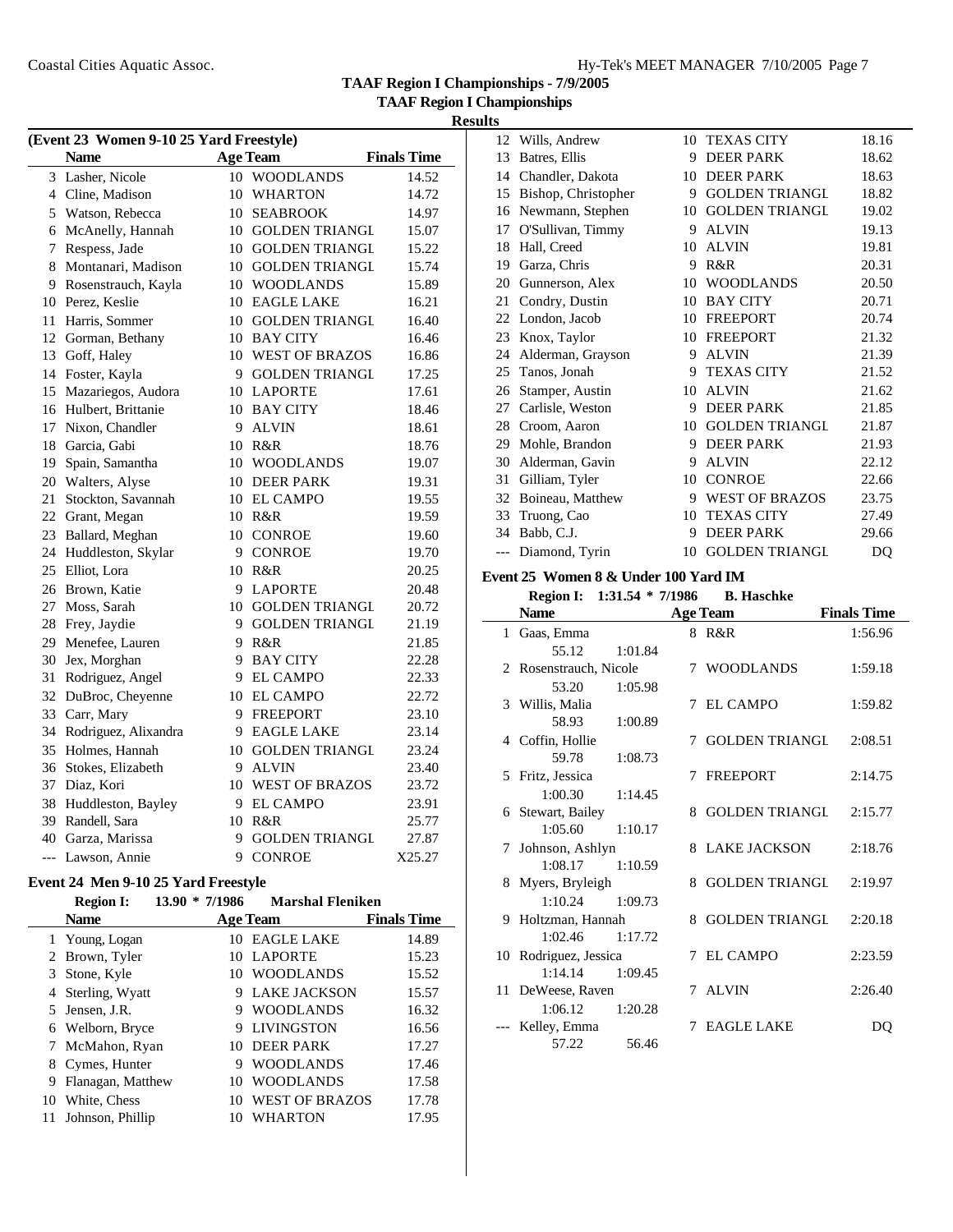**TAAF Region I Championships - 7/9/2005**

**TAAF Region I Championships**

**Results**

### (Event 23 Women 9-10 25 Yard Freestyle)

| | Name | Age | Team | Finals Time |
|---|---|---|---|---|
| 3 | Lasher, Nicole | 10 | WOODLANDS | 14.52 |
| 4 | Cline, Madison | 10 | WHARTON | 14.72 |
| 5 | Watson, Rebecca | 10 | SEABROOK | 14.97 |
| 6 | McAnelly, Hannah | 10 | GOLDEN TRIANGL | 15.07 |
| 7 | Respess, Jade | 10 | GOLDEN TRIANGL | 15.22 |
| 8 | Montanari, Madison | 10 | GOLDEN TRIANGL | 15.74 |
| 9 | Rosenstrauch, Kayla | 10 | WOODLANDS | 15.89 |
| 10 | Perez, Keslie | 10 | EAGLE LAKE | 16.21 |
| 11 | Harris, Sommer | 10 | GOLDEN TRIANGL | 16.40 |
| 12 | Gorman, Bethany | 10 | BAY CITY | 16.46 |
| 13 | Goff, Haley | 10 | WEST OF BRAZOS | 16.86 |
| 14 | Foster, Kayla | 9 | GOLDEN TRIANGL | 17.25 |
| 15 | Mazariegos, Audora | 10 | LAPORTE | 17.61 |
| 16 | Hulbert, Brittanie | 10 | BAY CITY | 18.46 |
| 17 | Nixon, Chandler | 9 | ALVIN | 18.61 |
| 18 | Garcia, Gabi | 10 | R&R | 18.76 |
| 19 | Spain, Samantha | 10 | WOODLANDS | 19.07 |
| 20 | Walters, Alyse | 10 | DEER PARK | 19.31 |
| 21 | Stockton, Savannah | 10 | EL CAMPO | 19.55 |
| 22 | Grant, Megan | 10 | R&R | 19.59 |
| 23 | Ballard, Meghan | 10 | CONROE | 19.60 |
| 24 | Huddleston, Skylar | 9 | CONROE | 19.70 |
| 25 | Elliot, Lora | 10 | R&R | 20.25 |
| 26 | Brown, Katie | 9 | LAPORTE | 20.48 |
| 27 | Moss, Sarah | 10 | GOLDEN TRIANGL | 20.72 |
| 28 | Frey, Jaydie | 9 | GOLDEN TRIANGL | 21.19 |
| 29 | Menefee, Lauren | 9 | R&R | 21.85 |
| 30 | Jex, Morghan | 9 | BAY CITY | 22.28 |
| 31 | Rodriguez, Angel | 9 | EL CAMPO | 22.33 |
| 32 | DuBroc, Cheyenne | 10 | EL CAMPO | 22.72 |
| 33 | Carr, Mary | 9 | FREEPORT | 23.10 |
| 34 | Rodriguez, Alixandra | 9 | EAGLE LAKE | 23.14 |
| 35 | Holmes, Hannah | 10 | GOLDEN TRIANGL | 23.24 |
| 36 | Stokes, Elizabeth | 9 | ALVIN | 23.40 |
| 37 | Diaz, Kori | 10 | WEST OF BRAZOS | 23.72 |
| 38 | Huddleston, Bayley | 9 | EL CAMPO | 23.91 |
| 39 | Randell, Sara | 10 | R&R | 25.77 |
| 40 | Garza, Marissa | 9 | GOLDEN TRIANGL | 27.87 |
| --- | Lawson, Annie | 9 | CONROE | X25.27 |

### Event 24 Men 9-10 25 Yard Freestyle

**Region I: 13.90 * 7/1986 Marshal Fleniken**

| | Name | Age | Team | Finals Time |
|---|---|---|---|---|
| 1 | Young, Logan | 10 | EAGLE LAKE | 14.89 |
| 2 | Brown, Tyler | 10 | LAPORTE | 15.23 |
| 3 | Stone, Kyle | 10 | WOODLANDS | 15.52 |
| 4 | Sterling, Wyatt | 9 | LAKE JACKSON | 15.57 |
| 5 | Jensen, J.R. | 9 | WOODLANDS | 16.32 |
| 6 | Welborn, Bryce | 9 | LIVINGSTON | 16.56 |
| 7 | McMahon, Ryan | 10 | DEER PARK | 17.27 |
| 8 | Cymes, Hunter | 9 | WOODLANDS | 17.46 |
| 9 | Flanagan, Matthew | 10 | WOODLANDS | 17.58 |
| 10 | White, Chess | 10 | WEST OF BRAZOS | 17.78 |
| 11 | Johnson, Phillip | 10 | WHARTON | 17.95 |
| 12 | Wills, Andrew | 10 | TEXAS CITY | 18.16 |
| 13 | Batres, Ellis | 9 | DEER PARK | 18.62 |
| 14 | Chandler, Dakota | 10 | DEER PARK | 18.63 |
| 15 | Bishop, Christopher | 9 | GOLDEN TRIANGL | 18.82 |
| 16 | Newmann, Stephen | 10 | GOLDEN TRIANGL | 19.02 |
| 17 | O'Sullivan, Timmy | 9 | ALVIN | 19.13 |
| 18 | Hall, Creed | 10 | ALVIN | 19.81 |
| 19 | Garza, Chris | 9 | R&R | 20.31 |
| 20 | Gunnerson, Alex | 10 | WOODLANDS | 20.50 |
| 21 | Condry, Dustin | 10 | BAY CITY | 20.71 |
| 22 | London, Jacob | 10 | FREEPORT | 20.74 |
| 23 | Knox, Taylor | 10 | FREEPORT | 21.32 |
| 24 | Alderman, Grayson | 9 | ALVIN | 21.39 |
| 25 | Tanos, Jonah | 9 | TEXAS CITY | 21.52 |
| 26 | Stamper, Austin | 10 | ALVIN | 21.62 |
| 27 | Carlisle, Weston | 9 | DEER PARK | 21.85 |
| 28 | Croom, Aaron | 10 | GOLDEN TRIANGL | 21.87 |
| 29 | Mohle, Brandon | 9 | DEER PARK | 21.93 |
| 30 | Alderman, Gavin | 9 | ALVIN | 22.12 |
| 31 | Gilliam, Tyler | 10 | CONROE | 22.66 |
| 32 | Boineau, Matthew | 9 | WEST OF BRAZOS | 23.75 |
| 33 | Truong, Cao | 10 | TEXAS CITY | 27.49 |
| 34 | Babb, C.J. | 9 | DEER PARK | 29.66 |
| --- | Diamond, Tyrin | 10 | GOLDEN TRIANGL | DQ |

### Event 25 Women 8 & Under 100 Yard IM

**Region I: 1:31.54 * 7/1986 B. Haschke**

| | Name | Age | Team | Finals Time |
|---|---|---|---|---|
| 1 | Gaas, Emma | 8 | R&R | 1:56.96 |
| | 55.12 1:01.84 | | | |
| 2 | Rosenstrauch, Nicole | 7 | WOODLANDS | 1:59.18 |
| | 53.20 1:05.98 | | | |
| 3 | Willis, Malia | 7 | EL CAMPO | 1:59.82 |
| | 58.93 1:00.89 | | | |
| 4 | Coffin, Hollie | 7 | GOLDEN TRIANGL | 2:08.51 |
| | 59.78 1:08.73 | | | |
| 5 | Fritz, Jessica | 7 | FREEPORT | 2:14.75 |
| | 1:00.30 1:14.45 | | | |
| 6 | Stewart, Bailey | 8 | GOLDEN TRIANGL | 2:15.77 |
| | 1:05.60 1:10.17 | | | |
| 7 | Johnson, Ashlyn | 8 | LAKE JACKSON | 2:18.76 |
| | 1:08.17 1:10.59 | | | |
| 8 | Myers, Bryleigh | 8 | GOLDEN TRIANGL | 2:19.97 |
| | 1:10.24 1:09.73 | | | |
| 9 | Holtzman, Hannah | 8 | GOLDEN TRIANGL | 2:20.18 |
| | 1:02.46 1:17.72 | | | |
| 10 | Rodriguez, Jessica | 7 | EL CAMPO | 2:23.59 |
| | 1:14.14 1:09.45 | | | |
| 11 | DeWeese, Raven | 7 | ALVIN | 2:26.40 |
| | 1:06.12 1:20.28 | | | |
| --- | Kelley, Emma | 7 | EAGLE LAKE | DQ |
| | 57.22 56.46 | | | |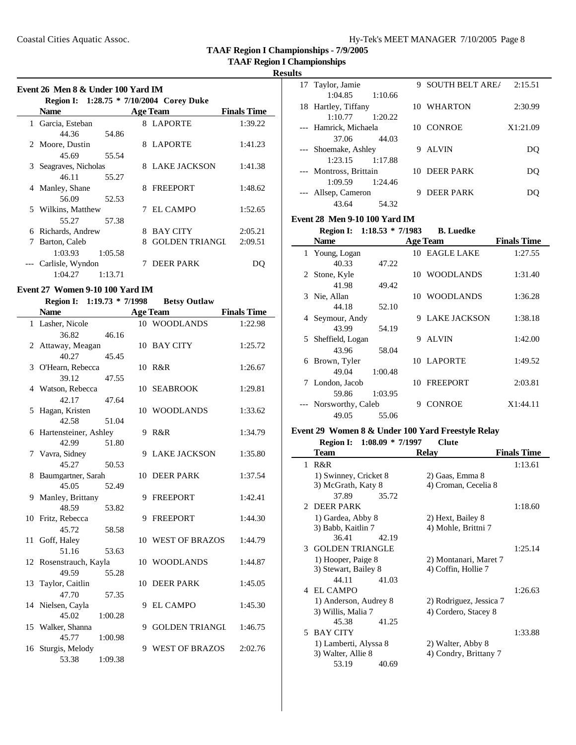**TAAF Region I Championships - 7/9/2005**

**TAAF Region I Championships**

**Results**

### Event 26 Men 8 & Under 100 Yard IM

**Region I: 1:28.75 * 7/10/2004 Corey Duke**

| | Name | Age | Team | Finals Time |
|---|---|---|---|---|
| 1 | Garcia, Esteban | 8 | LAPORTE | 1:39.22 |
| | 44.36 | 54.86 | | |
| 2 | Moore, Dustin | 8 | LAPORTE | 1:41.23 |
| | 45.69 | 55.54 | | |
| 3 | Seagraves, Nicholas | 8 | LAKE JACKSON | 1:41.38 |
| | 46.11 | 55.27 | | |
| 4 | Manley, Shane | 8 | FREEPORT | 1:48.62 |
| | 56.09 | 52.53 | | |
| 5 | Wilkins, Matthew | 7 | EL CAMPO | 1:52.65 |
| | 55.27 | 57.38 | | |
| 6 | Richards, Andrew | 8 | BAY CITY | 2:05.21 |
| 7 | Barton, Caleb | 8 | GOLDEN TRIANGL | 2:09.51 |
| | 1:03.93 | 1:05.58 | | |
| --- | Carlisle, Wyndon | 7 | DEER PARK | DQ |
| | 1:04.27 | 1:13.71 | | |

### Event 27 Women 9-10 100 Yard IM

**Region I: 1:19.73 * 7/1998 Betsy Outlaw**

| | Name | Age | Team | Finals Time |
|---|---|---|---|---|
| 1 | Lasher, Nicole | 10 | WOODLANDS | 1:22.98 |
| | 36.82 | 46.16 | | |
| 2 | Attaway, Meagan | 10 | BAY CITY | 1:25.72 |
| | 40.27 | 45.45 | | |
| 3 | O'Hearn, Rebecca | 10 | R&R | 1:26.67 |
| | 39.12 | 47.55 | | |
| 4 | Watson, Rebecca | 10 | SEABROOK | 1:29.81 |
| | 42.17 | 47.64 | | |
| 5 | Hagan, Kristen | 10 | WOODLANDS | 1:33.62 |
| | 42.58 | 51.04 | | |
| 6 | Hartensteiner, Ashley | 9 | R&R | 1:34.79 |
| | 42.99 | 51.80 | | |
| 7 | Vavra, Sidney | 9 | LAKE JACKSON | 1:35.80 |
| | 45.27 | 50.53 | | |
| 8 | Baumgartner, Sarah | 10 | DEER PARK | 1:37.54 |
| | 45.05 | 52.49 | | |
| 9 | Manley, Brittany | 9 | FREEPORT | 1:42.41 |
| | 48.59 | 53.82 | | |
| 10 | Fritz, Rebecca | 9 | FREEPORT | 1:44.30 |
| | 45.72 | 58.58 | | |
| 11 | Goff, Haley | 10 | WEST OF BRAZOS | 1:44.79 |
| | 51.16 | 53.63 | | |
| 12 | Rosenstrauch, Kayla | 10 | WOODLANDS | 1:44.87 |
| | 49.59 | 55.28 | | |
| 13 | Taylor, Caitlin | 10 | DEER PARK | 1:45.05 |
| | 47.70 | 57.35 | | |
| 14 | Nielsen, Cayla | 9 | EL CAMPO | 1:45.30 |
| | 45.02 | 1:00.28 | | |
| 15 | Walker, Shanna | 9 | GOLDEN TRIANGL | 1:46.75 |
| | 45.77 | 1:00.98 | | |
| 16 | Sturgis, Melody | 9 | WEST OF BRAZOS | 2:02.76 |
| | 53.38 | 1:09.38 | | |
| 17 | Taylor, Jamie | 9 | SOUTH BELT ARE/ | 2:15.51 |
| | 1:04.85 | 1:10.66 | | |
| 18 | Hartley, Tiffany | 10 | WHARTON | 2:30.99 |
| | 1:10.77 | 1:20.22 | | |
| --- | Hamrick, Michaela | 10 | CONROE | X1:21.09 |
| | 37.06 | 44.03 | | |
| --- | Shoemake, Ashley | 9 | ALVIN | DQ |
| | 1:23.15 | 1:17.88 | | |
| --- | Montross, Brittain | 10 | DEER PARK | DQ |
| | 1:09.59 | 1:24.46 | | |
| --- | Allsep, Cameron | 9 | DEER PARK | DQ |
| | 43.64 | 54.32 | | |

### Event 28 Men 9-10 100 Yard IM

**Region I: 1:18.53 * 7/1983 B. Luedke**

| | Name | Age | Team | Finals Time |
|---|---|---|---|---|
| 1 | Young, Logan | 10 | EAGLE LAKE | 1:27.55 |
| | 40.33 | 47.22 | | |
| 2 | Stone, Kyle | 10 | WOODLANDS | 1:31.40 |
| | 41.98 | 49.42 | | |
| 3 | Nie, Allan | 10 | WOODLANDS | 1:36.28 |
| | 44.18 | 52.10 | | |
| 4 | Seymour, Andy | 9 | LAKE JACKSON | 1:38.18 |
| | 43.99 | 54.19 | | |
| 5 | Sheffield, Logan | 9 | ALVIN | 1:42.00 |
| | 43.96 | 58.04 | | |
| 6 | Brown, Tyler | 10 | LAPORTE | 1:49.52 |
| | 49.04 | 1:00.48 | | |
| 7 | London, Jacob | 10 | FREEPORT | 2:03.81 |
| | 59.86 | 1:03.95 | | |
| --- | Norsworthy, Caleb | 9 | CONROE | X1:44.11 |
| | 49.05 | 55.06 | | |

### Event 29 Women 8 & Under 100 Yard Freestyle Relay

**Region I: 1:08.09 * 7/1997 Clute**

| | Team | Relay | Finals Time |
|---|---|---|---|
| 1 | R&R | | 1:13.61 |
| | 1) Swinney, Cricket 8 | 2) Gaas, Emma 8 | |
| | 3) McGrath, Katy 8 | 4) Croman, Cecelia 8 | |
| | 37.89 | 35.72 | |
| 2 | DEER PARK | | 1:18.60 |
| | 1) Gardea, Abby 8 | 2) Hext, Bailey 8 | |
| | 3) Babb, Kaitlin 7 | 4) Mohle, Brittni 7 | |
| | 36.41 | 42.19 | |
| 3 | GOLDEN TRIANGLE | | 1:25.14 |
| | 1) Hooper, Paige 8 | 2) Montanari, Maret 7 | |
| | 3) Stewart, Bailey 8 | 4) Coffin, Hollie 7 | |
| | 44.11 | 41.03 | |
| 4 | EL CAMPO | | 1:26.63 |
| | 1) Anderson, Audrey 8 | 2) Rodriguez, Jessica 7 | |
| | 3) Willis, Malia 7 | 4) Cordero, Stacey 8 | |
| | 45.38 | 41.25 | |
| 5 | BAY CITY | | 1:33.88 |
| | 1) Lamberti, Alyssa 8 | 2) Walter, Abby 8 | |
| | 3) Walter, Allie 8 | 4) Condry, Brittany 7 | |
| | 53.19 | 40.69 | |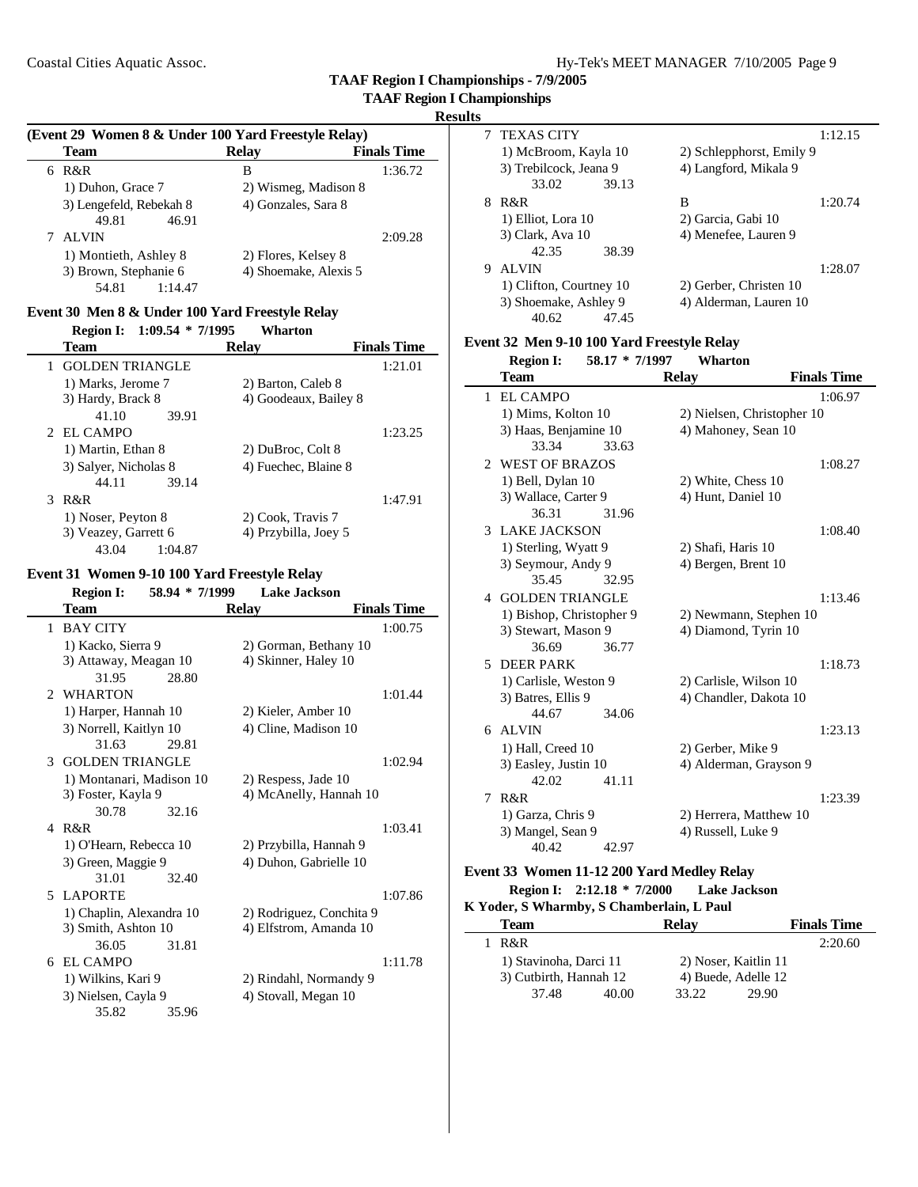## TAAF Region I Championships - 7/9/2005

### TAAF Region I Championships

**Results**

**(Event 29 Women 8 & Under 100 Yard Freestyle Relay)**

| | Team | Relay | Finals Time |
|---|---|---|---|
| 6 | R&R | B | 1:36.72 |
| | 1) Duhon, Grace 7 | 2) Wismeg, Madison 8 | |
| | 3) Lengefeld, Rebekah 8 | 4) Gonzales, Sara 8 | |
| | 49.81 46.91 | | |
| 7 | ALVIN | | 2:09.28 |
| | 1) Montieth, Ashley 8 | 2) Flores, Kelsey 8 | |
| | 3) Brown, Stephanie 6 | 4) Shoemake, Alexis 5 | |
| | 54.81 1:14.47 | | |

### Event 30 Men 8 & Under 100 Yard Freestyle Relay

**Region I: 1:09.54 * 7/1995 Wharton**

| | Team | Relay | Finals Time |
|---|---|---|---|
| 1 | GOLDEN TRIANGLE | | 1:21.01 |
| | 1) Marks, Jerome 7 | 2) Barton, Caleb 8 | |
| | 3) Hardy, Brack 8 | 4) Goodeaux, Bailey 8 | |
| | 41.10 39.91 | | |
| 2 | EL CAMPO | | 1:23.25 |
| | 1) Martin, Ethan 8 | 2) DuBroc, Colt 8 | |
| | 3) Salyer, Nicholas 8 | 4) Fuechec, Blaine 8 | |
| | 44.11 39.14 | | |
| 3 | R&R | | 1:47.91 |
| | 1) Noser, Peyton 8 | 2) Cook, Travis 7 | |
| | 3) Veazey, Garrett 6 | 4) Przybilla, Joey 5 | |
| | 43.04 1:04.87 | | |

### Event 31 Women 9-10 100 Yard Freestyle Relay

**Region I: 58.94 * 7/1999 Lake Jackson**

| | Team | Relay | Finals Time |
|---|---|---|---|
| 1 | BAY CITY | | 1:00.75 |
| | 1) Kacko, Sierra 9 | 2) Gorman, Bethany 10 | |
| | 3) Attaway, Meagan 10 | 4) Skinner, Haley 10 | |
| | 31.95 28.80 | | |
| 2 | WHARTON | | 1:01.44 |
| | 1) Harper, Hannah 10 | 2) Kieler, Amber 10 | |
| | 3) Norrell, Kaitlyn 10 | 4) Cline, Madison 10 | |
| | 31.63 29.81 | | |
| 3 | GOLDEN TRIANGLE | | 1:02.94 |
| | 1) Montanari, Madison 10 | 2) Respess, Jade 10 | |
| | 3) Foster, Kayla 9 | 4) McAnelly, Hannah 10 | |
| | 30.78 32.16 | | |
| 4 | R&R | | 1:03.41 |
| | 1) O'Hearn, Rebecca 10 | 2) Przybilla, Hannah 9 | |
| | 3) Green, Maggie 9 | 4) Duhon, Gabrielle 10 | |
| | 31.01 32.40 | | |
| 5 | LAPORTE | | 1:07.86 |
| | 1) Chaplin, Alexandra 10 | 2) Rodriguez, Conchita 9 | |
| | 3) Smith, Ashton 10 | 4) Elfstrom, Amanda 10 | |
| | 36.05 31.81 | | |
| 6 | EL CAMPO | | 1:11.78 |
| | 1) Wilkins, Kari 9 | 2) Rindahl, Normandy 9 | |
| | 3) Nielsen, Cayla 9 | 4) Stovall, Megan 10 | |
| | 35.82 35.96 | | |
| 7 | TEXAS CITY | | 1:12.15 |
| | 1) McBroom, Kayla 10 | 2) Schlepphorst, Emily 9 | |
| | 3) Trebilcock, Jeana 9 | 4) Langford, Mikala 9 | |
| | 33.02 39.13 | | |
| 8 | R&R | B | 1:20.74 |
| | 1) Elliot, Lora 10 | 2) Garcia, Gabi 10 | |
| | 3) Clark, Ava 10 | 4) Menefee, Lauren 9 | |
| | 42.35 38.39 | | |
| 9 | ALVIN | | 1:28.07 |
| | 1) Clifton, Courtney 10 | 2) Gerber, Christen 10 | |
| | 3) Shoemake, Ashley 9 | 4) Alderman, Lauren 10 | |
| | 40.62 47.45 | | |

### Event 32 Men 9-10 100 Yard Freestyle Relay

**Region I: 58.17 * 7/1997 Wharton**

| | Team | Relay | Finals Time |
|---|---|---|---|
| 1 | EL CAMPO | | 1:06.97 |
| | 1) Mims, Kolton 10 | 2) Nielsen, Christopher 10 | |
| | 3) Haas, Benjamine 10 | 4) Mahoney, Sean 10 | |
| | 33.34 33.63 | | |
| 2 | WEST OF BRAZOS | | 1:08.27 |
| | 1) Bell, Dylan 10 | 2) White, Chess 10 | |
| | 3) Wallace, Carter 9 | 4) Hunt, Daniel 10 | |
| | 36.31 31.96 | | |
| 3 | LAKE JACKSON | | 1:08.40 |
| | 1) Sterling, Wyatt 9 | 2) Shafi, Haris 10 | |
| | 3) Seymour, Andy 9 | 4) Bergen, Brent 10 | |
| | 35.45 32.95 | | |
| 4 | GOLDEN TRIANGLE | | 1:13.46 |
| | 1) Bishop, Christopher 9 | 2) Newmann, Stephen 10 | |
| | 3) Stewart, Mason 9 | 4) Diamond, Tyrin 10 | |
| | 36.69 36.77 | | |
| 5 | DEER PARK | | 1:18.73 |
| | 1) Carlisle, Weston 9 | 2) Carlisle, Wilson 10 | |
| | 3) Batres, Ellis 9 | 4) Chandler, Dakota 10 | |
| | 44.67 34.06 | | |
| 6 | ALVIN | | 1:23.13 |
| | 1) Hall, Creed 10 | 2) Gerber, Mike 9 | |
| | 3) Easley, Justin 10 | 4) Alderman, Grayson 9 | |
| | 42.02 41.11 | | |
| 7 | R&R | | 1:23.39 |
| | 1) Garza, Chris 9 | 2) Herrera, Matthew 10 | |
| | 3) Mangel, Sean 9 | 4) Russell, Luke 9 | |
| | 40.42 42.97 | | |

### Event 33 Women 11-12 200 Yard Medley Relay

**Region I: 2:12.18 * 7/2000 Lake Jackson**

**K Yoder, S Wharmby, S Chamberlain, L Paul**

| | Team | Relay | Finals Time |
|---|---|---|---|
| 1 | R&R | | 2:20.60 |
| | 1) Stavinoha, Darci 11 | 2) Noser, Kaitlin 11 | |
| | 3) Cutbirth, Hannah 12 | 4) Buede, Adelle 12 | |
| | 37.48 40.00 | 33.22 29.90 | |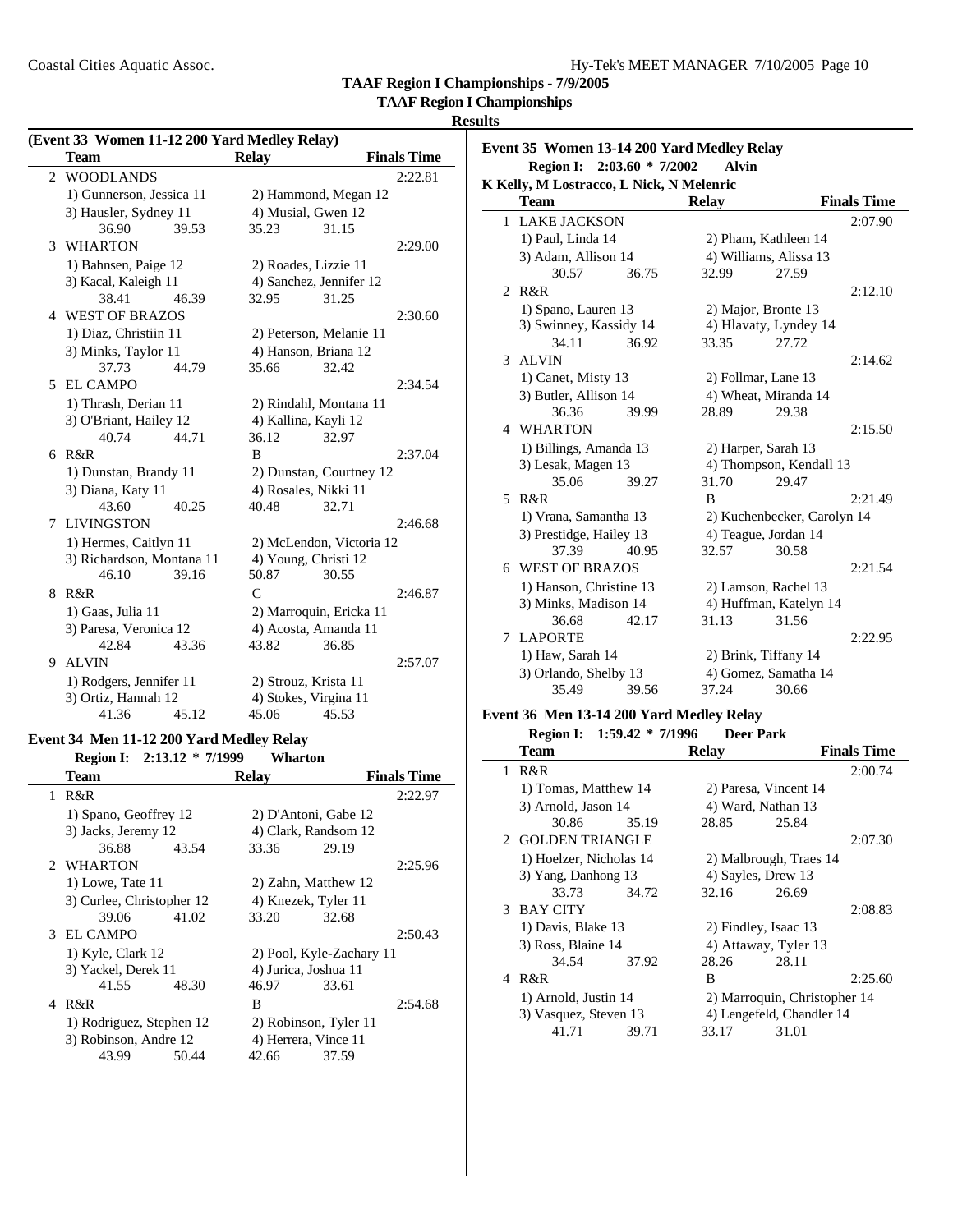## TAAF Region I Championships - 7/9/2005

### TAAF Region I Championships

### Results

**(Event 33 Women 11-12 200 Yard Medley Relay)**

| | Team | Relay | Finals Time |
|---|---|---|---|
| 2 | WOODLANDS | | 2:22.81 |
| | 1) Gunnerson, Jessica 11 | 2) Hammond, Megan 12 | |
| | 3) Hausler, Sydney 11 | 4) Musial, Gwen 12 | |
| | 36.90 39.53 | 35.23 31.15 | |
| 3 | WHARTON | | 2:29.00 |
| | 1) Bahnsen, Paige 12 | 2) Roades, Lizzie 11 | |
| | 3) Kacal, Kaleigh 11 | 4) Sanchez, Jennifer 12 | |
| | 38.41 46.39 | 32.95 31.25 | |
| 4 | WEST OF BRAZOS | | 2:30.60 |
| | 1) Diaz, Christiin 11 | 2) Peterson, Melanie 11 | |
| | 3) Minks, Taylor 11 | 4) Hanson, Briana 12 | |
| | 37.73 44.79 | 35.66 32.42 | |
| 5 | EL CAMPO | | 2:34.54 |
| | 1) Thrash, Derian 11 | 2) Rindahl, Montana 11 | |
| | 3) O'Briant, Hailey 12 | 4) Kallina, Kayli 12 | |
| | 40.74 44.71 | 36.12 32.97 | |
| 6 | R&R | B | 2:37.04 |
| | 1) Dunstan, Brandy 11 | 2) Dunstan, Courtney 12 | |
| | 3) Diana, Katy 11 | 4) Rosales, Nikki 11 | |
| | 43.60 40.25 | 40.48 32.71 | |
| 7 | LIVINGSTON | | 2:46.68 |
| | 1) Hermes, Caitlyn 11 | 2) McLendon, Victoria 12 | |
| | 3) Richardson, Montana 11 | 4) Young, Christi 12 | |
| | 46.10 39.16 | 50.87 30.55 | |
| 8 | R&R | C | 2:46.87 |
| | 1) Gaas, Julia 11 | 2) Marroquin, Ericka 11 | |
| | 3) Paresa, Veronica 12 | 4) Acosta, Amanda 11 | |
| | 42.84 43.36 | 43.82 36.85 | |
| 9 | ALVIN | | 2:57.07 |
| | 1) Rodgers, Jennifer 11 | 2) Strouz, Krista 11 | |
| | 3) Ortiz, Hannah 12 | 4) Stokes, Virgina 11 | |
| | 41.36 45.12 | 45.06 45.53 | |

**Event 34 Men 11-12 200 Yard Medley Relay**

**Region I: 2:13.12 * 7/1999 Wharton**

| | Team | Relay | Finals Time |
|---|---|---|---|
| 1 | R&R | | 2:22.97 |
| | 1) Spano, Geoffrey 12 | 2) D'Antoni, Gabe 12 | |
| | 3) Jacks, Jeremy 12 | 4) Clark, Randsom 12 | |
| | 36.88 43.54 | 33.36 29.19 | |
| 2 | WHARTON | | 2:25.96 |
| | 1) Lowe, Tate 11 | 2) Zahn, Matthew 12 | |
| | 3) Curlee, Christopher 12 | 4) Knezek, Tyler 11 | |
| | 39.06 41.02 | 33.20 32.68 | |
| 3 | EL CAMPO | | 2:50.43 |
| | 1) Kyle, Clark 12 | 2) Pool, Kyle-Zachary 11 | |
| | 3) Yackel, Derek 11 | 4) Jurica, Joshua 11 | |
| | 41.55 48.30 | 46.97 33.61 | |
| 4 | R&R | B | 2:54.68 |
| | 1) Rodriguez, Stephen 12 | 2) Robinson, Tyler 11 | |
| | 3) Robinson, Andre 12 | 4) Herrera, Vince 11 | |
| | 43.99 50.44 | 42.66 37.59 | |

**Event 35 Women 13-14 200 Yard Medley Relay**

**Region I: 2:03.60 * 7/2002 Alvin**

**K Kelly, M Lostracco, L Nick, N Melenric**

| | Team | Relay | Finals Time |
|---|---|---|---|
| 1 | LAKE JACKSON | | 2:07.90 |
| | 1) Paul, Linda 14 | 2) Pham, Kathleen 14 | |
| | 3) Adam, Allison 14 | 4) Williams, Alissa 13 | |
| | 30.57 36.75 | 32.99 27.59 | |
| 2 | R&R | | 2:12.10 |
| | 1) Spano, Lauren 13 | 2) Major, Bronte 13 | |
| | 3) Swinney, Kassidy 14 | 4) Hlavaty, Lyndey 14 | |
| | 34.11 36.92 | 33.35 27.72 | |
| 3 | ALVIN | | 2:14.62 |
| | 1) Canet, Misty 13 | 2) Follmar, Lane 13 | |
| | 3) Butler, Allison 14 | 4) Wheat, Miranda 14 | |
| | 36.36 39.99 | 28.89 29.38 | |
| 4 | WHARTON | | 2:15.50 |
| | 1) Billings, Amanda 13 | 2) Harper, Sarah 13 | |
| | 3) Lesak, Magen 13 | 4) Thompson, Kendall 13 | |
| | 35.06 39.27 | 31.70 29.47 | |
| 5 | R&R | B | 2:21.49 |
| | 1) Vrana, Samantha 13 | 2) Kuchenbecker, Carolyn 14 | |
| | 3) Prestidge, Hailey 13 | 4) Teague, Jordan 14 | |
| | 37.39 40.95 | 32.57 30.58 | |
| 6 | WEST OF BRAZOS | | 2:21.54 |
| | 1) Hanson, Christine 13 | 2) Lamson, Rachel 13 | |
| | 3) Minks, Madison 14 | 4) Huffman, Katelyn 14 | |
| | 36.68 42.17 | 31.13 31.56 | |
| 7 | LAPORTE | | 2:22.95 |
| | 1) Haw, Sarah 14 | 2) Brink, Tiffany 14 | |
| | 3) Orlando, Shelby 13 | 4) Gomez, Samatha 14 | |
| | 35.49 39.56 | 37.24 30.66 | |

**Event 36 Men 13-14 200 Yard Medley Relay**

**Region I: 1:59.42 * 7/1996 Deer Park**

| | Team | Relay | Finals Time |
|---|---|---|---|
| 1 | R&R | | 2:00.74 |
| | 1) Tomas, Matthew 14 | 2) Paresa, Vincent 14 | |
| | 3) Arnold, Jason 14 | 4) Ward, Nathan 13 | |
| | 30.86 35.19 | 28.85 25.84 | |
| 2 | GOLDEN TRIANGLE | | 2:07.30 |
| | 1) Hoelzer, Nicholas 14 | 2) Malbrough, Traes 14 | |
| | 3) Yang, Danhong 13 | 4) Sayles, Drew 13 | |
| | 33.73 34.72 | 32.16 26.69 | |
| 3 | BAY CITY | | 2:08.83 |
| | 1) Davis, Blake 13 | 2) Findley, Isaac 13 | |
| | 3) Ross, Blaine 14 | 4) Attaway, Tyler 13 | |
| | 34.54 37.92 | 28.26 28.11 | |
| 4 | R&R | B | 2:25.60 |
| | 1) Arnold, Justin 14 | 2) Marroquin, Christopher 14 | |
| | 3) Vasquez, Steven 13 | 4) Lengefeld, Chandler 14 | |
| | 41.71 39.71 | 33.17 31.01 | |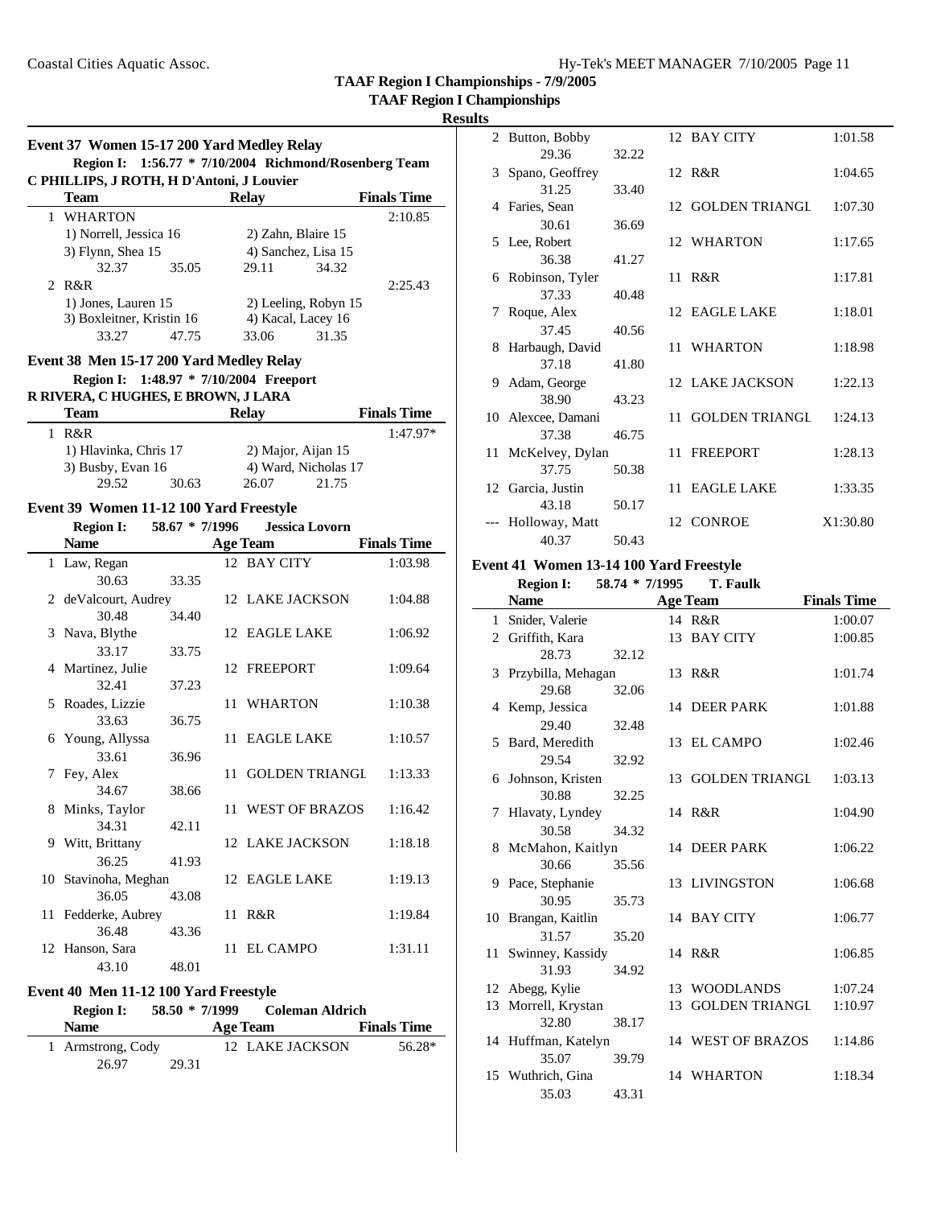# TAAF Region I Championships - 7/9/2005

## TAAF Region I Championships

### Results

#### Event 37 Women 15-17 200 Yard Medley Relay

Region I: 1:56.77 * 7/10/2004 Richmond/Rosenberg Team
C PHILLIPS, J ROTH, H D'Antoni, J Louvier

| | Team | Relay | Finals Time |
|---|---|---|---|
| 1 | WHARTON | | 2:10.85 |
| | 1) Norrell, Jessica 16 | 2) Zahn, Blaire 15 | |
| | 3) Flynn, Shea 15 | 4) Sanchez, Lisa 15 | |
| | 32.37 35.05 | 29.11 34.32 | |
| 2 | R&R | | 2:25.43 |
| | 1) Jones, Lauren 15 | 2) Leeling, Robyn 15 | |
| | 3) Boxleitner, Kristin 16 | 4) Kacal, Lacey 16 | |
| | 33.27 47.75 | 33.06 31.35 | |

#### Event 38 Men 15-17 200 Yard Medley Relay

Region I: 1:48.97 * 7/10/2004 Freeport
R RIVERA, C HUGHES, E BROWN, J LARA

| | Team | Relay | Finals Time |
|---|---|---|---|
| 1 | R&R | | 1:47.97* |
| | 1) Hlavinka, Chris 17 | 2) Major, Aijan 15 | |
| | 3) Busby, Evan 16 | 4) Ward, Nicholas 17 | |
| | 29.52 30.63 | 26.07 21.75 | |

#### Event 39 Women 11-12 100 Yard Freestyle

Region I: 58.67 * 7/1996 Jessica Lovorn

| | Name | Age | Team | Finals Time |
|---|---|---|---|---|
| 1 | Law, Regan | 12 | BAY CITY | 1:03.98 |
| | 30.63 33.35 | | | |
| 2 | deValcourt, Audrey | 12 | LAKE JACKSON | 1:04.88 |
| | 30.48 34.40 | | | |
| 3 | Nava, Blythe | 12 | EAGLE LAKE | 1:06.92 |
| | 33.17 33.75 | | | |
| 4 | Martinez, Julie | 12 | FREEPORT | 1:09.64 |
| | 32.41 37.23 | | | |
| 5 | Roades, Lizzie | 11 | WHARTON | 1:10.38 |
| | 33.63 36.75 | | | |
| 6 | Young, Allyssa | 11 | EAGLE LAKE | 1:10.57 |
| | 33.61 36.96 | | | |
| 7 | Fey, Alex | 11 | GOLDEN TRIANGL | 1:13.33 |
| | 34.67 38.66 | | | |
| 8 | Minks, Taylor | 11 | WEST OF BRAZOS | 1:16.42 |
| | 34.31 42.11 | | | |
| 9 | Witt, Brittany | 12 | LAKE JACKSON | 1:18.18 |
| | 36.25 41.93 | | | |
| 10 | Stavinoha, Meghan | 12 | EAGLE LAKE | 1:19.13 |
| | 36.05 43.08 | | | |
| 11 | Fedderke, Aubrey | 11 | R&R | 1:19.84 |
| | 36.48 43.36 | | | |
| 12 | Hanson, Sara | 11 | EL CAMPO | 1:31.11 |
| | 43.10 48.01 | | | |

#### Event 40 Men 11-12 100 Yard Freestyle

Region I: 58.50 * 7/1999 Coleman Aldrich

| | Name | Age | Team | Finals Time |
|---|---|---|---|---|
| 1 | Armstrong, Cody | 12 | LAKE JACKSON | 56.28* |
| | 26.97 29.31 | | | |
| 2 | Button, Bobby | 12 | BAY CITY | 1:01.58 |
| | 29.36 32.22 | | | |
| 3 | Spano, Geoffrey | 12 | R&R | 1:04.65 |
| | 31.25 33.40 | | | |
| 4 | Faries, Sean | 12 | GOLDEN TRIANGL | 1:07.30 |
| | 30.61 36.69 | | | |
| 5 | Lee, Robert | 12 | WHARTON | 1:17.65 |
| | 36.38 41.27 | | | |
| 6 | Robinson, Tyler | 11 | R&R | 1:17.81 |
| | 37.33 40.48 | | | |
| 7 | Roque, Alex | 12 | EAGLE LAKE | 1:18.01 |
| | 37.45 40.56 | | | |
| 8 | Harbaugh, David | 11 | WHARTON | 1:18.98 |
| | 37.18 41.80 | | | |
| 9 | Adam, George | 12 | LAKE JACKSON | 1:22.13 |
| | 38.90 43.23 | | | |
| 10 | Alexcee, Damani | 11 | GOLDEN TRIANGL | 1:24.13 |
| | 37.38 46.75 | | | |
| 11 | McKelvey, Dylan | 11 | FREEPORT | 1:28.13 |
| | 37.75 50.38 | | | |
| 12 | Garcia, Justin | 11 | EAGLE LAKE | 1:33.35 |
| | 43.18 50.17 | | | |
| --- | Holloway, Matt | 12 | CONROE | X1:30.80 |
| | 40.37 50.43 | | | |

#### Event 41 Women 13-14 100 Yard Freestyle

Region I: 58.74 * 7/1995 T. Faulk

| | Name | Age | Team | Finals Time |
|---|---|---|---|---|
| 1 | Snider, Valerie | 14 | R&R | 1:00.07 |
| 2 | Griffith, Kara | 13 | BAY CITY | 1:00.85 |
| | 28.73 32.12 | | | |
| 3 | Przybilla, Mehagan | 13 | R&R | 1:01.74 |
| | 29.68 32.06 | | | |
| 4 | Kemp, Jessica | 14 | DEER PARK | 1:01.88 |
| | 29.40 32.48 | | | |
| 5 | Bard, Meredith | 13 | EL CAMPO | 1:02.46 |
| | 29.54 32.92 | | | |
| 6 | Johnson, Kristen | 13 | GOLDEN TRIANGL | 1:03.13 |
| | 30.88 32.25 | | | |
| 7 | Hlavaty, Lyndey | 14 | R&R | 1:04.90 |
| | 30.58 34.32 | | | |
| 8 | McMahon, Kaitlyn | 14 | DEER PARK | 1:06.22 |
| | 30.66 35.56 | | | |
| 9 | Pace, Stephanie | 13 | LIVINGSTON | 1:06.68 |
| | 30.95 35.73 | | | |
| 10 | Brangan, Kaitlin | 14 | BAY CITY | 1:06.77 |
| | 31.57 35.20 | | | |
| 11 | Swinney, Kassidy | 14 | R&R | 1:06.85 |
| | 31.93 34.92 | | | |
| 12 | Abegg, Kylie | 13 | WOODLANDS | 1:07.24 |
| 13 | Morrell, Krystan | 13 | GOLDEN TRIANGL | 1:10.97 |
| | 32.80 38.17 | | | |
| 14 | Huffman, Katelyn | 14 | WEST OF BRAZOS | 1:14.86 |
| | 35.07 39.79 | | | |
| 15 | Wuthrich, Gina | 14 | WHARTON | 1:18.34 |
| | 35.03 43.31 | | | |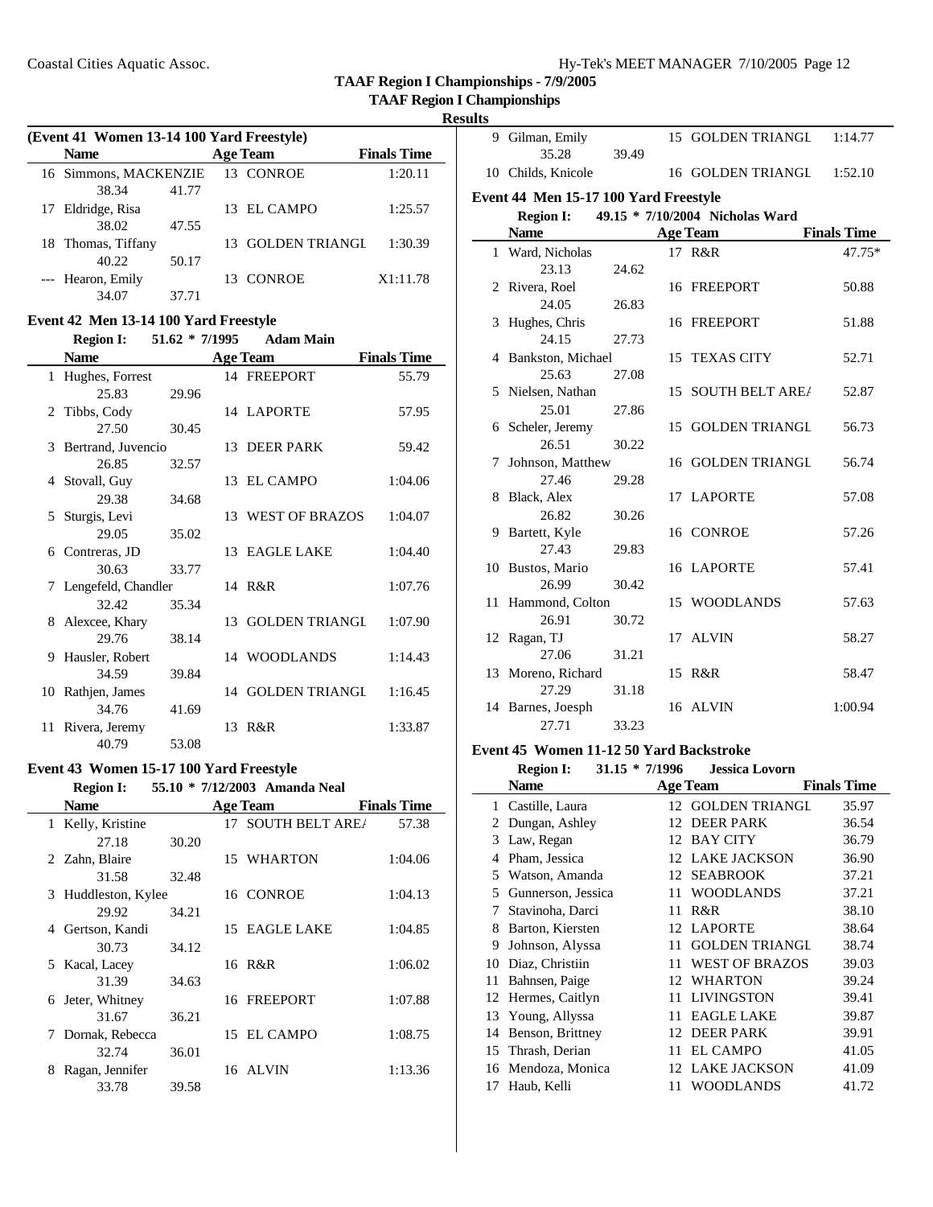**TAAF Region I Championships - 7/9/2005**

**TAAF Region I Championships**

**Results**

### (Event 41 Women 13-14 100 Yard Freestyle)

| | Name | Age | Team | Finals Time |
|---|---|---|---|---|
| 16 | Simmons, MACKENZIE | 13 | CONROE | 1:20.11 |
| | 38.34 | 41.77 | | |
| 17 | Eldridge, Risa | 13 | EL CAMPO | 1:25.57 |
| | 38.02 | 47.55 | | |
| 18 | Thomas, Tiffany | 13 | GOLDEN TRIANGL | 1:30.39 |
| | 40.22 | 50.17 | | |
| --- | Hearon, Emily | 13 | CONROE | X1:11.78 |
| | 34.07 | 37.71 | | |

### Event 42 Men 13-14 100 Yard Freestyle

**Region I: 51.62 * 7/1995 Adam Main**

| | Name | Age | Team | Finals Time |
|---|---|---|---|---|
| 1 | Hughes, Forrest | 14 | FREEPORT | 55.79 |
| | 25.83 | 29.96 | | |
| 2 | Tibbs, Cody | 14 | LAPORTE | 57.95 |
| | 27.50 | 30.45 | | |
| 3 | Bertrand, Juvencio | 13 | DEER PARK | 59.42 |
| | 26.85 | 32.57 | | |
| 4 | Stovall, Guy | 13 | EL CAMPO | 1:04.06 |
| | 29.38 | 34.68 | | |
| 5 | Sturgis, Levi | 13 | WEST OF BRAZOS | 1:04.07 |
| | 29.05 | 35.02 | | |
| 6 | Contreras, JD | 13 | EAGLE LAKE | 1:04.40 |
| | 30.63 | 33.77 | | |
| 7 | Lengefeld, Chandler | 14 | R&R | 1:07.76 |
| | 32.42 | 35.34 | | |
| 8 | Alexcee, Khary | 13 | GOLDEN TRIANGL | 1:07.90 |
| | 29.76 | 38.14 | | |
| 9 | Hausler, Robert | 14 | WOODLANDS | 1:14.43 |
| | 34.59 | 39.84 | | |
| 10 | Rathjen, James | 14 | GOLDEN TRIANGL | 1:16.45 |
| | 34.76 | 41.69 | | |
| 11 | Rivera, Jeremy | 13 | R&R | 1:33.87 |
| | 40.79 | 53.08 | | |

### Event 43 Women 15-17 100 Yard Freestyle

**Region I: 55.10 * 7/12/2003 Amanda Neal**

| | Name | Age | Team | Finals Time |
|---|---|---|---|---|
| 1 | Kelly, Kristine | 17 | SOUTH BELT ARE/ | 57.38 |
| | 27.18 | 30.20 | | |
| 2 | Zahn, Blaire | 15 | WHARTON | 1:04.06 |
| | 31.58 | 32.48 | | |
| 3 | Huddleston, Kylee | 16 | CONROE | 1:04.13 |
| | 29.92 | 34.21 | | |
| 4 | Gertson, Kandi | 15 | EAGLE LAKE | 1:04.85 |
| | 30.73 | 34.12 | | |
| 5 | Kacal, Lacey | 16 | R&R | 1:06.02 |
| | 31.39 | 34.63 | | |
| 6 | Jeter, Whitney | 16 | FREEPORT | 1:07.88 |
| | 31.67 | 36.21 | | |
| 7 | Dornak, Rebecca | 15 | EL CAMPO | 1:08.75 |
| | 32.74 | 36.01 | | |
| 8 | Ragan, Jennifer | 16 | ALVIN | 1:13.36 |
| | 33.78 | 39.58 | | |
| 9 | Gilman, Emily | 15 | GOLDEN TRIANGL | 1:14.77 |
| | 35.28 | 39.49 | | |
| 10 | Childs, Knicole | 16 | GOLDEN TRIANGL | 1:52.10 |

### Event 44 Men 15-17 100 Yard Freestyle

**Region I: 49.15 * 7/10/2004 Nicholas Ward**

| | Name | Age | Team | Finals Time |
|---|---|---|---|---|
| 1 | Ward, Nicholas | 17 | R&R | 47.75* |
| | 23.13 | 24.62 | | |
| 2 | Rivera, Roel | 16 | FREEPORT | 50.88 |
| | 24.05 | 26.83 | | |
| 3 | Hughes, Chris | 16 | FREEPORT | 51.88 |
| | 24.15 | 27.73 | | |
| 4 | Bankston, Michael | 15 | TEXAS CITY | 52.71 |
| | 25.63 | 27.08 | | |
| 5 | Nielsen, Nathan | 15 | SOUTH BELT ARE/ | 52.87 |
| | 25.01 | 27.86 | | |
| 6 | Scheler, Jeremy | 15 | GOLDEN TRIANGL | 56.73 |
| | 26.51 | 30.22 | | |
| 7 | Johnson, Matthew | 16 | GOLDEN TRIANGL | 56.74 |
| | 27.46 | 29.28 | | |
| 8 | Black, Alex | 17 | LAPORTE | 57.08 |
| | 26.82 | 30.26 | | |
| 9 | Bartett, Kyle | 16 | CONROE | 57.26 |
| | 27.43 | 29.83 | | |
| 10 | Bustos, Mario | 16 | LAPORTE | 57.41 |
| | 26.99 | 30.42 | | |
| 11 | Hammond, Colton | 15 | WOODLANDS | 57.63 |
| | 26.91 | 30.72 | | |
| 12 | Ragan, TJ | 17 | ALVIN | 58.27 |
| | 27.06 | 31.21 | | |
| 13 | Moreno, Richard | 15 | R&R | 58.47 |
| | 27.29 | 31.18 | | |
| 14 | Barnes, Joesph | 16 | ALVIN | 1:00.94 |
| | 27.71 | 33.23 | | |

### Event 45 Women 11-12 50 Yard Backstroke

**Region I: 31.15 * 7/1996 Jessica Lovorn**

| | Name | Age | Team | Finals Time |
|---|---|---|---|---|
| 1 | Castille, Laura | 12 | GOLDEN TRIANGL | 35.97 |
| 2 | Dungan, Ashley | 12 | DEER PARK | 36.54 |
| 3 | Law, Regan | 12 | BAY CITY | 36.79 |
| 4 | Pham, Jessica | 12 | LAKE JACKSON | 36.90 |
| 5 | Watson, Amanda | 12 | SEABROOK | 37.21 |
| 5 | Gunnerson, Jessica | 11 | WOODLANDS | 37.21 |
| 7 | Stavinoha, Darci | 11 | R&R | 38.10 |
| 8 | Barton, Kiersten | 12 | LAPORTE | 38.64 |
| 9 | Johnson, Alyssa | 11 | GOLDEN TRIANGL | 38.74 |
| 10 | Diaz, Christiin | 11 | WEST OF BRAZOS | 39.03 |
| 11 | Bahnsen, Paige | 12 | WHARTON | 39.24 |
| 12 | Hermes, Caitlyn | 11 | LIVINGSTON | 39.41 |
| 13 | Young, Allyssa | 11 | EAGLE LAKE | 39.87 |
| 14 | Benson, Brittney | 12 | DEER PARK | 39.91 |
| 15 | Thrash, Derian | 11 | EL CAMPO | 41.05 |
| 16 | Mendoza, Monica | 12 | LAKE JACKSON | 41.09 |
| 17 | Haub, Kelli | 11 | WOODLANDS | 41.72 |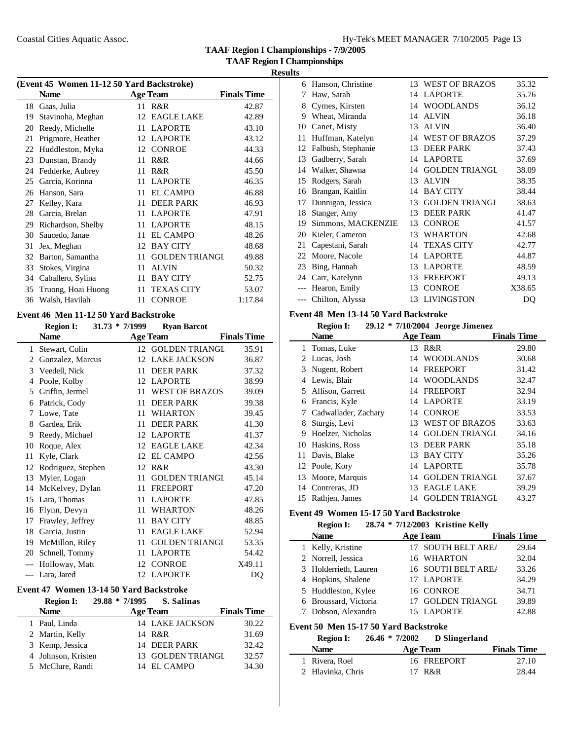# TAAF Region I Championships - 7/9/2005

## TAAF Region I Championships

### Results

**(Event 45 Women 11-12 50 Yard Backstroke)**

| | Name | Age | Team | Finals Time |
|---|---|---|---|---|
| 18 | Gaas, Julia | 11 | R&R | 42.87 |
| 19 | Stavinoha, Meghan | 12 | EAGLE LAKE | 42.89 |
| 20 | Reedy, Michelle | 11 | LAPORTE | 43.10 |
| 21 | Prigmore, Heather | 12 | LAPORTE | 43.12 |
| 22 | Huddleston, Myka | 12 | CONROE | 44.33 |
| 23 | Dunstan, Brandy | 11 | R&R | 44.66 |
| 24 | Fedderke, Aubrey | 11 | R&R | 45.50 |
| 25 | Garcia, Korinna | 11 | LAPORTE | 46.35 |
| 26 | Hanson, Sara | 11 | EL CAMPO | 46.88 |
| 27 | Kelley, Kara | 11 | DEER PARK | 46.93 |
| 28 | Garcia, Brelan | 11 | LAPORTE | 47.91 |
| 29 | Richardson, Shelby | 11 | LAPORTE | 48.15 |
| 30 | Saucedo, Janae | 11 | EL CAMPO | 48.26 |
| 31 | Jex, Meghan | 12 | BAY CITY | 48.68 |
| 32 | Barton, Samantha | 11 | GOLDEN TRIANGL | 49.88 |
| 33 | Stokes, Virgina | 11 | ALVIN | 50.32 |
| 34 | Caballero, Sylina | 11 | BAY CITY | 52.75 |
| 35 | Truong, Hoai Huong | 11 | TEXAS CITY | 53.07 |
| 36 | Walsh, Havilah | 11 | CONROE | 1:17.84 |

**Event 46 Men 11-12 50 Yard Backstroke**

Region I: 31.73 * 7/1999 Ryan Barcot

| | Name | Age | Team | Finals Time |
|---|---|---|---|---|
| 1 | Stewart, Colin | 12 | GOLDEN TRIANGL | 35.91 |
| 2 | Gonzalez, Marcus | 12 | LAKE JACKSON | 36.87 |
| 3 | Veedell, Nick | 11 | DEER PARK | 37.32 |
| 4 | Poole, Kolby | 12 | LAPORTE | 38.99 |
| 5 | Griffin, Jermel | 11 | WEST OF BRAZOS | 39.09 |
| 6 | Patrick, Cody | 11 | DEER PARK | 39.38 |
| 7 | Lowe, Tate | 11 | WHARTON | 39.45 |
| 8 | Gardea, Erik | 11 | DEER PARK | 41.30 |
| 9 | Reedy, Michael | 12 | LAPORTE | 41.37 |
| 10 | Roque, Alex | 12 | EAGLE LAKE | 42.34 |
| 11 | Kyle, Clark | 12 | EL CAMPO | 42.56 |
| 12 | Rodriguez, Stephen | 12 | R&R | 43.30 |
| 13 | Myler, Logan | 11 | GOLDEN TRIANGL | 45.14 |
| 14 | McKelvey, Dylan | 11 | FREEPORT | 47.20 |
| 15 | Lara, Thomas | 11 | LAPORTE | 47.85 |
| 16 | Flynn, Devyn | 11 | WHARTON | 48.26 |
| 17 | Frawley, Jeffrey | 11 | BAY CITY | 48.85 |
| 18 | Garcia, Justin | 11 | EAGLE LAKE | 52.94 |
| 19 | McMillon, Riley | 11 | GOLDEN TRIANGL | 53.35 |
| 20 | Schnell, Tommy | 11 | LAPORTE | 54.42 |
| --- | Holloway, Matt | 12 | CONROE | X49.11 |
| --- | Lara, Jared | 12 | LAPORTE | DQ |

**Event 47 Women 13-14 50 Yard Backstroke**

Region I: 29.88 * 7/1995 S. Salinas

| | Name | Age | Team | Finals Time |
|---|---|---|---|---|
| 1 | Paul, Linda | 14 | LAKE JACKSON | 30.22 |
| 2 | Martin, Kelly | 14 | R&R | 31.69 |
| 3 | Kemp, Jessica | 14 | DEER PARK | 32.42 |
| 4 | Johnson, Kristen | 13 | GOLDEN TRIANGL | 32.57 |
| 5 | McClure, Randi | 14 | EL CAMPO | 34.30 |
| 6 | Hanson, Christine | 13 | WEST OF BRAZOS | 35.32 |
| 7 | Haw, Sarah | 14 | LAPORTE | 35.76 |
| 8 | Cymes, Kirsten | 14 | WOODLANDS | 36.12 |
| 9 | Wheat, Miranda | 14 | ALVIN | 36.18 |
| 10 | Canet, Misty | 13 | ALVIN | 36.40 |
| 11 | Huffman, Katelyn | 14 | WEST OF BRAZOS | 37.29 |
| 12 | Falbush, Stephanie | 13 | DEER PARK | 37.43 |
| 13 | Gadberry, Sarah | 14 | LAPORTE | 37.69 |
| 14 | Walker, Shawna | 14 | GOLDEN TRIANGL | 38.09 |
| 15 | Rodgers, Sarah | 13 | ALVIN | 38.35 |
| 16 | Brangan, Kaitlin | 14 | BAY CITY | 38.44 |
| 17 | Dunnigan, Jessica | 13 | GOLDEN TRIANGL | 38.63 |
| 18 | Stanger, Amy | 13 | DEER PARK | 41.47 |
| 19 | Simmons, MACKENZIE | 13 | CONROE | 41.57 |
| 20 | Kieler, Cameron | 13 | WHARTON | 42.68 |
| 21 | Capestani, Sarah | 14 | TEXAS CITY | 42.77 |
| 22 | Moore, Nacole | 14 | LAPORTE | 44.87 |
| 23 | Bing, Hannah | 13 | LAPORTE | 48.59 |
| 24 | Carr, Katelynn | 13 | FREEPORT | 49.13 |
| --- | Hearon, Emily | 13 | CONROE | X38.65 |
| --- | Chilton, Alyssa | 13 | LIVINGSTON | DQ |

**Event 48 Men 13-14 50 Yard Backstroke**

Region I: 29.12 * 7/10/2004 Jeorge Jimenez

| | Name | Age | Team | Finals Time |
|---|---|---|---|---|
| 1 | Tomas, Luke | 13 | R&R | 29.80 |
| 2 | Lucas, Josh | 14 | WOODLANDS | 30.68 |
| 3 | Nugent, Robert | 14 | FREEPORT | 31.42 |
| 4 | Lewis, Blair | 14 | WOODLANDS | 32.47 |
| 5 | Allison, Garrett | 14 | FREEPORT | 32.94 |
| 6 | Francis, Kyle | 14 | LAPORTE | 33.19 |
| 7 | Cadwallader, Zachary | 14 | CONROE | 33.53 |
| 8 | Sturgis, Levi | 13 | WEST OF BRAZOS | 33.63 |
| 9 | Hoelzer, Nicholas | 14 | GOLDEN TRIANGL | 34.16 |
| 10 | Haskins, Ross | 13 | DEER PARK | 35.18 |
| 11 | Davis, Blake | 13 | BAY CITY | 35.26 |
| 12 | Poole, Kory | 14 | LAPORTE | 35.78 |
| 13 | Moore, Marquis | 14 | GOLDEN TRIANGL | 37.67 |
| 14 | Contreras, JD | 13 | EAGLE LAKE | 39.29 |
| 15 | Rathjen, James | 14 | GOLDEN TRIANGL | 43.27 |

**Event 49 Women 15-17 50 Yard Backstroke**

Region I: 28.74 * 7/12/2003 Kristine Kelly

| | Name | Age | Team | Finals Time |
|---|---|---|---|---|
| 1 | Kelly, Kristine | 17 | SOUTH BELT ARE/ | 29.64 |
| 2 | Norrell, Jessica | 16 | WHARTON | 32.04 |
| 3 | Holderrieth, Lauren | 16 | SOUTH BELT ARE/ | 33.26 |
| 4 | Hopkins, Shalene | 17 | LAPORTE | 34.29 |
| 5 | Huddleston, Kylee | 16 | CONROE | 34.71 |
| 6 | Broussard, Victoria | 17 | GOLDEN TRIANGL | 39.89 |
| 7 | Dobson, Alexandra | 15 | LAPORTE | 42.88 |

**Event 50 Men 15-17 50 Yard Backstroke**

Region I: 26.46 * 7/2002 D Slingerland

| | Name | Age | Team | Finals Time |
|---|---|---|---|---|
| 1 | Rivera, Roel | 16 | FREEPORT | 27.10 |
| 2 | Hlavinka, Chris | 17 | R&R | 28.44 |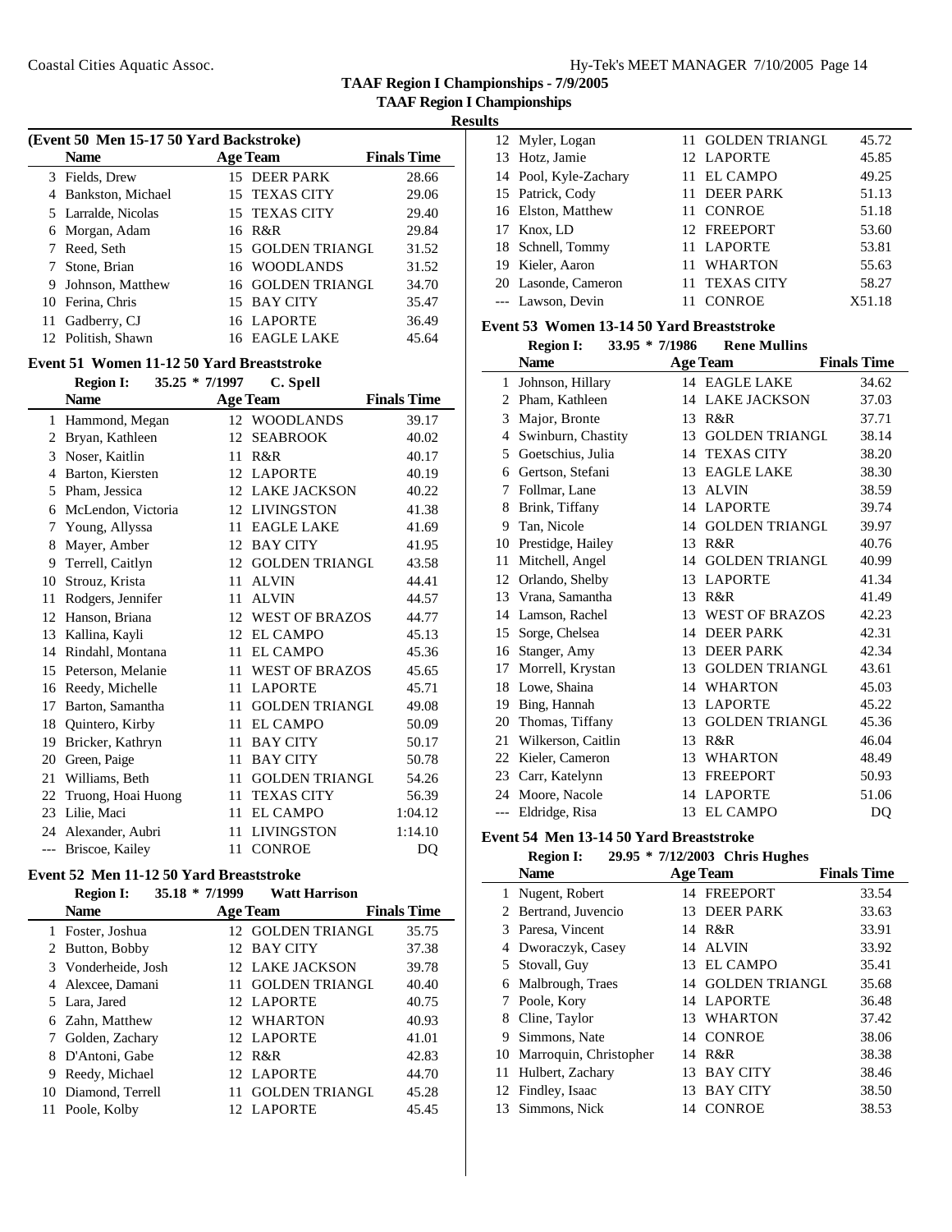## TAAF Region I Championships - 7/9/2005

### TAAF Region I Championships

#### Results

**(Event 50 Men 15-17 50 Yard Backstroke)**

| | Name | Age | Team | Finals Time |
|---|---|---|---|---|
| 3 | Fields, Drew | 15 | DEER PARK | 28.66 |
| 4 | Bankston, Michael | 15 | TEXAS CITY | 29.06 |
| 5 | Larralde, Nicolas | 15 | TEXAS CITY | 29.40 |
| 6 | Morgan, Adam | 16 | R&R | 29.84 |
| 7 | Reed, Seth | 15 | GOLDEN TRIANGL | 31.52 |
| 7 | Stone, Brian | 16 | WOODLANDS | 31.52 |
| 9 | Johnson, Matthew | 16 | GOLDEN TRIANGL | 34.70 |
| 10 | Ferina, Chris | 15 | BAY CITY | 35.47 |
| 11 | Gadberry, CJ | 16 | LAPORTE | 36.49 |
| 12 | Politish, Shawn | 16 | EAGLE LAKE | 45.64 |

**Event 51 Women 11-12 50 Yard Breaststroke**

Region I: 35.25 * 7/1997 C. Spell

| | Name | Age | Team | Finals Time |
|---|---|---|---|---|
| 1 | Hammond, Megan | 12 | WOODLANDS | 39.17 |
| 2 | Bryan, Kathleen | 12 | SEABROOK | 40.02 |
| 3 | Noser, Kaitlin | 11 | R&R | 40.17 |
| 4 | Barton, Kiersten | 12 | LAPORTE | 40.19 |
| 5 | Pham, Jessica | 12 | LAKE JACKSON | 40.22 |
| 6 | McLendon, Victoria | 12 | LIVINGSTON | 41.38 |
| 7 | Young, Allyssa | 11 | EAGLE LAKE | 41.69 |
| 8 | Mayer, Amber | 12 | BAY CITY | 41.95 |
| 9 | Terrell, Caitlyn | 12 | GOLDEN TRIANGL | 43.58 |
| 10 | Strouz, Krista | 11 | ALVIN | 44.41 |
| 11 | Rodgers, Jennifer | 11 | ALVIN | 44.57 |
| 12 | Hanson, Briana | 12 | WEST OF BRAZOS | 44.77 |
| 13 | Kallina, Kayli | 12 | EL CAMPO | 45.13 |
| 14 | Rindahl, Montana | 11 | EL CAMPO | 45.36 |
| 15 | Peterson, Melanie | 11 | WEST OF BRAZOS | 45.65 |
| 16 | Reedy, Michelle | 11 | LAPORTE | 45.71 |
| 17 | Barton, Samantha | 11 | GOLDEN TRIANGL | 49.08 |
| 18 | Quintero, Kirby | 11 | EL CAMPO | 50.09 |
| 19 | Bricker, Kathryn | 11 | BAY CITY | 50.17 |
| 20 | Green, Paige | 11 | BAY CITY | 50.78 |
| 21 | Williams, Beth | 11 | GOLDEN TRIANGL | 54.26 |
| 22 | Truong, Hoai Huong | 11 | TEXAS CITY | 56.39 |
| 23 | Lilie, Maci | 11 | EL CAMPO | 1:04.12 |
| 24 | Alexander, Aubri | 11 | LIVINGSTON | 1:14.10 |
| --- | Briscoe, Kailey | 11 | CONROE | DQ |

**Event 52 Men 11-12 50 Yard Breaststroke**

Region I: 35.18 * 7/1999 Watt Harrison

| | Name | Age | Team | Finals Time |
|---|---|---|---|---|
| 1 | Foster, Joshua | 12 | GOLDEN TRIANGL | 35.75 |
| 2 | Button, Bobby | 12 | BAY CITY | 37.38 |
| 3 | Vonderheide, Josh | 12 | LAKE JACKSON | 39.78 |
| 4 | Alexcee, Damani | 11 | GOLDEN TRIANGL | 40.40 |
| 5 | Lara, Jared | 12 | LAPORTE | 40.75 |
| 6 | Zahn, Matthew | 12 | WHARTON | 40.93 |
| 7 | Golden, Zachary | 12 | LAPORTE | 41.01 |
| 8 | D'Antoni, Gabe | 12 | R&R | 42.83 |
| 9 | Reedy, Michael | 12 | LAPORTE | 44.70 |
| 10 | Diamond, Terrell | 11 | GOLDEN TRIANGL | 45.28 |
| 11 | Poole, Kolby | 12 | LAPORTE | 45.45 |
| 12 | Myler, Logan | 11 | GOLDEN TRIANGL | 45.72 |
| 13 | Hotz, Jamie | 12 | LAPORTE | 45.85 |
| 14 | Pool, Kyle-Zachary | 11 | EL CAMPO | 49.25 |
| 15 | Patrick, Cody | 11 | DEER PARK | 51.13 |
| 16 | Elston, Matthew | 11 | CONROE | 51.18 |
| 17 | Knox, LD | 12 | FREEPORT | 53.60 |
| 18 | Schnell, Tommy | 11 | LAPORTE | 53.81 |
| 19 | Kieler, Aaron | 11 | WHARTON | 55.63 |
| 20 | Lasonde, Cameron | 11 | TEXAS CITY | 58.27 |
| --- | Lawson, Devin | 11 | CONROE | X51.18 |

**Event 53 Women 13-14 50 Yard Breaststroke**

Region I: 33.95 * 7/1986 Rene Mullins

| | Name | Age | Team | Finals Time |
|---|---|---|---|---|
| 1 | Johnson, Hillary | 14 | EAGLE LAKE | 34.62 |
| 2 | Pham, Kathleen | 14 | LAKE JACKSON | 37.03 |
| 3 | Major, Bronte | 13 | R&R | 37.71 |
| 4 | Swinburn, Chastity | 13 | GOLDEN TRIANGL | 38.14 |
| 5 | Goetschius, Julia | 14 | TEXAS CITY | 38.20 |
| 6 | Gertson, Stefani | 13 | EAGLE LAKE | 38.30 |
| 7 | Follmar, Lane | 13 | ALVIN | 38.59 |
| 8 | Brink, Tiffany | 14 | LAPORTE | 39.74 |
| 9 | Tan, Nicole | 14 | GOLDEN TRIANGL | 39.97 |
| 10 | Prestidge, Hailey | 13 | R&R | 40.76 |
| 11 | Mitchell, Angel | 14 | GOLDEN TRIANGL | 40.99 |
| 12 | Orlando, Shelby | 13 | LAPORTE | 41.34 |
| 13 | Vrana, Samantha | 13 | R&R | 41.49 |
| 14 | Lamson, Rachel | 13 | WEST OF BRAZOS | 42.23 |
| 15 | Sorge, Chelsea | 14 | DEER PARK | 42.31 |
| 16 | Stanger, Amy | 13 | DEER PARK | 42.34 |
| 17 | Morrell, Krystan | 13 | GOLDEN TRIANGL | 43.61 |
| 18 | Lowe, Shaina | 14 | WHARTON | 45.03 |
| 19 | Bing, Hannah | 13 | LAPORTE | 45.22 |
| 20 | Thomas, Tiffany | 13 | GOLDEN TRIANGL | 45.36 |
| 21 | Wilkerson, Caitlin | 13 | R&R | 46.04 |
| 22 | Kieler, Cameron | 13 | WHARTON | 48.49 |
| 23 | Carr, Katelynn | 13 | FREEPORT | 50.93 |
| 24 | Moore, Nacole | 14 | LAPORTE | 51.06 |
| --- | Eldridge, Risa | 13 | EL CAMPO | DQ |

**Event 54 Men 13-14 50 Yard Breaststroke**

Region I: 29.95 * 7/12/2003 Chris Hughes

| | Name | Age | Team | Finals Time |
|---|---|---|---|---|
| 1 | Nugent, Robert | 14 | FREEPORT | 33.54 |
| 2 | Bertrand, Juvencio | 13 | DEER PARK | 33.63 |
| 3 | Paresa, Vincent | 14 | R&R | 33.91 |
| 4 | Dworaczyk, Casey | 14 | ALVIN | 33.92 |
| 5 | Stovall, Guy | 13 | EL CAMPO | 35.41 |
| 6 | Malbrough, Traes | 14 | GOLDEN TRIANGL | 35.68 |
| 7 | Poole, Kory | 14 | LAPORTE | 36.48 |
| 8 | Cline, Taylor | 13 | WHARTON | 37.42 |
| 9 | Simmons, Nate | 14 | CONROE | 38.06 |
| 10 | Marroquin, Christopher | 14 | R&R | 38.38 |
| 11 | Hulbert, Zachary | 13 | BAY CITY | 38.46 |
| 12 | Findley, Isaac | 13 | BAY CITY | 38.50 |
| 13 | Simmons, Nick | 14 | CONROE | 38.53 |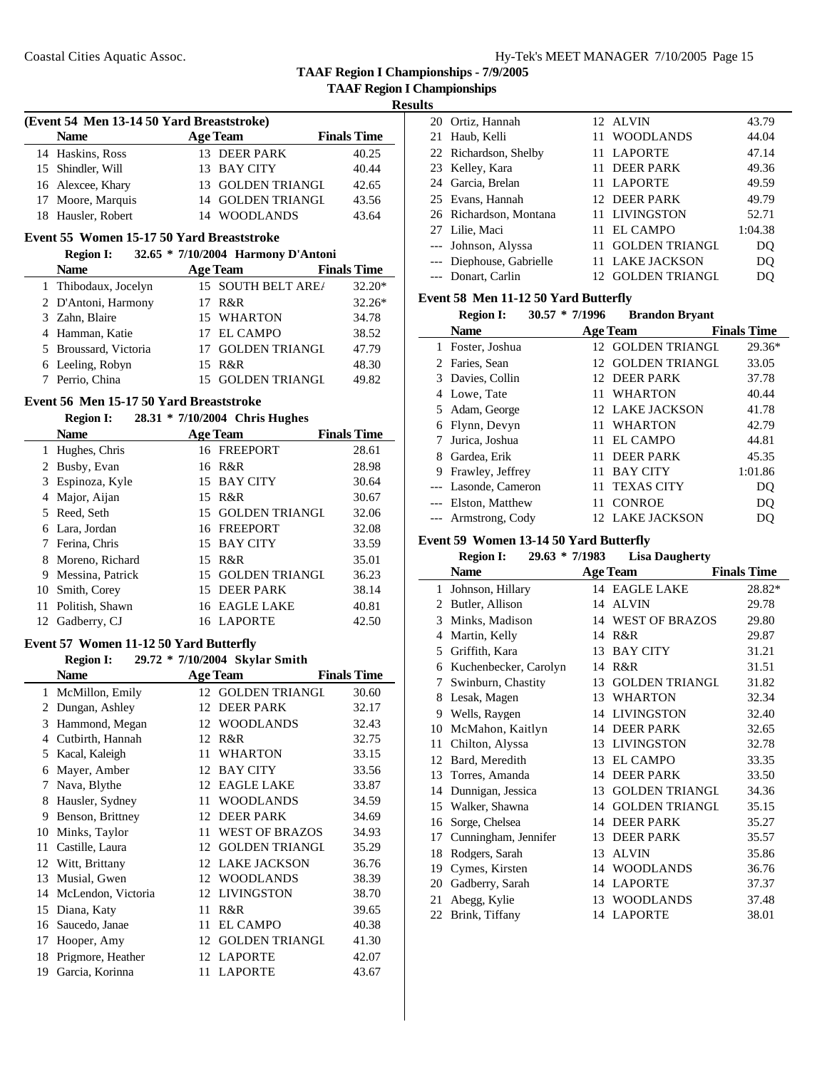**TAAF Region I Championships - 7/9/2005**

**TAAF Region I Championships**

**Results**

### (Event 54 Men 13-14 50 Yard Breaststroke)

| | Name | Age | Team | Finals Time |
|---|---|---|---|---|
| 14 | Haskins, Ross | 13 | DEER PARK | 40.25 |
| 15 | Shindler, Will | 13 | BAY CITY | 40.44 |
| 16 | Alexcee, Khary | 13 | GOLDEN TRIANGL | 42.65 |
| 17 | Moore, Marquis | 14 | GOLDEN TRIANGL | 43.56 |
| 18 | Hausler, Robert | 14 | WOODLANDS | 43.64 |

### Event 55 Women 15-17 50 Yard Breaststroke

**Region I:** 32.65 * 7/10/2004 Harmony D'Antoni

| | Name | Age | Team | Finals Time |
|---|---|---|---|---|
| 1 | Thibodaux, Jocelyn | 15 | SOUTH BELT ARE/ | 32.20* |
| 2 | D'Antoni, Harmony | 17 | R&R | 32.26* |
| 3 | Zahn, Blaire | 15 | WHARTON | 34.78 |
| 4 | Hamman, Katie | 17 | EL CAMPO | 38.52 |
| 5 | Broussard, Victoria | 17 | GOLDEN TRIANGL | 47.79 |
| 6 | Leeling, Robyn | 15 | R&R | 48.30 |
| 7 | Perrio, China | 15 | GOLDEN TRIANGL | 49.82 |

### Event 56 Men 15-17 50 Yard Breaststroke

**Region I:** 28.31 * 7/10/2004 Chris Hughes

| | Name | Age | Team | Finals Time |
|---|---|---|---|---|
| 1 | Hughes, Chris | 16 | FREEPORT | 28.61 |
| 2 | Busby, Evan | 16 | R&R | 28.98 |
| 3 | Espinoza, Kyle | 15 | BAY CITY | 30.64 |
| 4 | Major, Aijan | 15 | R&R | 30.67 |
| 5 | Reed, Seth | 15 | GOLDEN TRIANGL | 32.06 |
| 6 | Lara, Jordan | 16 | FREEPORT | 32.08 |
| 7 | Ferina, Chris | 15 | BAY CITY | 33.59 |
| 8 | Moreno, Richard | 15 | R&R | 35.01 |
| 9 | Messina, Patrick | 15 | GOLDEN TRIANGL | 36.23 |
| 10 | Smith, Corey | 15 | DEER PARK | 38.14 |
| 11 | Politish, Shawn | 16 | EAGLE LAKE | 40.81 |
| 12 | Gadberry, CJ | 16 | LAPORTE | 42.50 |

### Event 57 Women 11-12 50 Yard Butterfly

**Region I:** 29.72 * 7/10/2004 Skylar Smith

| | Name | Age | Team | Finals Time |
|---|---|---|---|---|
| 1 | McMillon, Emily | 12 | GOLDEN TRIANGL | 30.60 |
| 2 | Dungan, Ashley | 12 | DEER PARK | 32.17 |
| 3 | Hammond, Megan | 12 | WOODLANDS | 32.43 |
| 4 | Cutbirth, Hannah | 12 | R&R | 32.75 |
| 5 | Kacal, Kaleigh | 11 | WHARTON | 33.15 |
| 6 | Mayer, Amber | 12 | BAY CITY | 33.56 |
| 7 | Nava, Blythe | 12 | EAGLE LAKE | 33.87 |
| 8 | Hausler, Sydney | 11 | WOODLANDS | 34.59 |
| 9 | Benson, Brittney | 12 | DEER PARK | 34.69 |
| 10 | Minks, Taylor | 11 | WEST OF BRAZOS | 34.93 |
| 11 | Castille, Laura | 12 | GOLDEN TRIANGL | 35.29 |
| 12 | Witt, Brittany | 12 | LAKE JACKSON | 36.76 |
| 13 | Musial, Gwen | 12 | WOODLANDS | 38.39 |
| 14 | McLendon, Victoria | 12 | LIVINGSTON | 38.70 |
| 15 | Diana, Katy | 11 | R&R | 39.65 |
| 16 | Saucedo, Janae | 11 | EL CAMPO | 40.38 |
| 17 | Hooper, Amy | 12 | GOLDEN TRIANGL | 41.30 |
| 18 | Prigmore, Heather | 12 | LAPORTE | 42.07 |
| 19 | Garcia, Korinna | 11 | LAPORTE | 43.67 |
| 20 | Ortiz, Hannah | 12 | ALVIN | 43.79 |
| 21 | Haub, Kelli | 11 | WOODLANDS | 44.04 |
| 22 | Richardson, Shelby | 11 | LAPORTE | 47.14 |
| 23 | Kelley, Kara | 11 | DEER PARK | 49.36 |
| 24 | Garcia, Brelan | 11 | LAPORTE | 49.59 |
| 25 | Evans, Hannah | 12 | DEER PARK | 49.79 |
| 26 | Richardson, Montana | 11 | LIVINGSTON | 52.71 |
| 27 | Lilie, Maci | 11 | EL CAMPO | 1:04.38 |
| --- | Johnson, Alyssa | 11 | GOLDEN TRIANGL | DQ |
| --- | Diephouse, Gabrielle | 11 | LAKE JACKSON | DQ |
| --- | Donart, Carlin | 12 | GOLDEN TRIANGL | DQ |

### Event 58 Men 11-12 50 Yard Butterfly

**Region I:** 30.57 * 7/1996 Brandon Bryant

| | Name | Age | Team | Finals Time |
|---|---|---|---|---|
| 1 | Foster, Joshua | 12 | GOLDEN TRIANGL | 29.36* |
| 2 | Faries, Sean | 12 | GOLDEN TRIANGL | 33.05 |
| 3 | Davies, Collin | 12 | DEER PARK | 37.78 |
| 4 | Lowe, Tate | 11 | WHARTON | 40.44 |
| 5 | Adam, George | 12 | LAKE JACKSON | 41.78 |
| 6 | Flynn, Devyn | 11 | WHARTON | 42.79 |
| 7 | Jurica, Joshua | 11 | EL CAMPO | 44.81 |
| 8 | Gardea, Erik | 11 | DEER PARK | 45.35 |
| 9 | Frawley, Jeffrey | 11 | BAY CITY | 1:01.86 |
| --- | Lasonde, Cameron | 11 | TEXAS CITY | DQ |
| --- | Elston, Matthew | 11 | CONROE | DQ |
| --- | Armstrong, Cody | 12 | LAKE JACKSON | DQ |

### Event 59 Women 13-14 50 Yard Butterfly

**Region I:** 29.63 * 7/1983 Lisa Daugherty

| | Name | Age | Team | Finals Time |
|---|---|---|---|---|
| 1 | Johnson, Hillary | 14 | EAGLE LAKE | 28.82* |
| 2 | Butler, Allison | 14 | ALVIN | 29.78 |
| 3 | Minks, Madison | 14 | WEST OF BRAZOS | 29.80 |
| 4 | Martin, Kelly | 14 | R&R | 29.87 |
| 5 | Griffith, Kara | 13 | BAY CITY | 31.21 |
| 6 | Kuchenbecker, Carolyn | 14 | R&R | 31.51 |
| 7 | Swinburn, Chastity | 13 | GOLDEN TRIANGL | 31.82 |
| 8 | Lesak, Magen | 13 | WHARTON | 32.34 |
| 9 | Wells, Raygen | 14 | LIVINGSTON | 32.40 |
| 10 | McMahon, Kaitlyn | 14 | DEER PARK | 32.65 |
| 11 | Chilton, Alyssa | 13 | LIVINGSTON | 32.78 |
| 12 | Bard, Meredith | 13 | EL CAMPO | 33.35 |
| 13 | Torres, Amanda | 14 | DEER PARK | 33.50 |
| 14 | Dunnigan, Jessica | 13 | GOLDEN TRIANGL | 34.36 |
| 15 | Walker, Shawna | 14 | GOLDEN TRIANGL | 35.15 |
| 16 | Sorge, Chelsea | 14 | DEER PARK | 35.27 |
| 17 | Cunningham, Jennifer | 13 | DEER PARK | 35.57 |
| 18 | Rodgers, Sarah | 13 | ALVIN | 35.86 |
| 19 | Cymes, Kirsten | 14 | WOODLANDS | 36.76 |
| 20 | Gadberry, Sarah | 14 | LAPORTE | 37.37 |
| 21 | Abegg, Kylie | 13 | WOODLANDS | 37.48 |
| 22 | Brink, Tiffany | 14 | LAPORTE | 38.01 |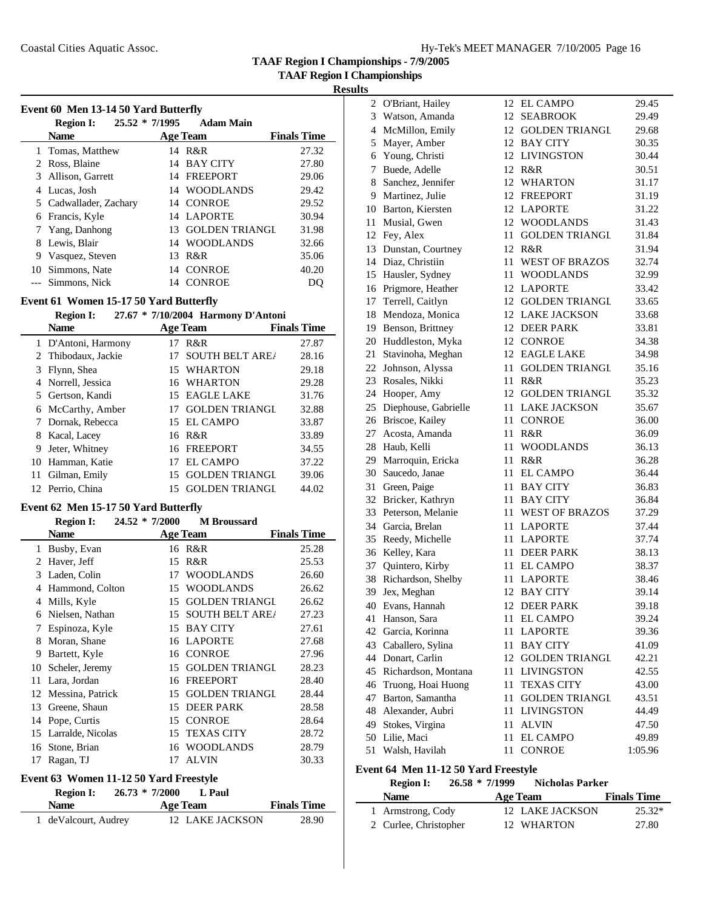## TAAF Region I Championships - 7/9/2005

### TAAF Region I Championships

#### Results

### Event 60 Men 13-14 50 Yard Butterfly

**Region I: 25.52 * 7/1995 Adam Main**

| | Name | Age | Team | Finals Time |
|---|---|---|---|---|
| 1 | Tomas, Matthew | 14 | R&R | 27.32 |
| 2 | Ross, Blaine | 14 | BAY CITY | 27.80 |
| 3 | Allison, Garrett | 14 | FREEPORT | 29.06 |
| 4 | Lucas, Josh | 14 | WOODLANDS | 29.42 |
| 5 | Cadwallader, Zachary | 14 | CONROE | 29.52 |
| 6 | Francis, Kyle | 14 | LAPORTE | 30.94 |
| 7 | Yang, Danhong | 13 | GOLDEN TRIANGL | 31.98 |
| 8 | Lewis, Blair | 14 | WOODLANDS | 32.66 |
| 9 | Vasquez, Steven | 13 | R&R | 35.06 |
| 10 | Simmons, Nate | 14 | CONROE | 40.20 |
| --- | Simmons, Nick | 14 | CONROE | DQ |

### Event 61 Women 15-17 50 Yard Butterfly

**Region I: 27.67 * 7/10/2004 Harmony D'Antoni**

| | Name | Age | Team | Finals Time |
|---|---|---|---|---|
| 1 | D'Antoni, Harmony | 17 | R&R | 27.87 |
| 2 | Thibodaux, Jackie | 17 | SOUTH BELT ARE/ | 28.16 |
| 3 | Flynn, Shea | 15 | WHARTON | 29.18 |
| 4 | Norrell, Jessica | 16 | WHARTON | 29.28 |
| 5 | Gertson, Kandi | 15 | EAGLE LAKE | 31.76 |
| 6 | McCarthy, Amber | 17 | GOLDEN TRIANGL | 32.88 |
| 7 | Dornak, Rebecca | 15 | EL CAMPO | 33.87 |
| 8 | Kacal, Lacey | 16 | R&R | 33.89 |
| 9 | Jeter, Whitney | 16 | FREEPORT | 34.55 |
| 10 | Hamman, Katie | 17 | EL CAMPO | 37.22 |
| 11 | Gilman, Emily | 15 | GOLDEN TRIANGL | 39.06 |
| 12 | Perrio, China | 15 | GOLDEN TRIANGL | 44.02 |

### Event 62 Men 15-17 50 Yard Butterfly

**Region I: 24.52 * 7/2000 M Broussard**

| | Name | Age | Team | Finals Time |
|---|---|---|---|---|
| 1 | Busby, Evan | 16 | R&R | 25.28 |
| 2 | Haver, Jeff | 15 | R&R | 25.53 |
| 3 | Laden, Colin | 17 | WOODLANDS | 26.60 |
| 4 | Hammond, Colton | 15 | WOODLANDS | 26.62 |
| 4 | Mills, Kyle | 15 | GOLDEN TRIANGL | 26.62 |
| 6 | Nielsen, Nathan | 15 | SOUTH BELT ARE/ | 27.23 |
| 7 | Espinoza, Kyle | 15 | BAY CITY | 27.61 |
| 8 | Moran, Shane | 16 | LAPORTE | 27.68 |
| 9 | Bartett, Kyle | 16 | CONROE | 27.96 |
| 10 | Scheler, Jeremy | 15 | GOLDEN TRIANGL | 28.23 |
| 11 | Lara, Jordan | 16 | FREEPORT | 28.40 |
| 12 | Messina, Patrick | 15 | GOLDEN TRIANGL | 28.44 |
| 13 | Greene, Shaun | 15 | DEER PARK | 28.58 |
| 14 | Pope, Curtis | 15 | CONROE | 28.64 |
| 15 | Larralde, Nicolas | 15 | TEXAS CITY | 28.72 |
| 16 | Stone, Brian | 16 | WOODLANDS | 28.79 |
| 17 | Ragan, TJ | 17 | ALVIN | 30.33 |

### Event 63 Women 11-12 50 Yard Freestyle

**Region I: 26.73 * 7/2000 L Paul**

| | Name | Age | Team | Finals Time |
|---|---|---|---|---|
| 1 | deValcourt, Audrey | 12 | LAKE JACKSON | 28.90 |
| 2 | O'Briant, Hailey | 12 | EL CAMPO | 29.45 |
| 3 | Watson, Amanda | 12 | SEABROOK | 29.49 |
| 4 | McMillon, Emily | 12 | GOLDEN TRIANGL | 29.68 |
| 5 | Mayer, Amber | 12 | BAY CITY | 30.35 |
| 6 | Young, Christi | 12 | LIVINGSTON | 30.44 |
| 7 | Buede, Adelle | 12 | R&R | 30.51 |
| 8 | Sanchez, Jennifer | 12 | WHARTON | 31.17 |
| 9 | Martinez, Julie | 12 | FREEPORT | 31.19 |
| 10 | Barton, Kiersten | 12 | LAPORTE | 31.22 |
| 11 | Musial, Gwen | 12 | WOODLANDS | 31.43 |
| 12 | Fey, Alex | 11 | GOLDEN TRIANGL | 31.84 |
| 13 | Dunstan, Courtney | 12 | R&R | 31.94 |
| 14 | Diaz, Christiin | 11 | WEST OF BRAZOS | 32.74 |
| 15 | Hausler, Sydney | 11 | WOODLANDS | 32.99 |
| 16 | Prigmore, Heather | 12 | LAPORTE | 33.42 |
| 17 | Terrell, Caitlyn | 12 | GOLDEN TRIANGL | 33.65 |
| 18 | Mendoza, Monica | 12 | LAKE JACKSON | 33.68 |
| 19 | Benson, Brittney | 12 | DEER PARK | 33.81 |
| 20 | Huddleston, Myka | 12 | CONROE | 34.38 |
| 21 | Stavinoha, Meghan | 12 | EAGLE LAKE | 34.98 |
| 22 | Johnson, Alyssa | 11 | GOLDEN TRIANGL | 35.16 |
| 23 | Rosales, Nikki | 11 | R&R | 35.23 |
| 24 | Hooper, Amy | 12 | GOLDEN TRIANGL | 35.32 |
| 25 | Diephouse, Gabrielle | 11 | LAKE JACKSON | 35.67 |
| 26 | Briscoe, Kailey | 11 | CONROE | 36.00 |
| 27 | Acosta, Amanda | 11 | R&R | 36.09 |
| 28 | Haub, Kelli | 11 | WOODLANDS | 36.13 |
| 29 | Marroquin, Ericka | 11 | R&R | 36.28 |
| 30 | Saucedo, Janae | 11 | EL CAMPO | 36.44 |
| 31 | Green, Paige | 11 | BAY CITY | 36.83 |
| 32 | Bricker, Kathryn | 11 | BAY CITY | 36.84 |
| 33 | Peterson, Melanie | 11 | WEST OF BRAZOS | 37.29 |
| 34 | Garcia, Brelan | 11 | LAPORTE | 37.44 |
| 35 | Reedy, Michelle | 11 | LAPORTE | 37.74 |
| 36 | Kelley, Kara | 11 | DEER PARK | 38.13 |
| 37 | Quintero, Kirby | 11 | EL CAMPO | 38.37 |
| 38 | Richardson, Shelby | 11 | LAPORTE | 38.46 |
| 39 | Jex, Meghan | 12 | BAY CITY | 39.14 |
| 40 | Evans, Hannah | 12 | DEER PARK | 39.18 |
| 41 | Hanson, Sara | 11 | EL CAMPO | 39.24 |
| 42 | Garcia, Korinna | 11 | LAPORTE | 39.36 |
| 43 | Caballero, Sylina | 11 | BAY CITY | 41.09 |
| 44 | Donart, Carlin | 12 | GOLDEN TRIANGL | 42.21 |
| 45 | Richardson, Montana | 11 | LIVINGSTON | 42.55 |
| 46 | Truong, Hoai Huong | 11 | TEXAS CITY | 43.00 |
| 47 | Barton, Samantha | 11 | GOLDEN TRIANGL | 43.51 |
| 48 | Alexander, Aubri | 11 | LIVINGSTON | 44.49 |
| 49 | Stokes, Virgina | 11 | ALVIN | 47.50 |
| 50 | Lilie, Maci | 11 | EL CAMPO | 49.89 |
| 51 | Walsh, Havilah | 11 | CONROE | 1:05.96 |

### Event 64 Men 11-12 50 Yard Freestyle

**Region I: 26.58 * 7/1999 Nicholas Parker**

| | Name | Age | Team | Finals Time |
|---|---|---|---|---|
| 1 | Armstrong, Cody | 12 | LAKE JACKSON | 25.32* |
| 2 | Curlee, Christopher | 12 | WHARTON | 27.80 |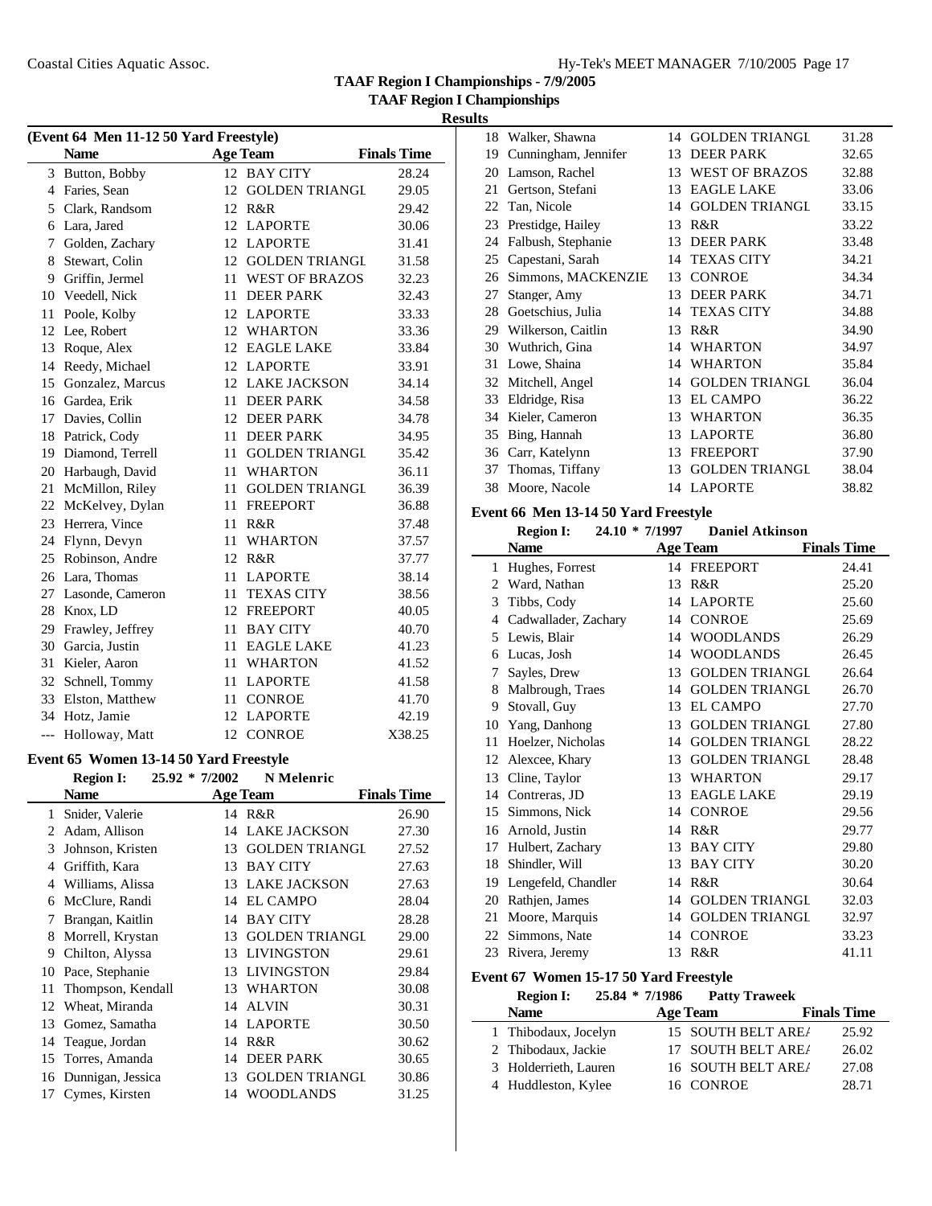# TAAF Region I Championships - 7/9/2005

## TAAF Region I Championships

### Results

**(Event 64 Men 11-12 50 Yard Freestyle)**

| | Name | Age | Team | Finals Time |
|---|---|---|---|---|
| 3 | Button, Bobby | 12 | BAY CITY | 28.24 |
| 4 | Faries, Sean | 12 | GOLDEN TRIANGL | 29.05 |
| 5 | Clark, Randsom | 12 | R&R | 29.42 |
| 6 | Lara, Jared | 12 | LAPORTE | 30.06 |
| 7 | Golden, Zachary | 12 | LAPORTE | 31.41 |
| 8 | Stewart, Colin | 12 | GOLDEN TRIANGL | 31.58 |
| 9 | Griffin, Jermel | 11 | WEST OF BRAZOS | 32.23 |
| 10 | Veedell, Nick | 11 | DEER PARK | 32.43 |
| 11 | Poole, Kolby | 12 | LAPORTE | 33.33 |
| 12 | Lee, Robert | 12 | WHARTON | 33.36 |
| 13 | Roque, Alex | 12 | EAGLE LAKE | 33.84 |
| 14 | Reedy, Michael | 12 | LAPORTE | 33.91 |
| 15 | Gonzalez, Marcus | 12 | LAKE JACKSON | 34.14 |
| 16 | Gardea, Erik | 11 | DEER PARK | 34.58 |
| 17 | Davies, Collin | 12 | DEER PARK | 34.78 |
| 18 | Patrick, Cody | 11 | DEER PARK | 34.95 |
| 19 | Diamond, Terrell | 11 | GOLDEN TRIANGL | 35.42 |
| 20 | Harbaugh, David | 11 | WHARTON | 36.11 |
| 21 | McMillon, Riley | 11 | GOLDEN TRIANGL | 36.39 |
| 22 | McKelvey, Dylan | 11 | FREEPORT | 36.88 |
| 23 | Herrera, Vince | 11 | R&R | 37.48 |
| 24 | Flynn, Devyn | 11 | WHARTON | 37.57 |
| 25 | Robinson, Andre | 12 | R&R | 37.77 |
| 26 | Lara, Thomas | 11 | LAPORTE | 38.14 |
| 27 | Lasonde, Cameron | 11 | TEXAS CITY | 38.56 |
| 28 | Knox, LD | 12 | FREEPORT | 40.05 |
| 29 | Frawley, Jeffrey | 11 | BAY CITY | 40.70 |
| 30 | Garcia, Justin | 11 | EAGLE LAKE | 41.23 |
| 31 | Kieler, Aaron | 11 | WHARTON | 41.52 |
| 32 | Schnell, Tommy | 11 | LAPORTE | 41.58 |
| 33 | Elston, Matthew | 11 | CONROE | 41.70 |
| 34 | Hotz, Jamie | 12 | LAPORTE | 42.19 |
| --- | Holloway, Matt | 12 | CONROE | X38.25 |

**Event 65 Women 13-14 50 Yard Freestyle**

Region I: 25.92 * 7/2002 N Melenric

| | Name | Age | Team | Finals Time |
|---|---|---|---|---|
| 1 | Snider, Valerie | 14 | R&R | 26.90 |
| 2 | Adam, Allison | 14 | LAKE JACKSON | 27.30 |
| 3 | Johnson, Kristen | 13 | GOLDEN TRIANGL | 27.52 |
| 4 | Griffith, Kara | 13 | BAY CITY | 27.63 |
| 4 | Williams, Alissa | 13 | LAKE JACKSON | 27.63 |
| 6 | McClure, Randi | 14 | EL CAMPO | 28.04 |
| 7 | Brangan, Kaitlin | 14 | BAY CITY | 28.28 |
| 8 | Morrell, Krystan | 13 | GOLDEN TRIANGL | 29.00 |
| 9 | Chilton, Alyssa | 13 | LIVINGSTON | 29.61 |
| 10 | Pace, Stephanie | 13 | LIVINGSTON | 29.84 |
| 11 | Thompson, Kendall | 13 | WHARTON | 30.08 |
| 12 | Wheat, Miranda | 14 | ALVIN | 30.31 |
| 13 | Gomez, Samatha | 14 | LAPORTE | 30.50 |
| 14 | Teague, Jordan | 14 | R&R | 30.62 |
| 15 | Torres, Amanda | 14 | DEER PARK | 30.65 |
| 16 | Dunnigan, Jessica | 13 | GOLDEN TRIANGL | 30.86 |
| 17 | Cymes, Kirsten | 14 | WOODLANDS | 31.25 |
| 18 | Walker, Shawna | 14 | GOLDEN TRIANGL | 31.28 |
| 19 | Cunningham, Jennifer | 13 | DEER PARK | 32.65 |
| 20 | Lamson, Rachel | 13 | WEST OF BRAZOS | 32.88 |
| 21 | Gertson, Stefani | 13 | EAGLE LAKE | 33.06 |
| 22 | Tan, Nicole | 14 | GOLDEN TRIANGL | 33.15 |
| 23 | Prestidge, Hailey | 13 | R&R | 33.22 |
| 24 | Falbush, Stephanie | 13 | DEER PARK | 33.48 |
| 25 | Capestani, Sarah | 14 | TEXAS CITY | 34.21 |
| 26 | Simmons, MACKENZIE | 13 | CONROE | 34.34 |
| 27 | Stanger, Amy | 13 | DEER PARK | 34.71 |
| 28 | Goetschius, Julia | 14 | TEXAS CITY | 34.88 |
| 29 | Wilkerson, Caitlin | 13 | R&R | 34.90 |
| 30 | Wuthrich, Gina | 14 | WHARTON | 34.97 |
| 31 | Lowe, Shaina | 14 | WHARTON | 35.84 |
| 32 | Mitchell, Angel | 14 | GOLDEN TRIANGL | 36.04 |
| 33 | Eldridge, Risa | 13 | EL CAMPO | 36.22 |
| 34 | Kieler, Cameron | 13 | WHARTON | 36.35 |
| 35 | Bing, Hannah | 13 | LAPORTE | 36.80 |
| 36 | Carr, Katelynn | 13 | FREEPORT | 37.90 |
| 37 | Thomas, Tiffany | 13 | GOLDEN TRIANGL | 38.04 |
| 38 | Moore, Nacole | 14 | LAPORTE | 38.82 |

**Event 66 Men 13-14 50 Yard Freestyle**

Region I: 24.10 * 7/1997 Daniel Atkinson

| | Name | Age | Team | Finals Time |
|---|---|---|---|---|
| 1 | Hughes, Forrest | 14 | FREEPORT | 24.41 |
| 2 | Ward, Nathan | 13 | R&R | 25.20 |
| 3 | Tibbs, Cody | 14 | LAPORTE | 25.60 |
| 4 | Cadwallader, Zachary | 14 | CONROE | 25.69 |
| 5 | Lewis, Blair | 14 | WOODLANDS | 26.29 |
| 6 | Lucas, Josh | 14 | WOODLANDS | 26.45 |
| 7 | Sayles, Drew | 13 | GOLDEN TRIANGL | 26.64 |
| 8 | Malbrough, Traes | 14 | GOLDEN TRIANGL | 26.70 |
| 9 | Stovall, Guy | 13 | EL CAMPO | 27.70 |
| 10 | Yang, Danhong | 13 | GOLDEN TRIANGL | 27.80 |
| 11 | Hoelzer, Nicholas | 14 | GOLDEN TRIANGL | 28.22 |
| 12 | Alexcee, Khary | 13 | GOLDEN TRIANGL | 28.48 |
| 13 | Cline, Taylor | 13 | WHARTON | 29.17 |
| 14 | Contreras, JD | 13 | EAGLE LAKE | 29.19 |
| 15 | Simmons, Nick | 14 | CONROE | 29.56 |
| 16 | Arnold, Justin | 14 | R&R | 29.77 |
| 17 | Hulbert, Zachary | 13 | BAY CITY | 29.80 |
| 18 | Shindler, Will | 13 | BAY CITY | 30.20 |
| 19 | Lengefeld, Chandler | 14 | R&R | 30.64 |
| 20 | Rathjen, James | 14 | GOLDEN TRIANGL | 32.03 |
| 21 | Moore, Marquis | 14 | GOLDEN TRIANGL | 32.97 |
| 22 | Simmons, Nate | 14 | CONROE | 33.23 |
| 23 | Rivera, Jeremy | 13 | R&R | 41.11 |

**Event 67 Women 15-17 50 Yard Freestyle**

Region I: 25.84 * 7/1986 Patty Traweek

| | Name | Age | Team | Finals Time |
|---|---|---|---|---|
| 1 | Thibodaux, Jocelyn | 15 | SOUTH BELT ARE/ | 25.92 |
| 2 | Thibodaux, Jackie | 17 | SOUTH BELT ARE/ | 26.02 |
| 3 | Holderrieth, Lauren | 16 | SOUTH BELT ARE/ | 27.08 |
| 4 | Huddleston, Kylee | 16 | CONROE | 28.71 |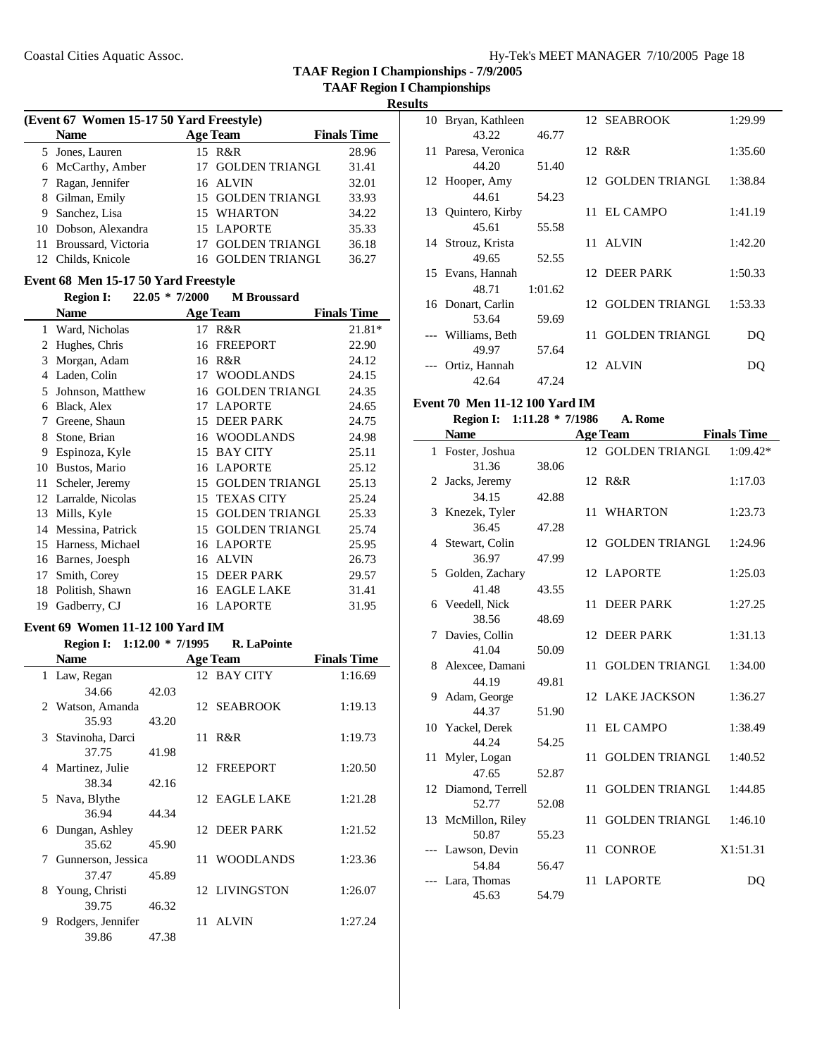## TAAF Region I Championships - 7/9/2005

### TAAF Region I Championships

### Results

#### (Event 67 Women 15-17 50 Yard Freestyle)

| | Name | Age | Team | Finals Time |
|---|---|---|---|---|
| 5 | Jones, Lauren | 15 | R&R | 28.96 |
| 6 | McCarthy, Amber | 17 | GOLDEN TRIANGL | 31.41 |
| 7 | Ragan, Jennifer | 16 | ALVIN | 32.01 |
| 8 | Gilman, Emily | 15 | GOLDEN TRIANGL | 33.93 |
| 9 | Sanchez, Lisa | 15 | WHARTON | 34.22 |
| 10 | Dobson, Alexandra | 15 | LAPORTE | 35.33 |
| 11 | Broussard, Victoria | 17 | GOLDEN TRIANGL | 36.18 |
| 12 | Childs, Knicole | 16 | GOLDEN TRIANGL | 36.27 |

#### Event 68 Men 15-17 50 Yard Freestyle

**Region I: 22.05 * 7/2000 M Broussard**

| | Name | Age | Team | Finals Time |
|---|---|---|---|---|
| 1 | Ward, Nicholas | 17 | R&R | 21.81* |
| 2 | Hughes, Chris | 16 | FREEPORT | 22.90 |
| 3 | Morgan, Adam | 16 | R&R | 24.12 |
| 4 | Laden, Colin | 17 | WOODLANDS | 24.15 |
| 5 | Johnson, Matthew | 16 | GOLDEN TRIANGL | 24.35 |
| 6 | Black, Alex | 17 | LAPORTE | 24.65 |
| 7 | Greene, Shaun | 15 | DEER PARK | 24.75 |
| 8 | Stone, Brian | 16 | WOODLANDS | 24.98 |
| 9 | Espinoza, Kyle | 15 | BAY CITY | 25.11 |
| 10 | Bustos, Mario | 16 | LAPORTE | 25.12 |
| 11 | Scheler, Jeremy | 15 | GOLDEN TRIANGL | 25.13 |
| 12 | Larralde, Nicolas | 15 | TEXAS CITY | 25.24 |
| 13 | Mills, Kyle | 15 | GOLDEN TRIANGL | 25.33 |
| 14 | Messina, Patrick | 15 | GOLDEN TRIANGL | 25.74 |
| 15 | Harness, Michael | 16 | LAPORTE | 25.95 |
| 16 | Barnes, Joesph | 16 | ALVIN | 26.73 |
| 17 | Smith, Corey | 15 | DEER PARK | 29.57 |
| 18 | Politish, Shawn | 16 | EAGLE LAKE | 31.41 |
| 19 | Gadberry, CJ | 16 | LAPORTE | 31.95 |

#### Event 69 Women 11-12 100 Yard IM

**Region I: 1:12.00 * 7/1995 R. LaPointe**

| | Name | | Age | Team | Finals Time |
|---|---|---|---|---|---|
| 1 | Law, Regan | | 12 | BAY CITY | 1:16.69 |
| | 34.66 | 42.03 | | | |
| 2 | Watson, Amanda | | 12 | SEABROOK | 1:19.13 |
| | 35.93 | 43.20 | | | |
| 3 | Stavinoha, Darci | | 11 | R&R | 1:19.73 |
| | 37.75 | 41.98 | | | |
| 4 | Martinez, Julie | | 12 | FREEPORT | 1:20.50 |
| | 38.34 | 42.16 | | | |
| 5 | Nava, Blythe | | 12 | EAGLE LAKE | 1:21.28 |
| | 36.94 | 44.34 | | | |
| 6 | Dungan, Ashley | | 12 | DEER PARK | 1:21.52 |
| | 35.62 | 45.90 | | | |
| 7 | Gunnerson, Jessica | | 11 | WOODLANDS | 1:23.36 |
| | 37.47 | 45.89 | | | |
| 8 | Young, Christi | | 12 | LIVINGSTON | 1:26.07 |
| | 39.75 | 46.32 | | | |
| 9 | Rodgers, Jennifer | | 11 | ALVIN | 1:27.24 |
| | 39.86 | 47.38 | | | |
| 10 | Bryan, Kathleen | | 12 | SEABROOK | 1:29.99 |
| | 43.22 | 46.77 | | | |
| 11 | Paresa, Veronica | | 12 | R&R | 1:35.60 |
| | 44.20 | 51.40 | | | |
| 12 | Hooper, Amy | | 12 | GOLDEN TRIANGL | 1:38.84 |
| | 44.61 | 54.23 | | | |
| 13 | Quintero, Kirby | | 11 | EL CAMPO | 1:41.19 |
| | 45.61 | 55.58 | | | |
| 14 | Strouz, Krista | | 11 | ALVIN | 1:42.20 |
| | 49.65 | 52.55 | | | |
| 15 | Evans, Hannah | | 12 | DEER PARK | 1:50.33 |
| | 48.71 | 1:01.62 | | | |
| 16 | Donart, Carlin | | 12 | GOLDEN TRIANGL | 1:53.33 |
| | 53.64 | 59.69 | | | |
| --- | Williams, Beth | | 11 | GOLDEN TRIANGL | DQ |
| | 49.97 | 57.64 | | | |
| --- | Ortiz, Hannah | | 12 | ALVIN | DQ |
| | 42.64 | 47.24 | | | |

#### Event 70 Men 11-12 100 Yard IM

**Region I: 1:11.28 * 7/1986 A. Rome**

| | Name | | Age | Team | Finals Time |
|---|---|---|---|---|---|
| 1 | Foster, Joshua | | 12 | GOLDEN TRIANGL | 1:09.42* |
| | 31.36 | 38.06 | | | |
| 2 | Jacks, Jeremy | | 12 | R&R | 1:17.03 |
| | 34.15 | 42.88 | | | |
| 3 | Knezek, Tyler | | 11 | WHARTON | 1:23.73 |
| | 36.45 | 47.28 | | | |
| 4 | Stewart, Colin | | 12 | GOLDEN TRIANGL | 1:24.96 |
| | 36.97 | 47.99 | | | |
| 5 | Golden, Zachary | | 12 | LAPORTE | 1:25.03 |
| | 41.48 | 43.55 | | | |
| 6 | Veedell, Nick | | 11 | DEER PARK | 1:27.25 |
| | 38.56 | 48.69 | | | |
| 7 | Davies, Collin | | 12 | DEER PARK | 1:31.13 |
| | 41.04 | 50.09 | | | |
| 8 | Alexcee, Damani | | 11 | GOLDEN TRIANGL | 1:34.00 |
| | 44.19 | 49.81 | | | |
| 9 | Adam, George | | 12 | LAKE JACKSON | 1:36.27 |
| | 44.37 | 51.90 | | | |
| 10 | Yackel, Derek | | 11 | EL CAMPO | 1:38.49 |
| | 44.24 | 54.25 | | | |
| 11 | Myler, Logan | | 11 | GOLDEN TRIANGL | 1:40.52 |
| | 47.65 | 52.87 | | | |
| 12 | Diamond, Terrell | | 11 | GOLDEN TRIANGL | 1:44.85 |
| | 52.77 | 52.08 | | | |
| 13 | McMillon, Riley | | 11 | GOLDEN TRIANGL | 1:46.10 |
| | 50.87 | 55.23 | | | |
| --- | Lawson, Devin | | 11 | CONROE | X1:51.31 |
| | 54.84 | 56.47 | | | |
| --- | Lara, Thomas | | 11 | LAPORTE | DQ |
| | 45.63 | 54.79 | | | |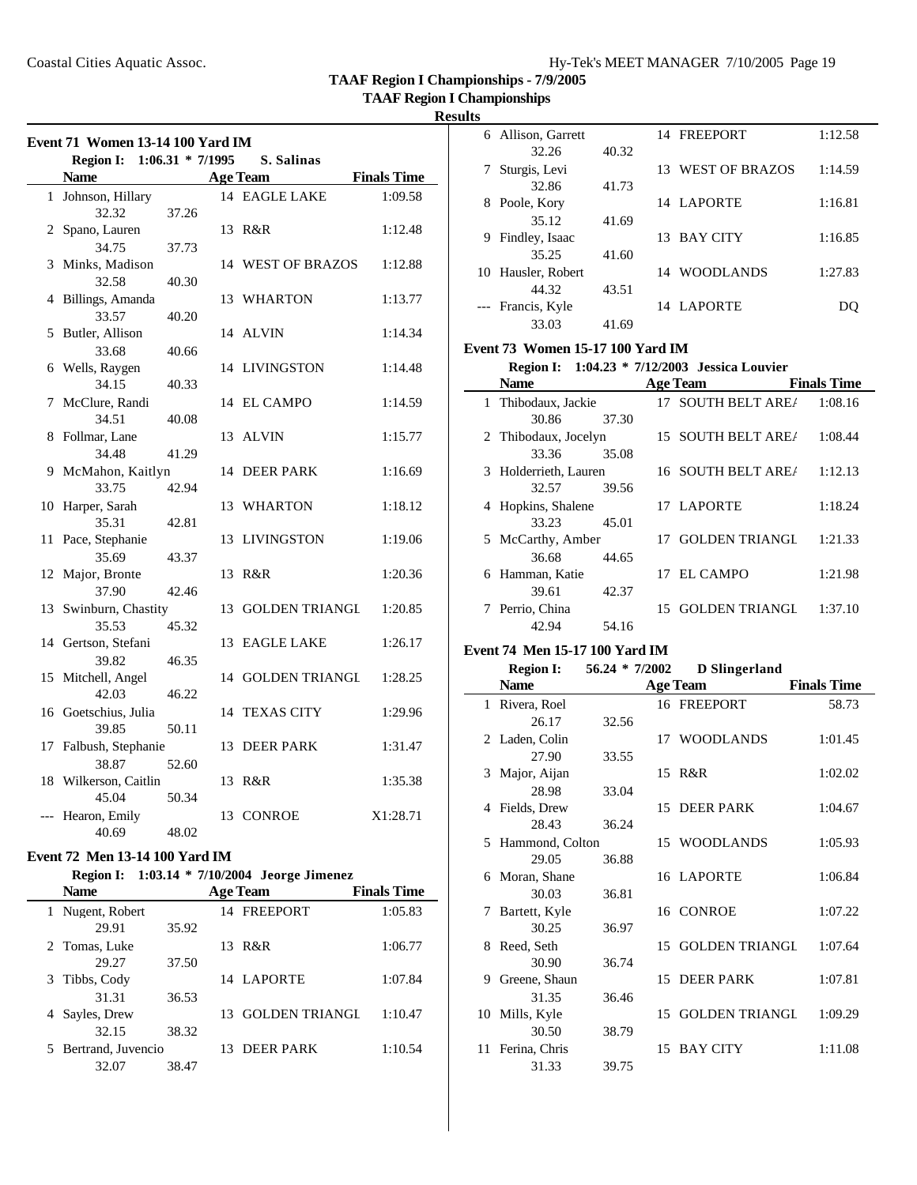# TAAF Region I Championships - 7/9/2005

## TAAF Region I Championships

### Results

**Event 71 Women 13-14 100 Yard IM**

Region I: 1:06.31 * 7/1995 S. Salinas

| | Name | | Age | Team | Finals Time |
|---|---|---|---|---|---|
| 1 | Johnson, Hillary | | 14 | EAGLE LAKE | 1:09.58 |
| | 32.32 | 37.26 | | | |
| 2 | Spano, Lauren | | 13 | R&R | 1:12.48 |
| | 34.75 | 37.73 | | | |
| 3 | Minks, Madison | | 14 | WEST OF BRAZOS | 1:12.88 |
| | 32.58 | 40.30 | | | |
| 4 | Billings, Amanda | | 13 | WHARTON | 1:13.77 |
| | 33.57 | 40.20 | | | |
| 5 | Butler, Allison | | 14 | ALVIN | 1:14.34 |
| | 33.68 | 40.66 | | | |
| 6 | Wells, Raygen | | 14 | LIVINGSTON | 1:14.48 |
| | 34.15 | 40.33 | | | |
| 7 | McClure, Randi | | 14 | EL CAMPO | 1:14.59 |
| | 34.51 | 40.08 | | | |
| 8 | Follmar, Lane | | 13 | ALVIN | 1:15.77 |
| | 34.48 | 41.29 | | | |
| 9 | McMahon, Kaitlyn | | 14 | DEER PARK | 1:16.69 |
| | 33.75 | 42.94 | | | |
| 10 | Harper, Sarah | | 13 | WHARTON | 1:18.12 |
| | 35.31 | 42.81 | | | |
| 11 | Pace, Stephanie | | 13 | LIVINGSTON | 1:19.06 |
| | 35.69 | 43.37 | | | |
| 12 | Major, Bronte | | 13 | R&R | 1:20.36 |
| | 37.90 | 42.46 | | | |
| 13 | Swinburn, Chastity | | 13 | GOLDEN TRIANGL | 1:20.85 |
| | 35.53 | 45.32 | | | |
| 14 | Gertson, Stefani | | 13 | EAGLE LAKE | 1:26.17 |
| | 39.82 | 46.35 | | | |
| 15 | Mitchell, Angel | | 14 | GOLDEN TRIANGL | 1:28.25 |
| | 42.03 | 46.22 | | | |
| 16 | Goetschius, Julia | | 14 | TEXAS CITY | 1:29.96 |
| | 39.85 | 50.11 | | | |
| 17 | Falbush, Stephanie | | 13 | DEER PARK | 1:31.47 |
| | 38.87 | 52.60 | | | |
| 18 | Wilkerson, Caitlin | | 13 | R&R | 1:35.38 |
| | 45.04 | 50.34 | | | |
| --- | Hearon, Emily | | 13 | CONROE | X1:28.71 |
| | 40.69 | 48.02 | | | |

**Event 72 Men 13-14 100 Yard IM**

Region I: 1:03.14 * 7/10/2004 Jeorge Jimenez

| | Name | | Age | Team | Finals Time |
|---|---|---|---|---|---|
| 1 | Nugent, Robert | | 14 | FREEPORT | 1:05.83 |
| | 29.91 | 35.92 | | | |
| 2 | Tomas, Luke | | 13 | R&R | 1:06.77 |
| | 29.27 | 37.50 | | | |
| 3 | Tibbs, Cody | | 14 | LAPORTE | 1:07.84 |
| | 31.31 | 36.53 | | | |
| 4 | Sayles, Drew | | 13 | GOLDEN TRIANGL | 1:10.47 |
| | 32.15 | 38.32 | | | |
| 5 | Bertrand, Juvencio | | 13 | DEER PARK | 1:10.54 |
| | 32.07 | 38.47 | | | |
| 6 | Allison, Garrett | | 14 | FREEPORT | 1:12.58 |
| | 32.26 | 40.32 | | | |
| 7 | Sturgis, Levi | | 13 | WEST OF BRAZOS | 1:14.59 |
| | 32.86 | 41.73 | | | |
| 8 | Poole, Kory | | 14 | LAPORTE | 1:16.81 |
| | 35.12 | 41.69 | | | |
| 9 | Findley, Isaac | | 13 | BAY CITY | 1:16.85 |
| | 35.25 | 41.60 | | | |
| 10 | Hausler, Robert | | 14 | WOODLANDS | 1:27.83 |
| | 44.32 | 43.51 | | | |
| --- | Francis, Kyle | | 14 | LAPORTE | DQ |
| | 33.03 | 41.69 | | | |

**Event 73 Women 15-17 100 Yard IM**

Region I: 1:04.23 * 7/12/2003 Jessica Louvier

| | Name | | Age | Team | Finals Time |
|---|---|---|---|---|---|
| 1 | Thibodaux, Jackie | | 17 | SOUTH BELT ARE/ | 1:08.16 |
| | 30.86 | 37.30 | | | |
| 2 | Thibodaux, Jocelyn | | 15 | SOUTH BELT ARE/ | 1:08.44 |
| | 33.36 | 35.08 | | | |
| 3 | Holderrieth, Lauren | | 16 | SOUTH BELT ARE/ | 1:12.13 |
| | 32.57 | 39.56 | | | |
| 4 | Hopkins, Shalene | | 17 | LAPORTE | 1:18.24 |
| | 33.23 | 45.01 | | | |
| 5 | McCarthy, Amber | | 17 | GOLDEN TRIANGL | 1:21.33 |
| | 36.68 | 44.65 | | | |
| 6 | Hamman, Katie | | 17 | EL CAMPO | 1:21.98 |
| | 39.61 | 42.37 | | | |
| 7 | Perrio, China | | 15 | GOLDEN TRIANGL | 1:37.10 |
| | 42.94 | 54.16 | | | |

**Event 74 Men 15-17 100 Yard IM**

Region I: 56.24 * 7/2002 D Slingerland

| | Name | | Age | Team | Finals Time |
|---|---|---|---|---|---|
| 1 | Rivera, Roel | | 16 | FREEPORT | 58.73 |
| | 26.17 | 32.56 | | | |
| 2 | Laden, Colin | | 17 | WOODLANDS | 1:01.45 |
| | 27.90 | 33.55 | | | |
| 3 | Major, Aijan | | 15 | R&R | 1:02.02 |
| | 28.98 | 33.04 | | | |
| 4 | Fields, Drew | | 15 | DEER PARK | 1:04.67 |
| | 28.43 | 36.24 | | | |
| 5 | Hammond, Colton | | 15 | WOODLANDS | 1:05.93 |
| | 29.05 | 36.88 | | | |
| 6 | Moran, Shane | | 16 | LAPORTE | 1:06.84 |
| | 30.03 | 36.81 | | | |
| 7 | Bartett, Kyle | | 16 | CONROE | 1:07.22 |
| | 30.25 | 36.97 | | | |
| 8 | Reed, Seth | | 15 | GOLDEN TRIANGL | 1:07.64 |
| | 30.90 | 36.74 | | | |
| 9 | Greene, Shaun | | 15 | DEER PARK | 1:07.81 |
| | 31.35 | 36.46 | | | |
| 10 | Mills, Kyle | | 15 | GOLDEN TRIANGL | 1:09.29 |
| | 30.50 | 38.79 | | | |
| 11 | Ferina, Chris | | 15 | BAY CITY | 1:11.08 |
| | 31.33 | 39.75 | | | |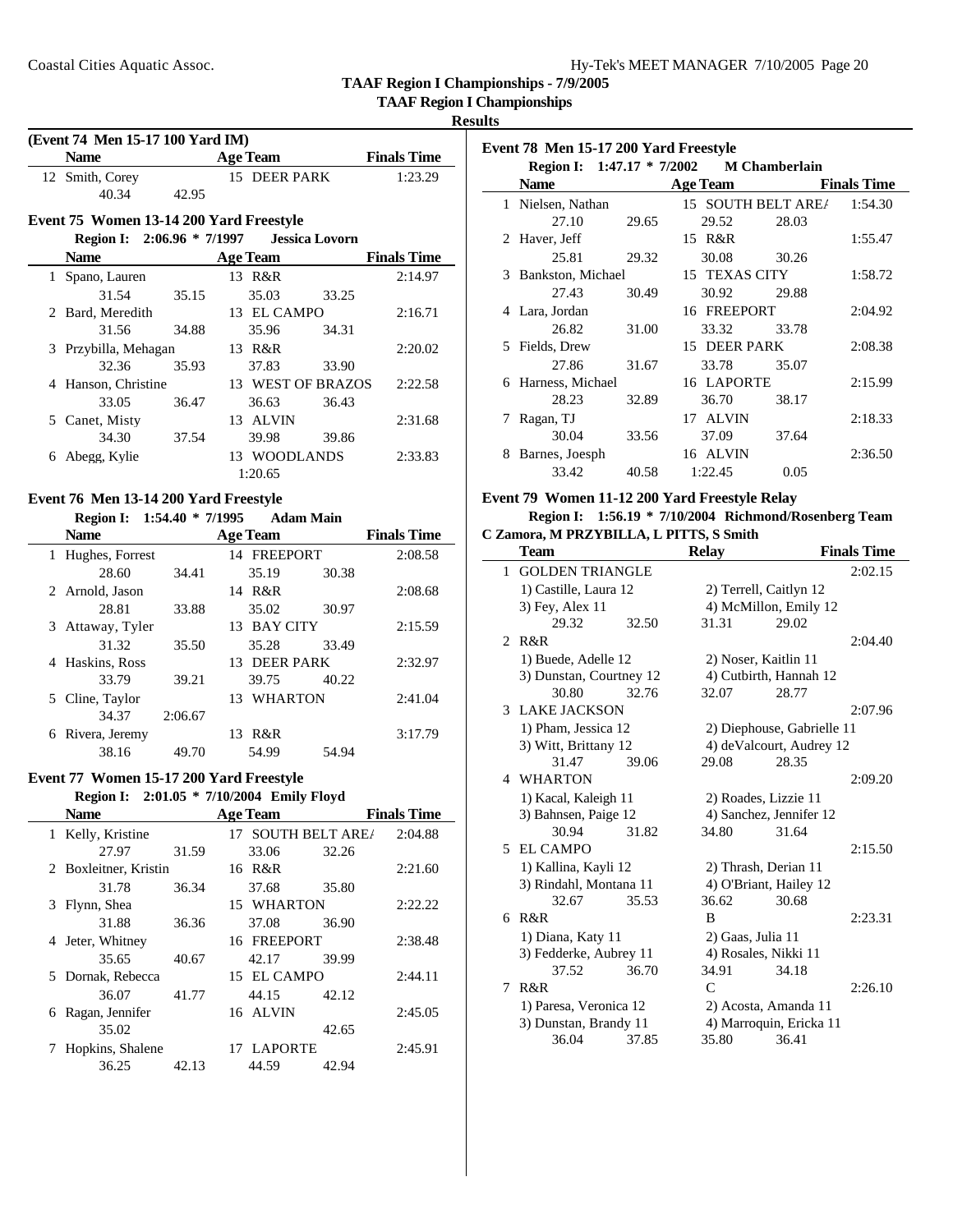**TAAF Region I Championships - 7/9/2005**

**TAAF Region I Championships**

**Results**

### (Event 74 Men 15-17 100 Yard IM)

| | Name | Age | Team | Finals Time |
|---|---|---|---|---|
| 12 | Smith, Corey | 15 | DEER PARK | 1:23.29 |
| | 40.34 42.95 | | | |

### Event 75 Women 13-14 200 Yard Freestyle

**Region I: 2:06.96 * 7/1997 Jessica Lovorn**

| | Name | Age | Team | Finals Time |
|---|---|---|---|---|
| 1 | Spano, Lauren | 13 | R&R | 2:14.97 |
| | 31.54 35.15 35.03 33.25 | | | |
| 2 | Bard, Meredith | 13 | EL CAMPO | 2:16.71 |
| | 31.56 34.88 35.96 34.31 | | | |
| 3 | Przybilla, Mehagan | 13 | R&R | 2:20.02 |
| | 32.36 35.93 37.83 33.90 | | | |
| 4 | Hanson, Christine | 13 | WEST OF BRAZOS | 2:22.58 |
| | 33.05 36.47 36.63 36.43 | | | |
| 5 | Canet, Misty | 13 | ALVIN | 2:31.68 |
| | 34.30 37.54 39.98 39.86 | | | |
| 6 | Abegg, Kylie | 13 | WOODLANDS | 2:33.83 |
| | 1:20.65 | | | |

### Event 76 Men 13-14 200 Yard Freestyle

**Region I: 1:54.40 * 7/1995 Adam Main**

| | Name | Age | Team | Finals Time |
|---|---|---|---|---|
| 1 | Hughes, Forrest | 14 | FREEPORT | 2:08.58 |
| | 28.60 34.41 35.19 30.38 | | | |
| 2 | Arnold, Jason | 14 | R&R | 2:08.68 |
| | 28.81 33.88 35.02 30.97 | | | |
| 3 | Attaway, Tyler | 13 | BAY CITY | 2:15.59 |
| | 31.32 35.50 35.28 33.49 | | | |
| 4 | Haskins, Ross | 13 | DEER PARK | 2:32.97 |
| | 33.79 39.21 39.75 40.22 | | | |
| 5 | Cline, Taylor | 13 | WHARTON | 2:41.04 |
| | 34.37 2:06.67 | | | |
| 6 | Rivera, Jeremy | 13 | R&R | 3:17.79 |
| | 38.16 49.70 54.99 54.94 | | | |

### Event 77 Women 15-17 200 Yard Freestyle

**Region I: 2:01.05 * 7/10/2004 Emily Floyd**

| | Name | Age | Team | Finals Time |
|---|---|---|---|---|
| 1 | Kelly, Kristine | 17 | SOUTH BELT ARE/ | 2:04.88 |
| | 27.97 31.59 33.06 32.26 | | | |
| 2 | Boxleitner, Kristin | 16 | R&R | 2:21.60 |
| | 31.78 36.34 37.68 35.80 | | | |
| 3 | Flynn, Shea | 15 | WHARTON | 2:22.22 |
| | 31.88 36.36 37.08 36.90 | | | |
| 4 | Jeter, Whitney | 16 | FREEPORT | 2:38.48 |
| | 35.65 40.67 42.17 39.99 | | | |
| 5 | Dornak, Rebecca | 15 | EL CAMPO | 2:44.11 |
| | 36.07 41.77 44.15 42.12 | | | |
| 6 | Ragan, Jennifer | 16 | ALVIN | 2:45.05 |
| | 35.02 42.65 | | | |
| 7 | Hopkins, Shalene | 17 | LAPORTE | 2:45.91 |
| | 36.25 42.13 44.59 42.94 | | | |

### Event 78 Men 15-17 200 Yard Freestyle

**Region I: 1:47.17 * 7/2002 M Chamberlain**

| | Name | Age | Team | Finals Time |
|---|---|---|---|---|
| 1 | Nielsen, Nathan | 15 | SOUTH BELT ARE/ | 1:54.30 |
| | 27.10 29.65 29.52 28.03 | | | |
| 2 | Haver, Jeff | 15 | R&R | 1:55.47 |
| | 25.81 29.32 30.08 30.26 | | | |
| 3 | Bankston, Michael | 15 | TEXAS CITY | 1:58.72 |
| | 27.43 30.49 30.92 29.88 | | | |
| 4 | Lara, Jordan | 16 | FREEPORT | 2:04.92 |
| | 26.82 31.00 33.32 33.78 | | | |
| 5 | Fields, Drew | 15 | DEER PARK | 2:08.38 |
| | 27.86 31.67 33.78 35.07 | | | |
| 6 | Harness, Michael | 16 | LAPORTE | 2:15.99 |
| | 28.23 32.89 36.70 38.17 | | | |
| 7 | Ragan, TJ | 17 | ALVIN | 2:18.33 |
| | 30.04 33.56 37.09 37.64 | | | |
| 8 | Barnes, Joesph | 16 | ALVIN | 2:36.50 |
| | 33.42 40.58 1:22.45 0.05 | | | |

### Event 79 Women 11-12 200 Yard Freestyle Relay

**Region I: 1:56.19 * 7/10/2004 Richmond/Rosenberg Team**

**C Zamora, M PRZYBILLA, L PITTS, S Smith**

| | Team | Relay | Finals Time |
|---|---|---|---|
| 1 | GOLDEN TRIANGLE | | 2:02.15 |
| | 1) Castille, Laura 12; 2) Terrell, Caitlyn 12; 3) Fey, Alex 11; 4) McMillon, Emily 12 | | |
| | 29.32 32.50 31.31 29.02 | | |
| 2 | R&R | | 2:04.40 |
| | 1) Buede, Adelle 12; 2) Noser, Kaitlin 11; 3) Dunstan, Courtney 12; 4) Cutbirth, Hannah 12 | | |
| | 30.80 32.76 32.07 28.77 | | |
| 3 | LAKE JACKSON | | 2:07.96 |
| | 1) Pham, Jessica 12; 2) Diephouse, Gabrielle 11; 3) Witt, Brittany 12; 4) deValcourt, Audrey 12 | | |
| | 31.47 39.06 29.08 28.35 | | |
| 4 | WHARTON | | 2:09.20 |
| | 1) Kacal, Kaleigh 11; 2) Roades, Lizzie 11; 3) Bahnsen, Paige 12; 4) Sanchez, Jennifer 12 | | |
| | 30.94 31.82 34.80 31.64 | | |
| 5 | EL CAMPO | | 2:15.50 |
| | 1) Kallina, Kayli 12; 2) Thrash, Derian 11; 3) Rindahl, Montana 11; 4) O'Briant, Hailey 12 | | |
| | 32.67 35.53 36.62 30.68 | | |
| 6 | R&R | B | 2:23.31 |
| | 1) Diana, Katy 11; 2) Gaas, Julia 11; 3) Fedderke, Aubrey 11; 4) Rosales, Nikki 11 | | |
| | 37.52 36.70 34.91 34.18 | | |
| 7 | R&R | C | 2:26.10 |
| | 1) Paresa, Veronica 12; 2) Acosta, Amanda 11; 3) Dunstan, Brandy 11; 4) Marroquin, Ericka 11 | | |
| | 36.04 37.85 35.80 36.41 | | |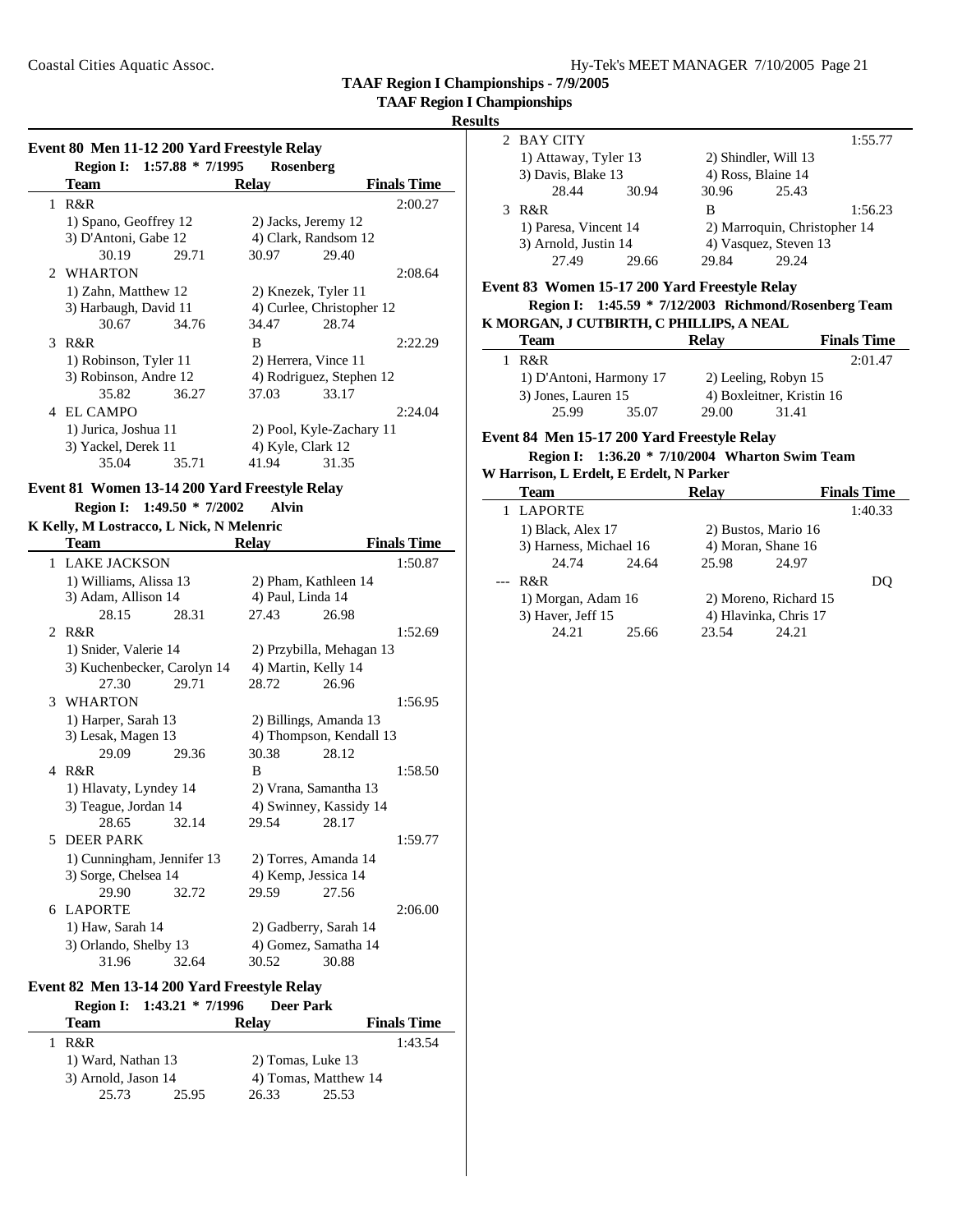## TAAF Region I Championships - 7/9/2005

### TAAF Region I Championships

### Results

#### Event 80 Men 11-12 200 Yard Freestyle Relay

**Region I: 1:57.88 * 7/1995 Rosenberg**

| | Team | Relay | Finals Time |
|---|---|---|---|
| 1 | R&R | | 2:00.27 |
| | 1) Spano, Geoffrey 12; 2) Jacks, Jeremy 12; 3) D'Antoni, Gabe 12; 4) Clark, Randsom 12 | | |
| | 30.19  29.71  30.97  29.40 | | |
| 2 | WHARTON | | 2:08.64 |
| | 1) Zahn, Matthew 12; 2) Knezek, Tyler 11; 3) Harbaugh, David 11; 4) Curlee, Christopher 12 | | |
| | 30.67  34.76  34.47  28.74 | | |
| 3 | R&R | B | 2:22.29 |
| | 1) Robinson, Tyler 11; 2) Herrera, Vince 11; 3) Robinson, Andre 12; 4) Rodriguez, Stephen 12 | | |
| | 35.82  36.27  37.03  33.17 | | |
| 4 | EL CAMPO | | 2:24.04 |
| | 1) Jurica, Joshua 11; 2) Pool, Kyle-Zachary 11; 3) Yackel, Derek 11; 4) Kyle, Clark 12 | | |
| | 35.04  35.71  41.94  31.35 | | |

#### Event 81 Women 13-14 200 Yard Freestyle Relay

**Region I: 1:49.50 * 7/2002 Alvin**

**K Kelly, M Lostracco, L Nick, N Melenric**

| | Team | Relay | Finals Time |
|---|---|---|---|
| 1 | LAKE JACKSON | | 1:50.87 |
| | 1) Williams, Alissa 13; 2) Pham, Kathleen 14; 3) Adam, Allison 14; 4) Paul, Linda 14 | | |
| | 28.15  28.31  27.43  26.98 | | |
| 2 | R&R | | 1:52.69 |
| | 1) Snider, Valerie 14; 2) Przybilla, Mehagan 13; 3) Kuchenbecker, Carolyn 14; 4) Martin, Kelly 14 | | |
| | 27.30  29.71  28.72  26.96 | | |
| 3 | WHARTON | | 1:56.95 |
| | 1) Harper, Sarah 13; 2) Billings, Amanda 13; 3) Lesak, Magen 13; 4) Thompson, Kendall 13 | | |
| | 29.09  29.36  30.38  28.12 | | |
| 4 | R&R | B | 1:58.50 |
| | 1) Hlavaty, Lyndey 14; 2) Vrana, Samantha 13; 3) Teague, Jordan 14; 4) Swinney, Kassidy 14 | | |
| | 28.65  32.14  29.54  28.17 | | |
| 5 | DEER PARK | | 1:59.77 |
| | 1) Cunningham, Jennifer 13; 2) Torres, Amanda 14; 3) Sorge, Chelsea 14; 4) Kemp, Jessica 14 | | |
| | 29.90  32.72  29.59  27.56 | | |
| 6 | LAPORTE | | 2:06.00 |
| | 1) Haw, Sarah 14; 2) Gadberry, Sarah 14; 3) Orlando, Shelby 13; 4) Gomez, Samatha 14 | | |
| | 31.96  32.64  30.52  30.88 | | |

#### Event 82 Men 13-14 200 Yard Freestyle Relay

**Region I: 1:43.21 * 7/1996 Deer Park**

| | Team | Relay | Finals Time |
|---|---|---|---|
| 1 | R&R | | 1:43.54 |
| | 1) Ward, Nathan 13; 2) Tomas, Luke 13; 3) Arnold, Jason 14; 4) Tomas, Matthew 14 | | |
| | 25.73  25.95  26.33  25.53 | | |
| 2 | BAY CITY | | 1:55.77 |
| | 1) Attaway, Tyler 13; 2) Shindler, Will 13; 3) Davis, Blake 13; 4) Ross, Blaine 14 | | |
| | 28.44  30.94  30.96  25.43 | | |
| 3 | R&R | B | 1:56.23 |
| | 1) Paresa, Vincent 14; 2) Marroquin, Christopher 14; 3) Arnold, Justin 14; 4) Vasquez, Steven 13 | | |
| | 27.49  29.66  29.84  29.24 | | |

#### Event 83 Women 15-17 200 Yard Freestyle Relay

**Region I: 1:45.59 * 7/12/2003 Richmond/Rosenberg Team**

**K MORGAN, J CUTBIRTH, C PHILLIPS, A NEAL**

| | Team | Relay | Finals Time |
|---|---|---|---|
| 1 | R&R | | 2:01.47 |
| | 1) D'Antoni, Harmony 17; 2) Leeling, Robyn 15; 3) Jones, Lauren 15; 4) Boxleitner, Kristin 16 | | |
| | 25.99  35.07  29.00  31.41 | | |

#### Event 84 Men 15-17 200 Yard Freestyle Relay

**Region I: 1:36.20 * 7/10/2004 Wharton Swim Team**

**W Harrison, L Erdelt, E Erdelt, N Parker**

| | Team | Relay | Finals Time |
|---|---|---|---|
| 1 | LAPORTE | | 1:40.33 |
| | 1) Black, Alex 17; 2) Bustos, Mario 16; 3) Harness, Michael 16; 4) Moran, Shane 16 | | |
| | 24.74  24.64  25.98  24.97 | | |
| --- | R&R | | DQ |
| | 1) Morgan, Adam 16; 2) Moreno, Richard 15; 3) Haver, Jeff 15; 4) Hlavinka, Chris 17 | | |
| | 24.21  25.66  23.54  24.21 | | |